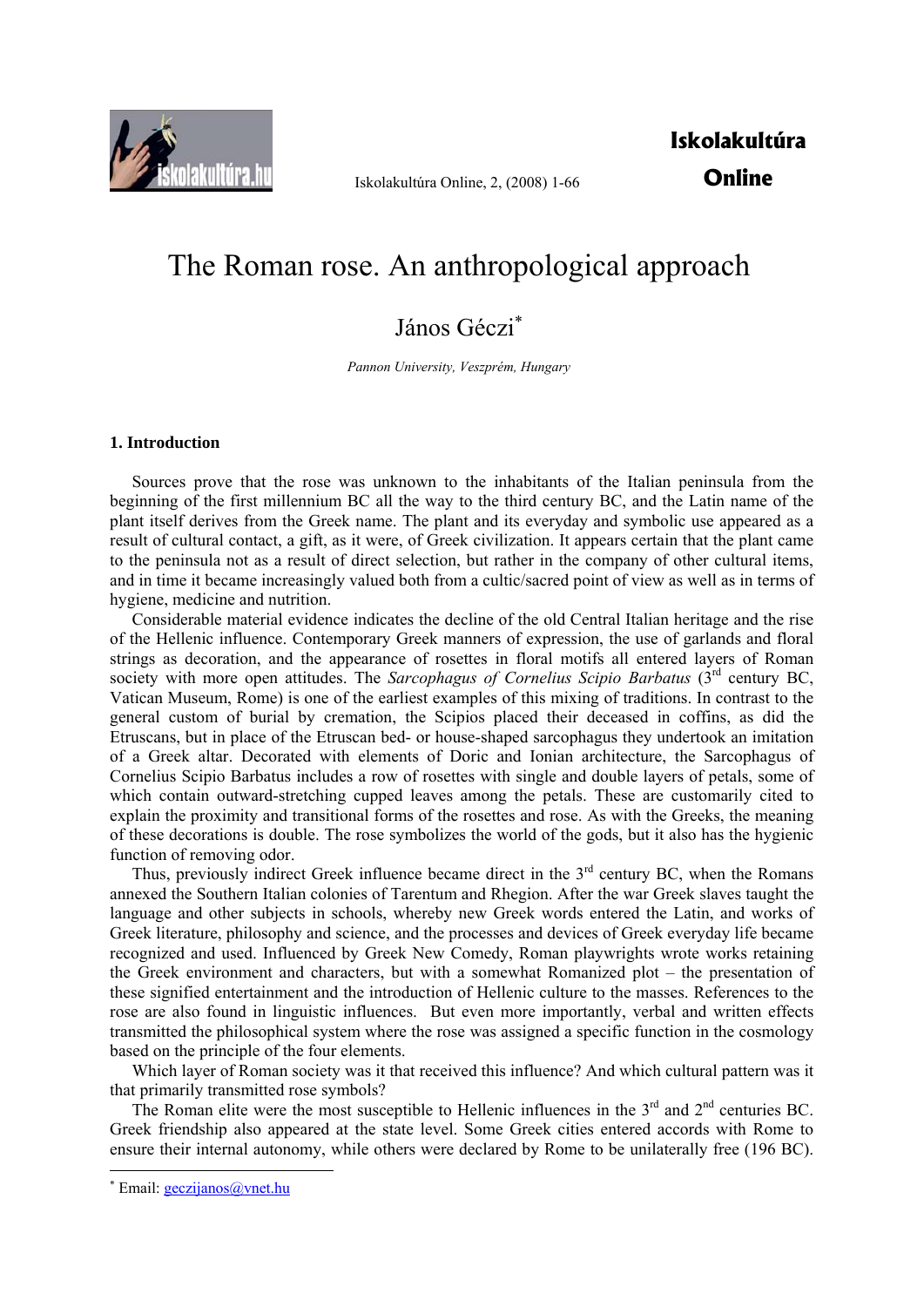# The Roman rose. An anthropological approach

János Géczi[*]

*Pannon University, Veszprém, Hungary*

## 1. Introduction

Sources prove that the rose was unknown to the inhabitants of the Italian peninsula from the beginning of the first millennium BC all the way to the third century BC, and the Latin name of the plant itself derives from the Greek name. The plant and its everyday and symbolic use appeared as a result of cultural contact, a gift, as it were, of Greek civilization. It appears certain that the plant came to the peninsula not as a result of direct selection, but rather in the company of other cultural items, and in time it became increasingly valued both from a cultic/sacred point of view as well as in terms of hygiene, medicine and nutrition.

Considerable material evidence indicates the decline of the old Central Italian heritage and the rise of the Hellenic influence. Contemporary Greek manners of expression, the use of garlands and floral strings as decoration, and the appearance of rosettes in floral motifs all entered layers of Roman society with more open attitudes. The *Sarcophagus of Cornelius Scipio Barbatus* (3rd century BC, Vatican Museum, Rome) is one of the earliest examples of this mixing of traditions. In contrast to the general custom of burial by cremation, the Scipios placed their deceased in coffins, as did the Etruscans, but in place of the Etruscan bed- or house-shaped sarcophagus they undertook an imitation of a Greek altar. Decorated with elements of Doric and Ionian architecture, the Sarcophagus of Cornelius Scipio Barbatus includes a row of rosettes with single and double layers of petals, some of which contain outward-stretching cupped leaves among the petals. These are customarily cited to explain the proximity and transitional forms of the rosettes and rose. As with the Greeks, the meaning of these decorations is double. The rose symbolizes the world of the gods, but it also has the hygienic function of removing odor.

Thus, previously indirect Greek influence became direct in the 3rd century BC, when the Romans annexed the Southern Italian colonies of Tarentum and Rhegion. After the war Greek slaves taught the language and other subjects in schools, whereby new Greek words entered the Latin, and works of Greek literature, philosophy and science, and the processes and devices of Greek everyday life became recognized and used. Influenced by Greek New Comedy, Roman playwrights wrote works retaining the Greek environment and characters, but with a somewhat Romanized plot – the presentation of these signified entertainment and the introduction of Hellenic culture to the masses. References to the rose are also found in linguistic influences. But even more importantly, verbal and written effects transmitted the philosophical system where the rose was assigned a specific function in the cosmology based on the principle of the four elements.

Which layer of Roman society was it that received this influence? And which cultural pattern was it that primarily transmitted rose symbols?

The Roman elite were the most susceptible to Hellenic influences in the 3rd and 2nd centuries BC. Greek friendship also appeared at the state level. Some Greek cities entered accords with Rome to ensure their internal autonomy, while others were declared by Rome to be unilaterally free (196 BC).

---

[*] Email: geczijanos@vnet.hu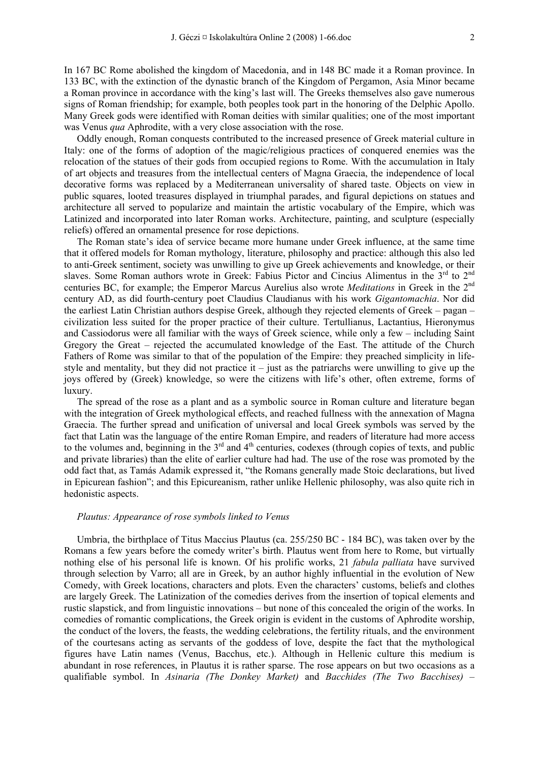In 167 BC Rome abolished the kingdom of Macedonia, and in 148 BC made it a Roman province. In 133 BC, with the extinction of the dynastic branch of the Kingdom of Pergamon, Asia Minor became a Roman province in accordance with the king's last will. The Greeks themselves also gave numerous signs of Roman friendship; for example, both peoples took part in the honoring of the Delphic Apollo. Many Greek gods were identified with Roman deities with similar qualities; one of the most important was Venus *qua* Aphrodite, with a very close association with the rose.

Oddly enough, Roman conquests contributed to the increased presence of Greek material culture in Italy: one of the forms of adoption of the magic/religious practices of conquered enemies was the relocation of the statues of their gods from occupied regions to Rome. With the accumulation in Italy of art objects and treasures from the intellectual centers of Magna Graecia, the independence of local decorative forms was replaced by a Mediterranean universality of shared taste. Objects on view in public squares, looted treasures displayed in triumphal parades, and figural depictions on statues and architecture all served to popularize and maintain the artistic vocabulary of the Empire, which was Latinized and incorporated into later Roman works. Architecture, painting, and sculpture (especially reliefs) offered an ornamental presence for rose depictions.

The Roman state's idea of service became more humane under Greek influence, at the same time that it offered models for Roman mythology, literature, philosophy and practice: although this also led to anti-Greek sentiment, society was unwilling to give up Greek achievements and knowledge, or their slaves. Some Roman authors wrote in Greek: Fabius Pictor and Cincius Alimentus in the 3rd to 2nd centuries BC, for example; the Emperor Marcus Aurelius also wrote *Meditations* in Greek in the 2nd century AD, as did fourth-century poet Claudius Claudianus with his work *Gigantomachia*. Nor did the earliest Latin Christian authors despise Greek, although they rejected elements of Greek – pagan – civilization less suited for the proper practice of their culture. Tertullianus, Lactantius, Hieronymus and Cassiodorus were all familiar with the ways of Greek science, while only a few – including Saint Gregory the Great – rejected the accumulated knowledge of the East. The attitude of the Church Fathers of Rome was similar to that of the population of the Empire: they preached simplicity in life-style and mentality, but they did not practice it – just as the patriarchs were unwilling to give up the joys offered by (Greek) knowledge, so were the citizens with life's other, often extreme, forms of luxury.

The spread of the rose as a plant and as a symbolic source in Roman culture and literature began with the integration of Greek mythological effects, and reached fullness with the annexation of Magna Graecia. The further spread and unification of universal and local Greek symbols was served by the fact that Latin was the language of the entire Roman Empire, and readers of literature had more access to the volumes and, beginning in the 3rd and 4th centuries, codexes (through copies of texts, and public and private libraries) than the elite of earlier culture had had. The use of the rose was promoted by the odd fact that, as Tamás Adamik expressed it, "the Romans generally made Stoic declarations, but lived in Epicurean fashion"; and this Epicureanism, rather unlike Hellenic philosophy, was also quite rich in hedonistic aspects.

### *Plautus: Appearance of rose symbols linked to Venus*

Umbria, the birthplace of Titus Maccius Plautus (ca. 255/250 BC - 184 BC), was taken over by the Romans a few years before the comedy writer's birth. Plautus went from here to Rome, but virtually nothing else of his personal life is known. Of his prolific works, 21 *fabula palliata* have survived through selection by Varro; all are in Greek, by an author highly influential in the evolution of New Comedy, with Greek locations, characters and plots. Even the characters' customs, beliefs and clothes are largely Greek. The Latinization of the comedies derives from the insertion of topical elements and rustic slapstick, and from linguistic innovations – but none of this concealed the origin of the works. In comedies of romantic complications, the Greek origin is evident in the customs of Aphrodite worship, the conduct of the lovers, the feasts, the wedding celebrations, the fertility rituals, and the environment of the courtesans acting as servants of the goddess of love, despite the fact that the mythological figures have Latin names (Venus, Bacchus, etc.). Although in Hellenic culture this medium is abundant in rose references, in Plautus it is rather sparse. The rose appears on but two occasions as a qualifiable symbol. In *Asinaria (The Donkey Market)* and *Bacchides (The Two Bacchises)* –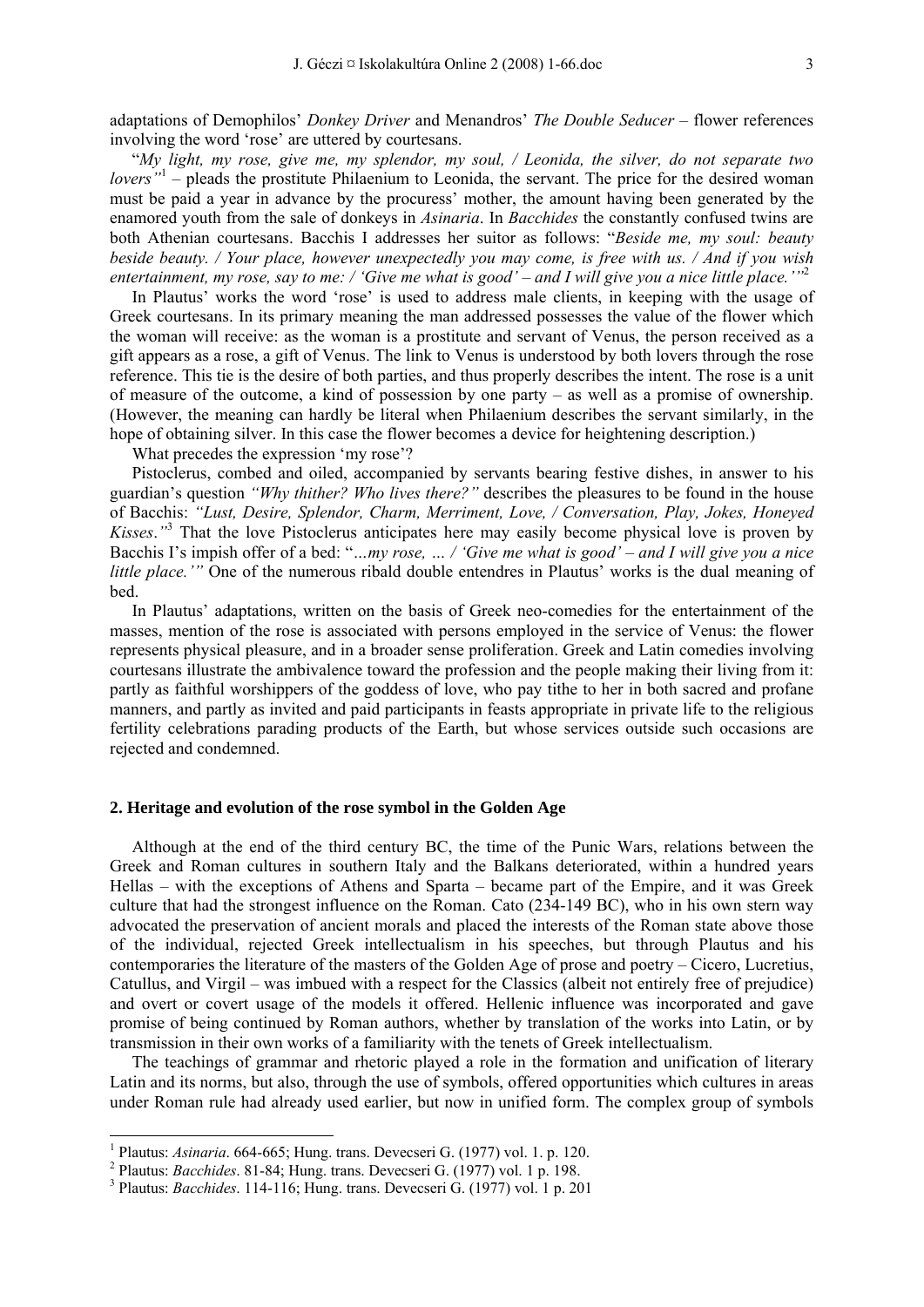adaptations of Demophilos' *Donkey Driver* and Menandros' *The Double Seducer* – flower references involving the word 'rose' are uttered by courtesans.

"*My light, my rose, give me, my splendor, my soul, / Leonida, the silver, do not separate two lovers"*[1] – pleads the prostitute Philaenium to Leonida, the servant. The price for the desired woman must be paid a year in advance by the procuress' mother, the amount having been generated by the enamored youth from the sale of donkeys in *Asinaria*. In *Bacchides* the constantly confused twins are both Athenian courtesans. Bacchis I addresses her suitor as follows: "*Beside me, my soul: beauty beside beauty. / Your place, however unexpectedly you may come, is free with us. / And if you wish entertainment, my rose, say to me: / 'Give me what is good' – and I will give you a nice little place.'"*[2]

In Plautus' works the word 'rose' is used to address male clients, in keeping with the usage of Greek courtesans. In its primary meaning the man addressed possesses the value of the flower which the woman will receive: as the woman is a prostitute and servant of Venus, the person received as a gift appears as a rose, a gift of Venus. The link to Venus is understood by both lovers through the rose reference. This tie is the desire of both parties, and thus properly describes the intent. The rose is a unit of measure of the outcome, a kind of possession by one party – as well as a promise of ownership. (However, the meaning can hardly be literal when Philaenium describes the servant similarly, in the hope of obtaining silver. In this case the flower becomes a device for heightening description.)

What precedes the expression 'my rose'?

Pistoclerus, combed and oiled, accompanied by servants bearing festive dishes, in answer to his guardian's question *"Why thither? Who lives there?"* describes the pleasures to be found in the house of Bacchis: *"Lust, Desire, Splendor, Charm, Merriment, Love, / Conversation, Play, Jokes, Honeyed Kisses."*[3] That the love Pistoclerus anticipates here may easily become physical love is proven by Bacchis I's impish offer of a bed: "*…my rose, … / 'Give me what is good' – and I will give you a nice little place.'"* One of the numerous ribald double entendres in Plautus' works is the dual meaning of bed.

In Plautus' adaptations, written on the basis of Greek neo-comedies for the entertainment of the masses, mention of the rose is associated with persons employed in the service of Venus: the flower represents physical pleasure, and in a broader sense proliferation. Greek and Latin comedies involving courtesans illustrate the ambivalence toward the profession and the people making their living from it: partly as faithful worshippers of the goddess of love, who pay tithe to her in both sacred and profane manners, and partly as invited and paid participants in feasts appropriate in private life to the religious fertility celebrations parading products of the Earth, but whose services outside such occasions are rejected and condemned.

## 2. Heritage and evolution of the rose symbol in the Golden Age

Although at the end of the third century BC, the time of the Punic Wars, relations between the Greek and Roman cultures in southern Italy and the Balkans deteriorated, within a hundred years Hellas – with the exceptions of Athens and Sparta – became part of the Empire, and it was Greek culture that had the strongest influence on the Roman. Cato (234-149 BC), who in his own stern way advocated the preservation of ancient morals and placed the interests of the Roman state above those of the individual, rejected Greek intellectualism in his speeches, but through Plautus and his contemporaries the literature of the masters of the Golden Age of prose and poetry – Cicero, Lucretius, Catullus, and Virgil – was imbued with a respect for the Classics (albeit not entirely free of prejudice) and overt or covert usage of the models it offered. Hellenic influence was incorporated and gave promise of being continued by Roman authors, whether by translation of the works into Latin, or by transmission in their own works of a familiarity with the tenets of Greek intellectualism.

The teachings of grammar and rhetoric played a role in the formation and unification of literary Latin and its norms, but also, through the use of symbols, offered opportunities which cultures in areas under Roman rule had already used earlier, but now in unified form. The complex group of symbols

[1] Plautus: *Asinaria*. 664-665; Hung. trans. Devecseri G. (1977) vol. 1. p. 120.
[2] Plautus: *Bacchides*. 81-84; Hung. trans. Devecseri G. (1977) vol. 1 p. 198.
[3] Plautus: *Bacchides*. 114-116; Hung. trans. Devecseri G. (1977) vol. 1 p. 201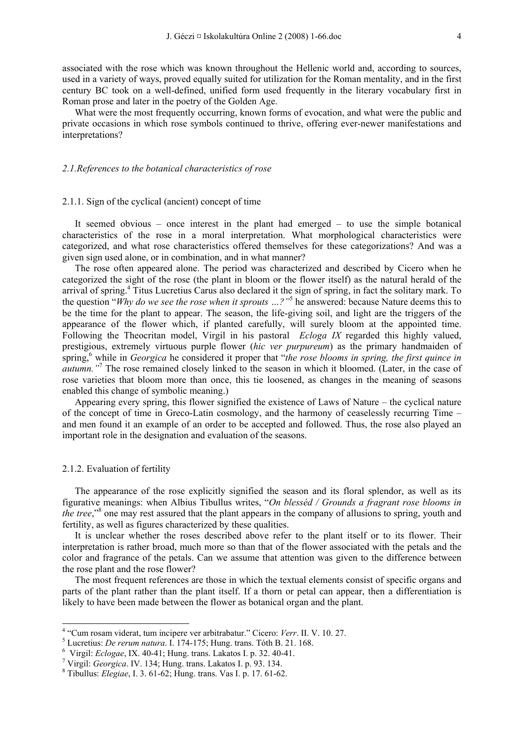associated with the rose which was known throughout the Hellenic world and, according to sources, used in a variety of ways, proved equally suited for utilization for the Roman mentality, and in the first century BC took on a well-defined, unified form used frequently in the literary vocabulary first in Roman prose and later in the poetry of the Golden Age.

What were the most frequently occurring, known forms of evocation, and what were the public and private occasions in which rose symbols continued to thrive, offering ever-newer manifestations and interpretations?

### *2.1.References to the botanical characteristics of rose*

#### 2.1.1. Sign of the cyclical (ancient) concept of time

It seemed obvious – once interest in the plant had emerged – to use the simple botanical characteristics of the rose in a moral interpretation. What morphological characteristics were categorized, and what rose characteristics offered themselves for these categorizations? And was a given sign used alone, or in combination, and in what manner?

The rose often appeared alone. The period was characterized and described by Cicero when he categorized the sight of the rose (the plant in bloom or the flower itself) as the natural herald of the arrival of spring.[4] Titus Lucretius Carus also declared it the sign of spring, in fact the solitary mark. To the question "*Why do we see the rose when it sprouts …?"*[5] he answered: because Nature deems this to be the time for the plant to appear. The season, the life-giving soil, and light are the triggers of the appearance of the flower which, if planted carefully, will surely bloom at the appointed time. Following the Theocritan model, Virgil in his pastoral *Ecloga IX* regarded this highly valued, prestigious, extremely virtuous purple flower (*hic ver purpureum*) as the primary handmaiden of spring,[6] while in *Georgica* he considered it proper that "*the rose blooms in spring, the first quince in autumn."*[7] The rose remained closely linked to the season in which it bloomed. (Later, in the case of rose varieties that bloom more than once, this tie loosened, as changes in the meaning of seasons enabled this change of symbolic meaning.)

Appearing every spring, this flower signified the existence of Laws of Nature – the cyclical nature of the concept of time in Greco-Latin cosmology, and the harmony of ceaselessly recurring Time – and men found it an example of an order to be accepted and followed. Thus, the rose also played an important role in the designation and evaluation of the seasons.

#### 2.1.2. Evaluation of fertility

The appearance of the rose explicitly signified the season and its floral splendor, as well as its figurative meanings: when Albius Tibullus writes, "*On blesséd / Grounds a fragrant rose blooms in the tree*,"[8] one may rest assured that the plant appears in the company of allusions to spring, youth and fertility, as well as figures characterized by these qualities.

It is unclear whether the roses described above refer to the plant itself or to its flower. Their interpretation is rather broad, much more so than that of the flower associated with the petals and the color and fragrance of the petals. Can we assume that attention was given to the difference between the rose plant and the rose flower?

The most frequent references are those in which the textual elements consist of specific organs and parts of the plant rather than the plant itself. If a thorn or petal can appear, then a differentiation is likely to have been made between the flower as botanical organ and the plant.

---

[4] "Cum rosam viderat, tum incipere ver arbitrabatur." Cicero: *Verr*. II. V. 10. 27.
[5] Lucretius: *De rerum natura*. I. 174-175; Hung. trans. Tóth B. 21. 168.
[6] Virgil: *Eclogae*, IX. 40-41; Hung. trans. Lakatos I. p. 32. 40-41.
[7] Virgil: *Georgica*. IV. 134; Hung. trans. Lakatos I. p. 93. 134.
[8] Tibullus: *Elegiae*, I. 3. 61-62; Hung. trans. Vas I. p. 17. 61-62.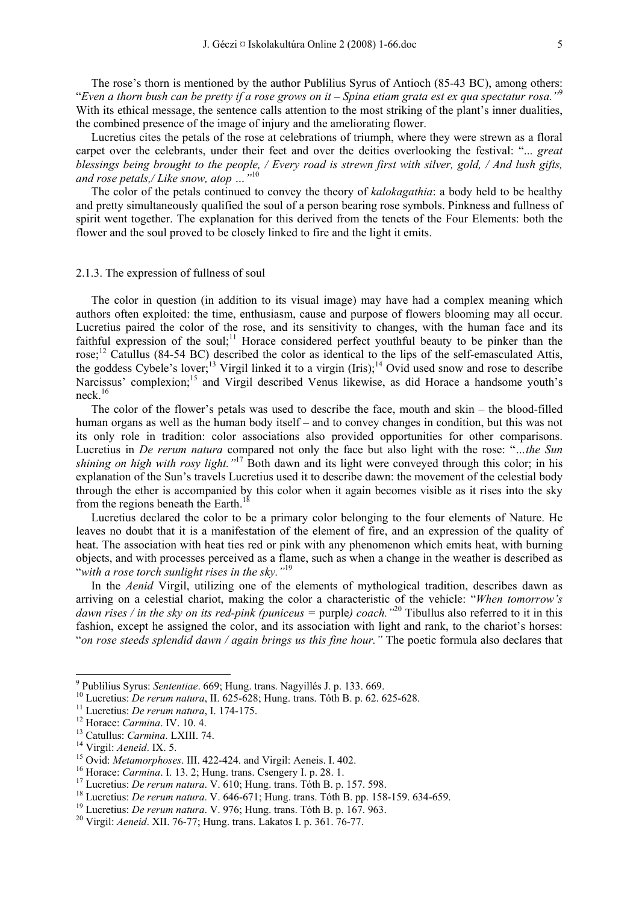The rose's thorn is mentioned by the author Publilius Syrus of Antioch (85-43 BC), among others: "*Even a thorn bush can be pretty if a rose grows on it – Spina etiam grata est ex qua spectatur rosa."*[9] With its ethical message, the sentence calls attention to the most striking of the plant's inner dualities, the combined presence of the image of injury and the ameliorating flower.

Lucretius cites the petals of the rose at celebrations of triumph, where they were strewn as a floral carpet over the celebrants, under their feet and over the deities overlooking the festival: "*... great blessings being brought to the people, / Every road is strewn first with silver, gold, / And lush gifts, and rose petals,/ Like snow, atop …"*[10]

The color of the petals continued to convey the theory of *kalokagathia*: a body held to be healthy and pretty simultaneously qualified the soul of a person bearing rose symbols. Pinkness and fullness of spirit went together. The explanation for this derived from the tenets of the Four Elements: both the flower and the soul proved to be closely linked to fire and the light it emits.

### 2.1.3. The expression of fullness of soul

The color in question (in addition to its visual image) may have had a complex meaning which authors often exploited: the time, enthusiasm, cause and purpose of flowers blooming may all occur. Lucretius paired the color of the rose, and its sensitivity to changes, with the human face and its faithful expression of the soul;[11] Horace considered perfect youthful beauty to be pinker than the rose;[12] Catullus (84-54 BC) described the color as identical to the lips of the self-emasculated Attis, the goddess Cybele's lover;[13] Virgil linked it to a virgin (Iris);[14] Ovid used snow and rose to describe Narcissus' complexion;[15] and Virgil described Venus likewise, as did Horace a handsome youth's neck.[16]

The color of the flower's petals was used to describe the face, mouth and skin – the blood-filled human organs as well as the human body itself – and to convey changes in condition, but this was not its only role in tradition: color associations also provided opportunities for other comparisons. Lucretius in *De rerum natura* compared not only the face but also light with the rose: "*…the Sun shining on high with rosy light."*[17] Both dawn and its light were conveyed through this color; in his explanation of the Sun's travels Lucretius used it to describe dawn: the movement of the celestial body through the ether is accompanied by this color when it again becomes visible as it rises into the sky from the regions beneath the Earth.[18]

Lucretius declared the color to be a primary color belonging to the four elements of Nature. He leaves no doubt that it is a manifestation of the element of fire, and an expression of the quality of heat. The association with heat ties red or pink with any phenomenon which emits heat, with burning objects, and with processes perceived as a flame, such as when a change in the weather is described as "*with a rose torch sunlight rises in the sky."*[19]

In the *Aenid* Virgil, utilizing one of the elements of mythological tradition, describes dawn as arriving on a celestial chariot, making the color a characteristic of the vehicle: "*When tomorrow's dawn rises / in the sky on its red-pink (puniceus =* purple*) coach."*[20] Tibullus also referred to it in this fashion, except he assigned the color, and its association with light and rank, to the chariot's horses: "*on rose steeds splendid dawn / again brings us this fine hour."* The poetic formula also declares that

---

[9] Publilius Syrus: *Sententiae*. 669; Hung. trans. Nagyillés J. p. 133. 669.
[10] Lucretius: *De rerum natura*, II. 625-628; Hung. trans. Tóth B. p. 62. 625-628.
[11] Lucretius: *De rerum natura*, I. 174-175.
[12] Horace: *Carmina*. IV. 10. 4.
[13] Catullus: *Carmina*. LXIII. 74.
[14] Virgil: *Aeneid*. IX. 5.
[15] Ovid: *Metamorphoses*. III. 422-424. and Virgil: Aeneis. I. 402.
[16] Horace: *Carmina*. I. 13. 2; Hung. trans. Csengery I. p. 28. 1.
[17] Lucretius: *De rerum natura*. V. 610; Hung. trans. Tóth B. p. 157. 598.
[18] Lucretius: *De rerum natura*. V. 646-671; Hung. trans. Tóth B. pp. 158-159. 634-659.
[19] Lucretius: *De rerum natura*. V. 976; Hung. trans. Tóth B. p. 167. 963.
[20] Virgil: *Aeneid*. XII. 76-77; Hung. trans. Lakatos I. p. 361. 76-77.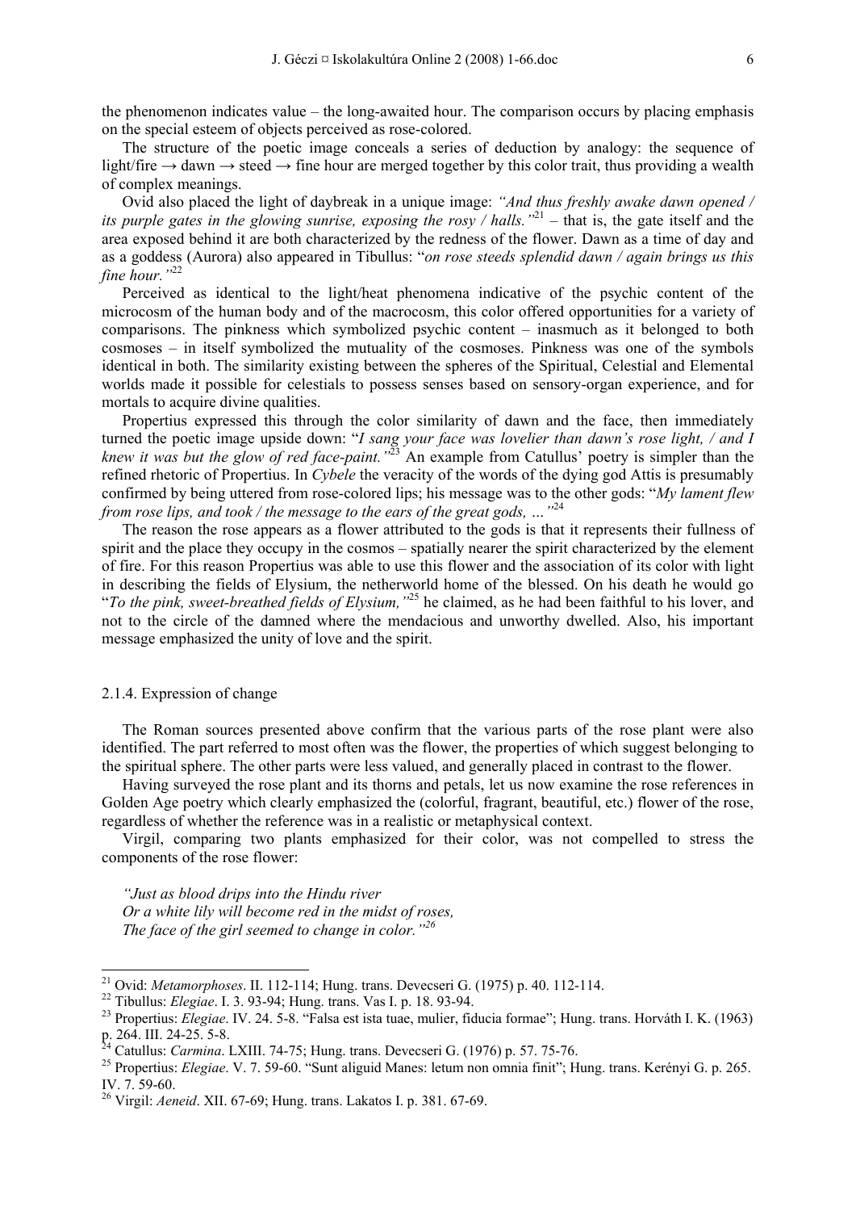the phenomenon indicates value – the long-awaited hour. The comparison occurs by placing emphasis on the special esteem of objects perceived as rose-colored.

The structure of the poetic image conceals a series of deduction by analogy: the sequence of light/fire → dawn → steed → fine hour are merged together by this color trait, thus providing a wealth of complex meanings.

Ovid also placed the light of daybreak in a unique image: *"And thus freshly awake dawn opened / its purple gates in the glowing sunrise, exposing the rosy / halls."*[21] – that is, the gate itself and the area exposed behind it are both characterized by the redness of the flower. Dawn as a time of day and as a goddess (Aurora) also appeared in Tibullus: "*on rose steeds splendid dawn / again brings us this fine hour."*[22]

Perceived as identical to the light/heat phenomena indicative of the psychic content of the microcosm of the human body and of the macrocosm, this color offered opportunities for a variety of comparisons. The pinkness which symbolized psychic content – inasmuch as it belonged to both cosmoses – in itself symbolized the mutuality of the cosmoses. Pinkness was one of the symbols identical in both. The similarity existing between the spheres of the Spiritual, Celestial and Elemental worlds made it possible for celestials to possess senses based on sensory-organ experience, and for mortals to acquire divine qualities.

Propertius expressed this through the color similarity of dawn and the face, then immediately turned the poetic image upside down: "*I sang your face was lovelier than dawn's rose light, / and I knew it was but the glow of red face-paint."*[23] An example from Catullus' poetry is simpler than the refined rhetoric of Propertius. In *Cybele* the veracity of the words of the dying god Attis is presumably confirmed by being uttered from rose-colored lips; his message was to the other gods: "*My lament flew from rose lips, and took / the message to the ears of the great gods, …"*[24]

The reason the rose appears as a flower attributed to the gods is that it represents their fullness of spirit and the place they occupy in the cosmos – spatially nearer the spirit characterized by the element of fire. For this reason Propertius was able to use this flower and the association of its color with light in describing the fields of Elysium, the netherworld home of the blessed. On his death he would go "*To the pink, sweet-breathed fields of Elysium,"*[25] he claimed, as he had been faithful to his lover, and not to the circle of the damned where the mendacious and unworthy dwelled. Also, his important message emphasized the unity of love and the spirit.

### 2.1.4. Expression of change

The Roman sources presented above confirm that the various parts of the rose plant were also identified. The part referred to most often was the flower, the properties of which suggest belonging to the spiritual sphere. The other parts were less valued, and generally placed in contrast to the flower.

Having surveyed the rose plant and its thorns and petals, let us now examine the rose references in Golden Age poetry which clearly emphasized the (colorful, fragrant, beautiful, etc.) flower of the rose, regardless of whether the reference was in a realistic or metaphysical context.

Virgil, comparing two plants emphasized for their color, was not compelled to stress the components of the rose flower:

*"Just as blood drips into the Hindu river*
*Or a white lily will become red in the midst of roses,*
*The face of the girl seemed to change in color."*[26]

---

[21] Ovid: *Metamorphoses*. II. 112-114; Hung. trans. Devecseri G. (1975) p. 40. 112-114.

[22] Tibullus: *Elegiae*. I. 3. 93-94; Hung. trans. Vas I. p. 18. 93-94.

[23] Propertius: *Elegiae*. IV. 24. 5-8. "Falsa est ista tuae, mulier, fiducia formae"; Hung. trans. Horváth I. K. (1963) p. 264. III. 24-25. 5-8.

[24] Catullus: *Carmina*. LXIII. 74-75; Hung. trans. Devecseri G. (1976) p. 57. 75-76.

[25] Propertius: *Elegiae*. V. 7. 59-60. "Sunt aliguid Manes: letum non omnia finit"; Hung. trans. Kerényi G. p. 265. IV. 7. 59-60.

[26] Virgil: *Aeneid*. XII. 67-69; Hung. trans. Lakatos I. p. 381. 67-69.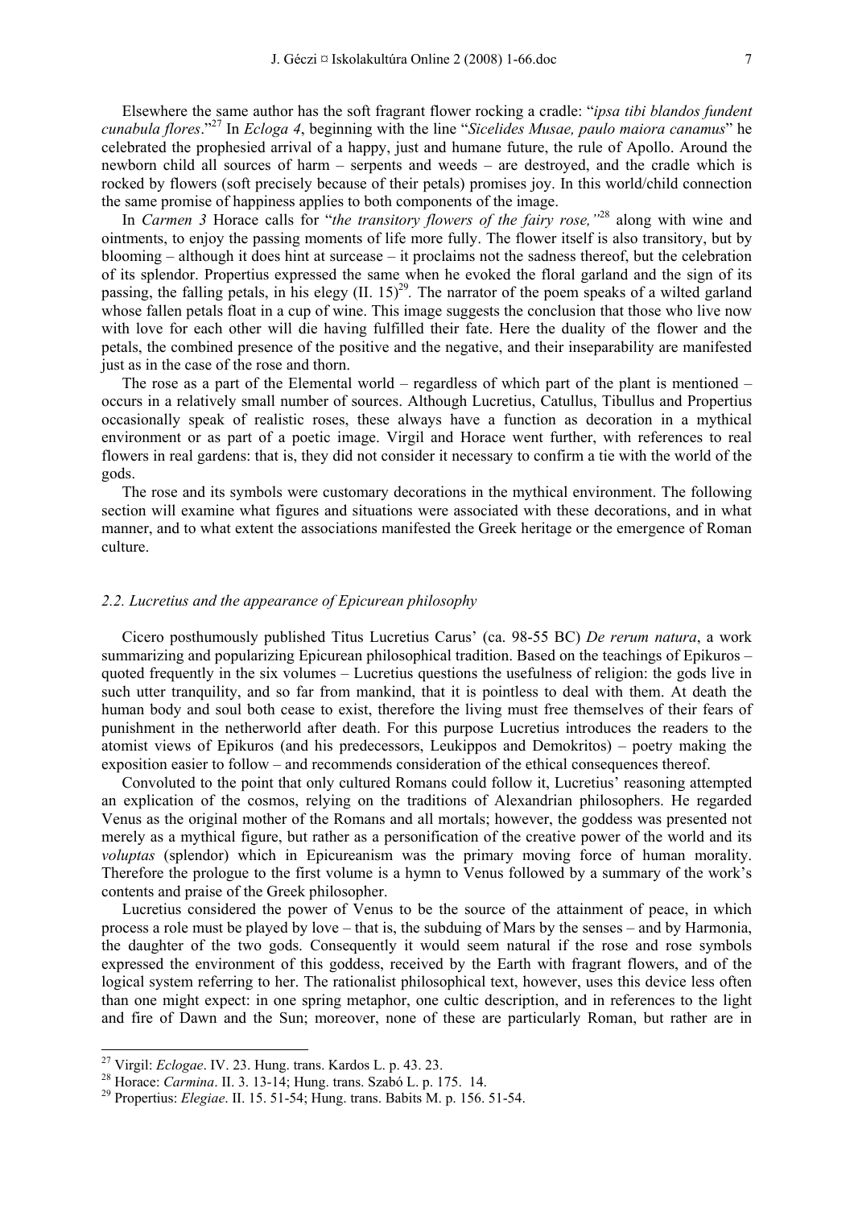Elsewhere the same author has the soft fragrant flower rocking a cradle: "*ipsa tibi blandos fundent cunabula flores*."[27] In *Ecloga 4*, beginning with the line "*Sicelides Musae, paulo maiora canamus*" he celebrated the prophesied arrival of a happy, just and humane future, the rule of Apollo. Around the newborn child all sources of harm – serpents and weeds – are destroyed, and the cradle which is rocked by flowers (soft precisely because of their petals) promises joy. In this world/child connection the same promise of happiness applies to both components of the image.

In *Carmen 3* Horace calls for "*the transitory flowers of the fairy rose,"*[28] along with wine and ointments, to enjoy the passing moments of life more fully. The flower itself is also transitory, but by blooming – although it does hint at surcease – it proclaims not the sadness thereof, but the celebration of its splendor. Propertius expressed the same when he evoked the floral garland and the sign of its passing, the falling petals, in his elegy (II. 15)[29]. The narrator of the poem speaks of a wilted garland whose fallen petals float in a cup of wine. This image suggests the conclusion that those who live now with love for each other will die having fulfilled their fate. Here the duality of the flower and the petals, the combined presence of the positive and the negative, and their inseparability are manifested just as in the case of the rose and thorn.

The rose as a part of the Elemental world – regardless of which part of the plant is mentioned – occurs in a relatively small number of sources. Although Lucretius, Catullus, Tibullus and Propertius occasionally speak of realistic roses, these always have a function as decoration in a mythical environment or as part of a poetic image. Virgil and Horace went further, with references to real flowers in real gardens: that is, they did not consider it necessary to confirm a tie with the world of the gods.

The rose and its symbols were customary decorations in the mythical environment. The following section will examine what figures and situations were associated with these decorations, and in what manner, and to what extent the associations manifested the Greek heritage or the emergence of Roman culture.

### *2.2. Lucretius and the appearance of Epicurean philosophy*

Cicero posthumously published Titus Lucretius Carus' (ca. 98-55 BC) *De rerum natura*, a work summarizing and popularizing Epicurean philosophical tradition. Based on the teachings of Epikuros – quoted frequently in the six volumes – Lucretius questions the usefulness of religion: the gods live in such utter tranquility, and so far from mankind, that it is pointless to deal with them. At death the human body and soul both cease to exist, therefore the living must free themselves of their fears of punishment in the netherworld after death. For this purpose Lucretius introduces the readers to the atomist views of Epikuros (and his predecessors, Leukippos and Demokritos) – poetry making the exposition easier to follow – and recommends consideration of the ethical consequences thereof.

Convoluted to the point that only cultured Romans could follow it, Lucretius' reasoning attempted an explication of the cosmos, relying on the traditions of Alexandrian philosophers. He regarded Venus as the original mother of the Romans and all mortals; however, the goddess was presented not merely as a mythical figure, but rather as a personification of the creative power of the world and its *voluptas* (splendor) which in Epicureanism was the primary moving force of human morality. Therefore the prologue to the first volume is a hymn to Venus followed by a summary of the work's contents and praise of the Greek philosopher.

Lucretius considered the power of Venus to be the source of the attainment of peace, in which process a role must be played by love – that is, the subduing of Mars by the senses – and by Harmonia, the daughter of the two gods. Consequently it would seem natural if the rose and rose symbols expressed the environment of this goddess, received by the Earth with fragrant flowers, and of the logical system referring to her. The rationalist philosophical text, however, uses this device less often than one might expect: in one spring metaphor, one cultic description, and in references to the light and fire of Dawn and the Sun; moreover, none of these are particularly Roman, but rather are in

---

[27] Virgil: *Eclogae*. IV. 23. Hung. trans. Kardos L. p. 43. 23.

[28] Horace: *Carmina*. II. 3. 13-14; Hung. trans. Szabó L. p. 175. 14.

[29] Propertius: *Elegiae*. II. 15. 51-54; Hung. trans. Babits M. p. 156. 51-54.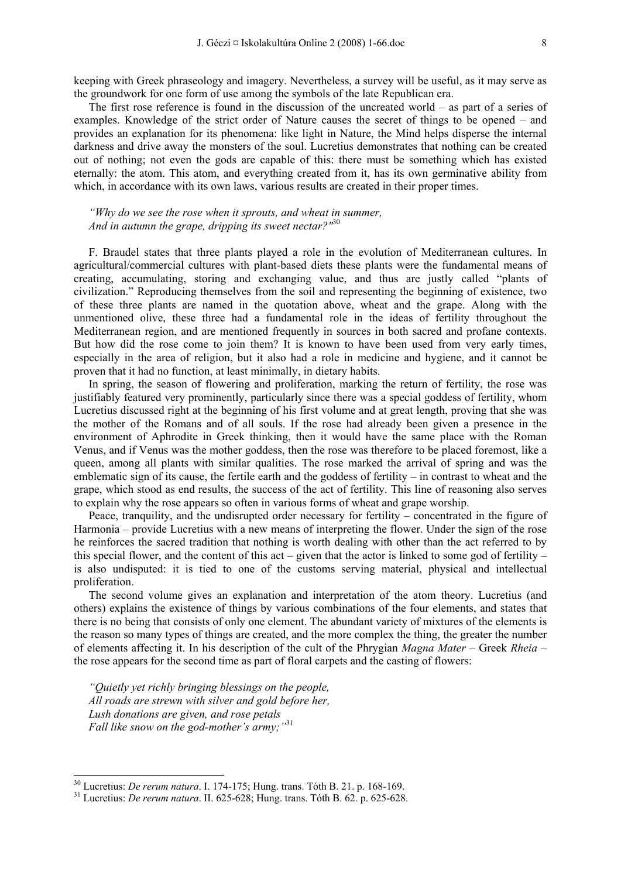keeping with Greek phraseology and imagery. Nevertheless, a survey will be useful, as it may serve as the groundwork for one form of use among the symbols of the late Republican era.

The first rose reference is found in the discussion of the uncreated world – as part of a series of examples. Knowledge of the strict order of Nature causes the secret of things to be opened – and provides an explanation for its phenomena: like light in Nature, the Mind helps disperse the internal darkness and drive away the monsters of the soul. Lucretius demonstrates that nothing can be created out of nothing; not even the gods are capable of this: there must be something which has existed eternally: the atom. This atom, and everything created from it, has its own germinative ability from which, in accordance with its own laws, various results are created in their proper times.

> *"Why do we see the rose when it sprouts, and wheat in summer,*
> *And in autumn the grape, dripping its sweet nectar?"*[30]

F. Braudel states that three plants played a role in the evolution of Mediterranean cultures. In agricultural/commercial cultures with plant-based diets these plants were the fundamental means of creating, accumulating, storing and exchanging value, and thus are justly called "plants of civilization." Reproducing themselves from the soil and representing the beginning of existence, two of these three plants are named in the quotation above, wheat and the grape. Along with the unmentioned olive, these three had a fundamental role in the ideas of fertility throughout the Mediterranean region, and are mentioned frequently in sources in both sacred and profane contexts. But how did the rose come to join them? It is known to have been used from very early times, especially in the area of religion, but it also had a role in medicine and hygiene, and it cannot be proven that it had no function, at least minimally, in dietary habits.

In spring, the season of flowering and proliferation, marking the return of fertility, the rose was justifiably featured very prominently, particularly since there was a special goddess of fertility, whom Lucretius discussed right at the beginning of his first volume and at great length, proving that she was the mother of the Romans and of all souls. If the rose had already been given a presence in the environment of Aphrodite in Greek thinking, then it would have the same place with the Roman Venus, and if Venus was the mother goddess, then the rose was therefore to be placed foremost, like a queen, among all plants with similar qualities. The rose marked the arrival of spring and was the emblematic sign of its cause, the fertile earth and the goddess of fertility – in contrast to wheat and the grape, which stood as end results, the success of the act of fertility. This line of reasoning also serves to explain why the rose appears so often in various forms of wheat and grape worship.

Peace, tranquility, and the undisrupted order necessary for fertility – concentrated in the figure of Harmonia – provide Lucretius with a new means of interpreting the flower. Under the sign of the rose he reinforces the sacred tradition that nothing is worth dealing with other than the act referred to by this special flower, and the content of this act – given that the actor is linked to some god of fertility – is also undisputed: it is tied to one of the customs serving material, physical and intellectual proliferation.

The second volume gives an explanation and interpretation of the atom theory. Lucretius (and others) explains the existence of things by various combinations of the four elements, and states that there is no being that consists of only one element. The abundant variety of mixtures of the elements is the reason so many types of things are created, and the more complex the thing, the greater the number of elements affecting it. In his description of the cult of the Phrygian *Magna Mater* – Greek *Rheia* – the rose appears for the second time as part of floral carpets and the casting of flowers:

> *"Quietly yet richly bringing blessings on the people,*
> *All roads are strewn with silver and gold before her,*
> *Lush donations are given, and rose petals*
> *Fall like snow on the god-mother's army;"*[31]

---

[30] Lucretius: *De rerum natura*. I. 174-175; Hung. trans. Tóth B. 21. p. 168-169.

[31] Lucretius: *De rerum natura*. II. 625-628; Hung. trans. Tóth B. 62. p. 625-628.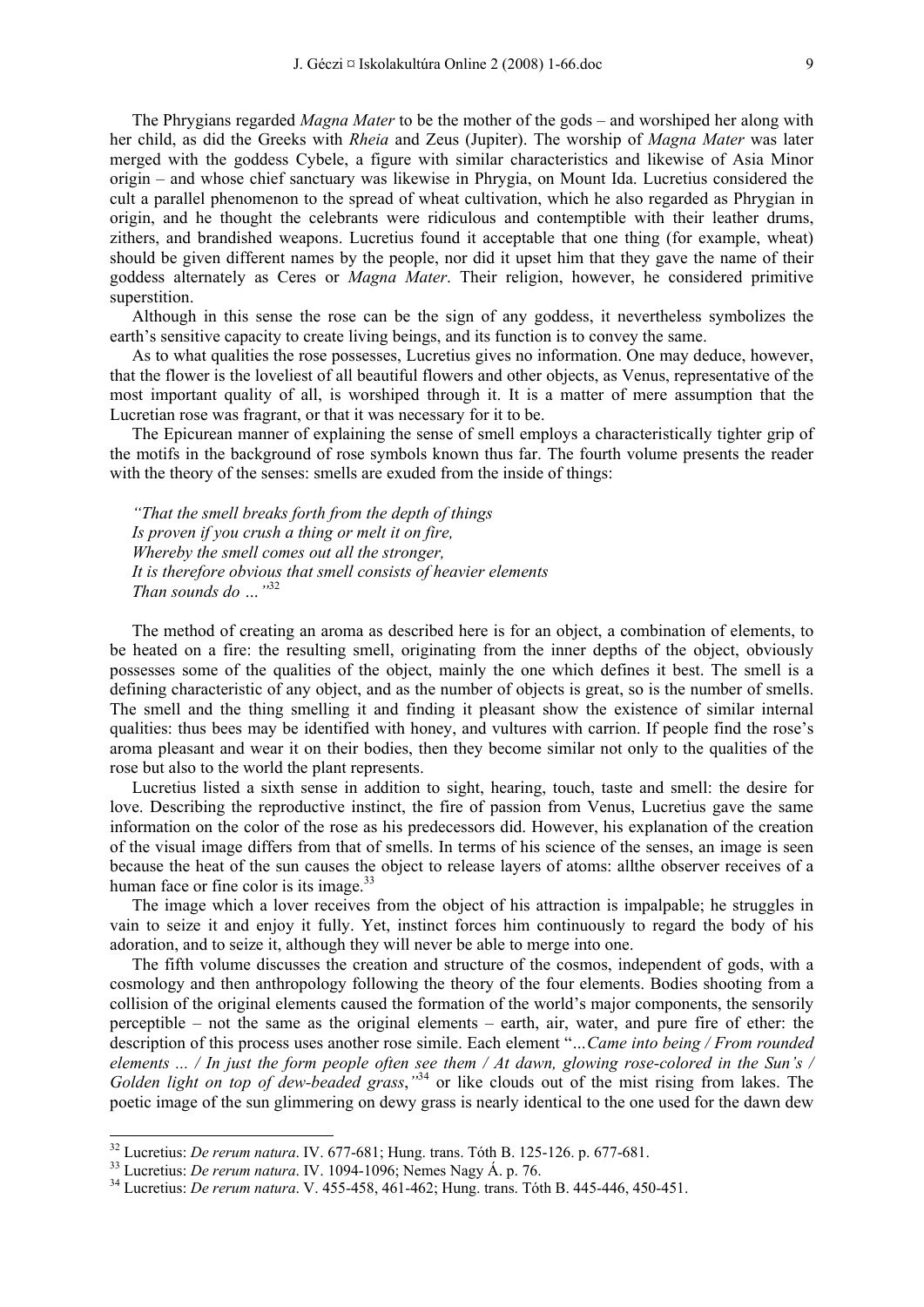The Phrygians regarded *Magna Mater* to be the mother of the gods – and worshiped her along with her child, as did the Greeks with *Rheia* and Zeus (Jupiter). The worship of *Magna Mater* was later merged with the goddess Cybele, a figure with similar characteristics and likewise of Asia Minor origin – and whose chief sanctuary was likewise in Phrygia, on Mount Ida. Lucretius considered the cult a parallel phenomenon to the spread of wheat cultivation, which he also regarded as Phrygian in origin, and he thought the celebrants were ridiculous and contemptible with their leather drums, zithers, and brandished weapons. Lucretius found it acceptable that one thing (for example, wheat) should be given different names by the people, nor did it upset him that they gave the name of their goddess alternately as Ceres or *Magna Mater*. Their religion, however, he considered primitive superstition.

Although in this sense the rose can be the sign of any goddess, it nevertheless symbolizes the earth's sensitive capacity to create living beings, and its function is to convey the same.

As to what qualities the rose possesses, Lucretius gives no information. One may deduce, however, that the flower is the loveliest of all beautiful flowers and other objects, as Venus, representative of the most important quality of all, is worshiped through it. It is a matter of mere assumption that the Lucretian rose was fragrant, or that it was necessary for it to be.

The Epicurean manner of explaining the sense of smell employs a characteristically tighter grip of the motifs in the background of rose symbols known thus far. The fourth volume presents the reader with the theory of the senses: smells are exuded from the inside of things:

> *"That the smell breaks forth from the depth of things*
> *Is proven if you crush a thing or melt it on fire,*
> *Whereby the smell comes out all the stronger,*
> *It is therefore obvious that smell consists of heavier elements*
> *Than sounds do …"*[32]

The method of creating an aroma as described here is for an object, a combination of elements, to be heated on a fire: the resulting smell, originating from the inner depths of the object, obviously possesses some of the qualities of the object, mainly the one which defines it best. The smell is a defining characteristic of any object, and as the number of objects is great, so is the number of smells. The smell and the thing smelling it and finding it pleasant show the existence of similar internal qualities: thus bees may be identified with honey, and vultures with carrion. If people find the rose's aroma pleasant and wear it on their bodies, then they become similar not only to the qualities of the rose but also to the world the plant represents.

Lucretius listed a sixth sense in addition to sight, hearing, touch, taste and smell: the desire for love. Describing the reproductive instinct, the fire of passion from Venus, Lucretius gave the same information on the color of the rose as his predecessors did. However, his explanation of the creation of the visual image differs from that of smells. In terms of his science of the senses, an image is seen because the heat of the sun causes the object to release layers of atoms: allthe observer receives of a human face or fine color is its image.[33]

The image which a lover receives from the object of his attraction is impalpable; he struggles in vain to seize it and enjoy it fully. Yet, instinct forces him continuously to regard the body of his adoration, and to seize it, although they will never be able to merge into one.

The fifth volume discusses the creation and structure of the cosmos, independent of gods, with a cosmology and then anthropology following the theory of the four elements. Bodies shooting from a collision of the original elements caused the formation of the world's major components, the sensorily perceptible – not the same as the original elements – earth, air, water, and pure fire of ether: the description of this process uses another rose simile. Each element "*…Came into being / From rounded elements ... / In just the form people often see them / At dawn, glowing rose-colored in the Sun's / Golden light on top of dew-beaded grass*,"[34] or like clouds out of the mist rising from lakes. The poetic image of the sun glimmering on dewy grass is nearly identical to the one used for the dawn dew

---

[32] Lucretius: *De rerum natura*. IV. 677-681; Hung. trans. Tóth B. 125-126. p. 677-681.

[33] Lucretius: *De rerum natura*. IV. 1094-1096; Nemes Nagy Á. p. 76.

[34] Lucretius: *De rerum natura*. V. 455-458, 461-462; Hung. trans. Tóth B. 445-446, 450-451.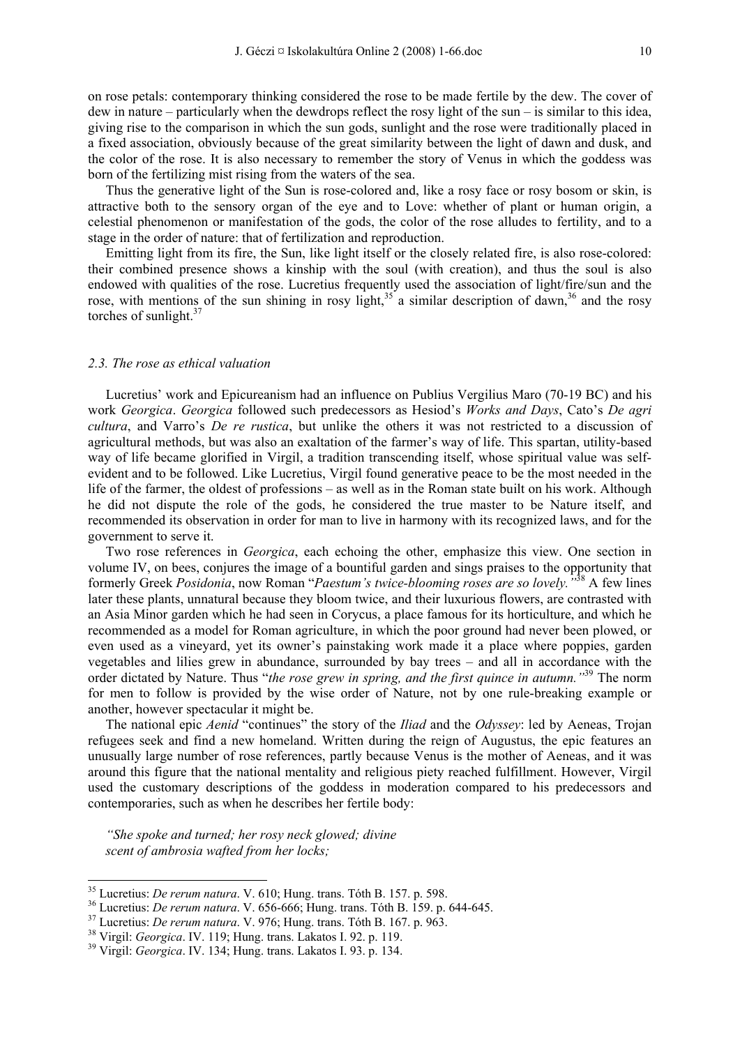on rose petals: contemporary thinking considered the rose to be made fertile by the dew. The cover of dew in nature – particularly when the dewdrops reflect the rosy light of the sun – is similar to this idea, giving rise to the comparison in which the sun gods, sunlight and the rose were traditionally placed in a fixed association, obviously because of the great similarity between the light of dawn and dusk, and the color of the rose. It is also necessary to remember the story of Venus in which the goddess was born of the fertilizing mist rising from the waters of the sea.

Thus the generative light of the Sun is rose-colored and, like a rosy face or rosy bosom or skin, is attractive both to the sensory organ of the eye and to Love: whether of plant or human origin, a celestial phenomenon or manifestation of the gods, the color of the rose alludes to fertility, and to a stage in the order of nature: that of fertilization and reproduction.

Emitting light from its fire, the Sun, like light itself or the closely related fire, is also rose-colored: their combined presence shows a kinship with the soul (with creation), and thus the soul is also endowed with qualities of the rose. Lucretius frequently used the association of light/fire/sun and the rose, with mentions of the sun shining in rosy light,[35] a similar description of dawn,[36] and the rosy torches of sunlight.[37]

### *2.3. The rose as ethical valuation*

Lucretius' work and Epicureanism had an influence on Publius Vergilius Maro (70-19 BC) and his work *Georgica*. *Georgica* followed such predecessors as Hesiod's *Works and Days*, Cato's *De agri cultura*, and Varro's *De re rustica*, but unlike the others it was not restricted to a discussion of agricultural methods, but was also an exaltation of the farmer's way of life. This spartan, utility-based way of life became glorified in Virgil, a tradition transcending itself, whose spiritual value was self-evident and to be followed. Like Lucretius, Virgil found generative peace to be the most needed in the life of the farmer, the oldest of professions – as well as in the Roman state built on his work. Although he did not dispute the role of the gods, he considered the true master to be Nature itself, and recommended its observation in order for man to live in harmony with its recognized laws, and for the government to serve it.

Two rose references in *Georgica*, each echoing the other, emphasize this view. One section in volume IV, on bees, conjures the image of a bountiful garden and sings praises to the opportunity that formerly Greek *Posidonia*, now Roman "*Paestum's twice-blooming roses are so lovely.*"[38] A few lines later these plants, unnatural because they bloom twice, and their luxurious flowers, are contrasted with an Asia Minor garden which he had seen in Corycus, a place famous for its horticulture, and which he recommended as a model for Roman agriculture, in which the poor ground had never been plowed, or even used as a vineyard, yet its owner's painstaking work made it a place where poppies, garden vegetables and lilies grew in abundance, surrounded by bay trees – and all in accordance with the order dictated by Nature. Thus "*the rose grew in spring, and the first quince in autumn.*"[39] The norm for men to follow is provided by the wise order of Nature, not by one rule-breaking example or another, however spectacular it might be.

The national epic *Aenid* "continues" the story of the *Iliad* and the *Odyssey*: led by Aeneas, Trojan refugees seek and find a new homeland. Written during the reign of Augustus, the epic features an unusually large number of rose references, partly because Venus is the mother of Aeneas, and it was around this figure that the national mentality and religious piety reached fulfillment. However, Virgil used the customary descriptions of the goddess in moderation compared to his predecessors and contemporaries, such as when he describes her fertile body:

*"She spoke and turned; her rosy neck glowed; divine*
*scent of ambrosia wafted from her locks;*

---

[35] Lucretius: *De rerum natura*. V. 610; Hung. trans. Tóth B. 157. p. 598.
[36] Lucretius: *De rerum natura*. V. 656-666; Hung. trans. Tóth B. 159. p. 644-645.
[37] Lucretius: *De rerum natura*. V. 976; Hung. trans. Tóth B. 167. p. 963.
[38] Virgil: *Georgica*. IV. 119; Hung. trans. Lakatos I. 92. p. 119.
[39] Virgil: *Georgica*. IV. 134; Hung. trans. Lakatos I. 93. p. 134.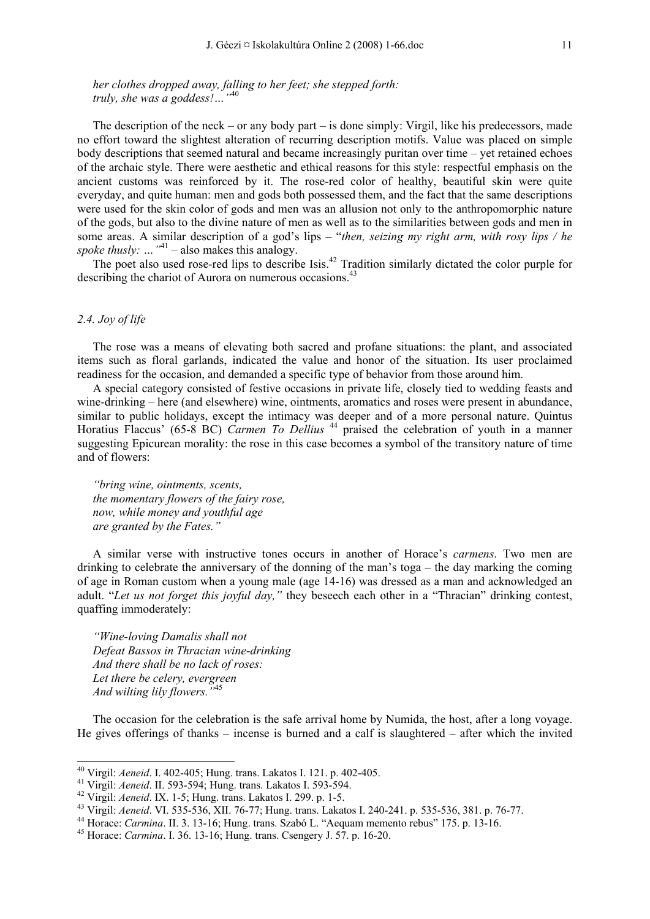*her clothes dropped away, falling to her feet; she stepped forth:*
*truly, she was a goddess!…"*[40]

The description of the neck – or any body part – is done simply: Virgil, like his predecessors, made no effort toward the slightest alteration of recurring description motifs. Value was placed on simple body descriptions that seemed natural and became increasingly puritan over time – yet retained echoes of the archaic style. There were aesthetic and ethical reasons for this style: respectful emphasis on the ancient customs was reinforced by it. The rose-red color of healthy, beautiful skin were quite everyday, and quite human: men and gods both possessed them, and the fact that the same descriptions were used for the skin color of gods and men was an allusion not only to the anthropomorphic nature of the gods, but also to the divine nature of men as well as to the similarities between gods and men in some areas. A similar description of a god's lips – "*then, seizing my right arm, with rosy lips / he spoke thusly: …"*[41] – also makes this analogy.

The poet also used rose-red lips to describe Isis.[42] Tradition similarly dictated the color purple for describing the chariot of Aurora on numerous occasions.[43]

### *2.4. Joy of life*

The rose was a means of elevating both sacred and profane situations: the plant, and associated items such as floral garlands, indicated the value and honor of the situation. Its user proclaimed readiness for the occasion, and demanded a specific type of behavior from those around him.

A special category consisted of festive occasions in private life, closely tied to wedding feasts and wine-drinking – here (and elsewhere) wine, ointments, aromatics and roses were present in abundance, similar to public holidays, except the intimacy was deeper and of a more personal nature. Quintus Horatius Flaccus' (65-8 BC) *Carmen To Dellius* [44] praised the celebration of youth in a manner suggesting Epicurean morality: the rose in this case becomes a symbol of the transitory nature of time and of flowers:

*"bring wine, ointments, scents,*
*the momentary flowers of the fairy rose,*
*now, while money and youthful age*
*are granted by the Fates."*

A similar verse with instructive tones occurs in another of Horace's *carmens*. Two men are drinking to celebrate the anniversary of the donning of the man's toga – the day marking the coming of age in Roman custom when a young male (age 14-16) was dressed as a man and acknowledged an adult. "*Let us not forget this joyful day,"* they beseech each other in a "Thracian" drinking contest, quaffing immoderately:

*"Wine-loving Damalis shall not*
*Defeat Bassos in Thracian wine-drinking*
*And there shall be no lack of roses:*
*Let there be celery, evergreen*
*And wilting lily flowers."*[45]

The occasion for the celebration is the safe arrival home by Numida, the host, after a long voyage. He gives offerings of thanks – incense is burned and a calf is slaughtered – after which the invited

---

[40] Virgil: *Aeneid*. I. 402-405; Hung. trans. Lakatos I. 121. p. 402-405.
[41] Virgil: *Aeneid*. II. 593-594; Hung. trans. Lakatos I. 593-594.
[42] Virgil: *Aeneid*. IX. 1-5; Hung. trans. Lakatos I. 299. p. 1-5.
[43] Virgil: *Aeneid*. VI. 535-536, XII. 76-77; Hung. trans. Lakatos I. 240-241. p. 535-536, 381. p. 76-77.
[44] Horace: *Carmina*. II. 3. 13-16; Hung. trans. Szabó L. "Aequam memento rebus" 175. p. 13-16.
[45] Horace: *Carmina*. I. 36. 13-16; Hung. trans. Csengery J. 57. p. 16-20.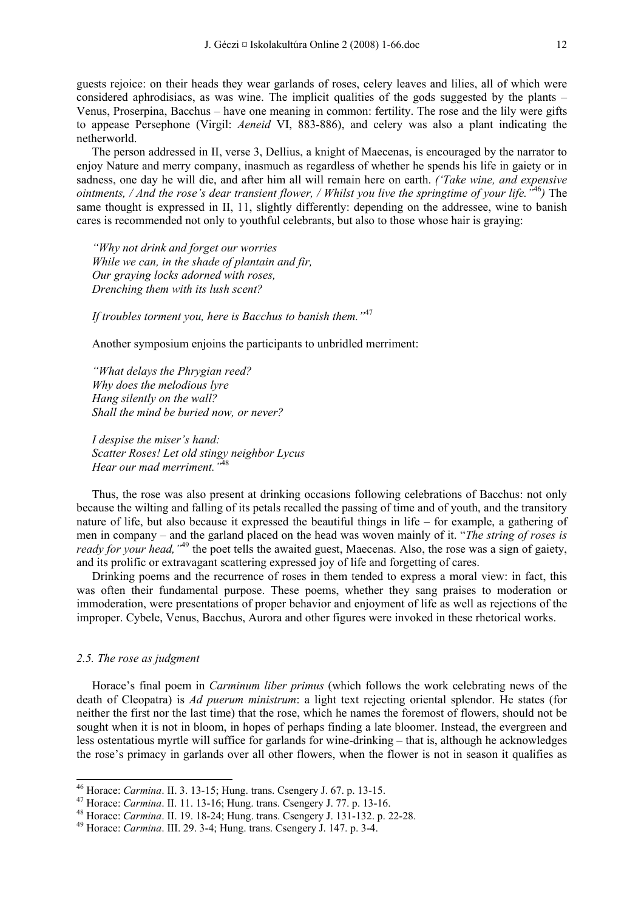guests rejoice: on their heads they wear garlands of roses, celery leaves and lilies, all of which were considered aphrodisiacs, as was wine. The implicit qualities of the gods suggested by the plants – Venus, Proserpina, Bacchus – have one meaning in common: fertility. The rose and the lily were gifts to appease Persephone (Virgil: *Aeneid* VI, 883-886), and celery was also a plant indicating the netherworld.

The person addressed in II, verse 3, Dellius, a knight of Maecenas, is encouraged by the narrator to enjoy Nature and merry company, inasmuch as regardless of whether he spends his life in gaiety or in sadness, one day he will die, and after him all will remain here on earth. *('Take wine, and expensive ointments, / And the rose's dear transient flower, / Whilst you live the springtime of your life.'*[46]*)* The same thought is expressed in II, 11, slightly differently: depending on the addressee, wine to banish cares is recommended not only to youthful celebrants, but also to those whose hair is graying:

*"Why not drink and forget our worries*
*While we can, in the shade of plantain and fir,*
*Our graying locks adorned with roses,*
*Drenching them with its lush scent?*

*If troubles torment you, here is Bacchus to banish them."*[47]

Another symposium enjoins the participants to unbridled merriment:

*"What delays the Phrygian reed?*
*Why does the melodious lyre*
*Hang silently on the wall?*
*Shall the mind be buried now, or never?*

*I despise the miser's hand:*
*Scatter Roses! Let old stingy neighbor Lycus*
*Hear our mad merriment."*[48]

Thus, the rose was also present at drinking occasions following celebrations of Bacchus: not only because the wilting and falling of its petals recalled the passing of time and of youth, and the transitory nature of life, but also because it expressed the beautiful things in life – for example, a gathering of men in company – and the garland placed on the head was woven mainly of it. "*The string of roses is ready for your head,"*[49] the poet tells the awaited guest, Maecenas. Also, the rose was a sign of gaiety, and its prolific or extravagant scattering expressed joy of life and forgetting of cares.

Drinking poems and the recurrence of roses in them tended to express a moral view: in fact, this was often their fundamental purpose. These poems, whether they sang praises to moderation or immoderation, were presentations of proper behavior and enjoyment of life as well as rejections of the improper. Cybele, Venus, Bacchus, Aurora and other figures were invoked in these rhetorical works.

### *2.5. The rose as judgment*

Horace's final poem in *Carminum liber primus* (which follows the work celebrating news of the death of Cleopatra) is *Ad puerum ministrum*: a light text rejecting oriental splendor. He states (for neither the first nor the last time) that the rose, which he names the foremost of flowers, should not be sought when it is not in bloom, in hopes of perhaps finding a late bloomer. Instead, the evergreen and less ostentatious myrtle will suffice for garlands for wine-drinking – that is, although he acknowledges the rose's primacy in garlands over all other flowers, when the flower is not in season it qualifies as

---

[46] Horace: *Carmina*. II. 3. 13-15; Hung. trans. Csengery J. 67. p. 13-15.

[47] Horace: *Carmina*. II. 11. 13-16; Hung. trans. Csengery J. 77. p. 13-16.

[48] Horace: *Carmina*. II. 19. 18-24; Hung. trans. Csengery J. 131-132. p. 22-28.

[49] Horace: *Carmina*. III. 29. 3-4; Hung. trans. Csengery J. 147. p. 3-4.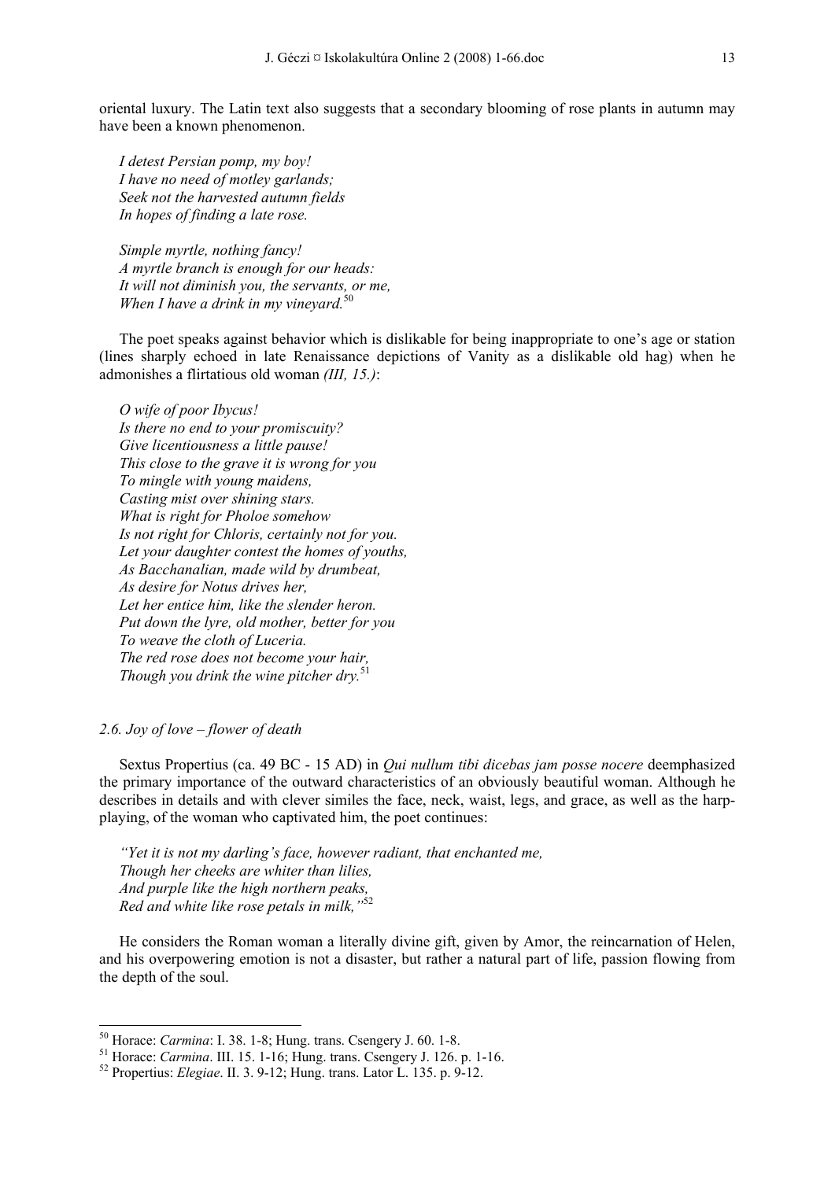oriental luxury. The Latin text also suggests that a secondary blooming of rose plants in autumn may have been a known phenomenon.

*I detest Persian pomp, my boy!*
*I have no need of motley garlands;*
*Seek not the harvested autumn fields*
*In hopes of finding a late rose.*

*Simple myrtle, nothing fancy!*
*A myrtle branch is enough for our heads:*
*It will not diminish you, the servants, or me,*
*When I have a drink in my vineyard.*[50]

The poet speaks against behavior which is dislikable for being inappropriate to one's age or station (lines sharply echoed in late Renaissance depictions of Vanity as a dislikable old hag) when he admonishes a flirtatious old woman *(III, 15.)*:

*O wife of poor Ibycus!*
*Is there no end to your promiscuity?*
*Give licentiousness a little pause!*
*This close to the grave it is wrong for you*
*To mingle with young maidens,*
*Casting mist over shining stars.*
*What is right for Pholoe somehow*
*Is not right for Chloris, certainly not for you.*
*Let your daughter contest the homes of youths,*
*As Bacchanalian, made wild by drumbeat,*
*As desire for Notus drives her,*
*Let her entice him, like the slender heron.*
*Put down the lyre, old mother, better for you*
*To weave the cloth of Luceria.*
*The red rose does not become your hair,*
*Though you drink the wine pitcher dry.*[51]

### *2.6. Joy of love – flower of death*

Sextus Propertius (ca. 49 BC - 15 AD) in *Qui nullum tibi dicebas jam posse nocere* deemphasized the primary importance of the outward characteristics of an obviously beautiful woman. Although he describes in details and with clever similes the face, neck, waist, legs, and grace, as well as the harp-playing, of the woman who captivated him, the poet continues:

*"Yet it is not my darling's face, however radiant, that enchanted me,*
*Though her cheeks are whiter than lilies,*
*And purple like the high northern peaks,*
*Red and white like rose petals in milk,"*[52]

He considers the Roman woman a literally divine gift, given by Amor, the reincarnation of Helen, and his overpowering emotion is not a disaster, but rather a natural part of life, passion flowing from the depth of the soul.

---

[50] Horace: *Carmina*: I. 38. 1-8; Hung. trans. Csengery J. 60. 1-8.
[51] Horace: *Carmina*. III. 15. 1-16; Hung. trans. Csengery J. 126. p. 1-16.
[52] Propertius: *Elegiae*. II. 3. 9-12; Hung. trans. Lator L. 135. p. 9-12.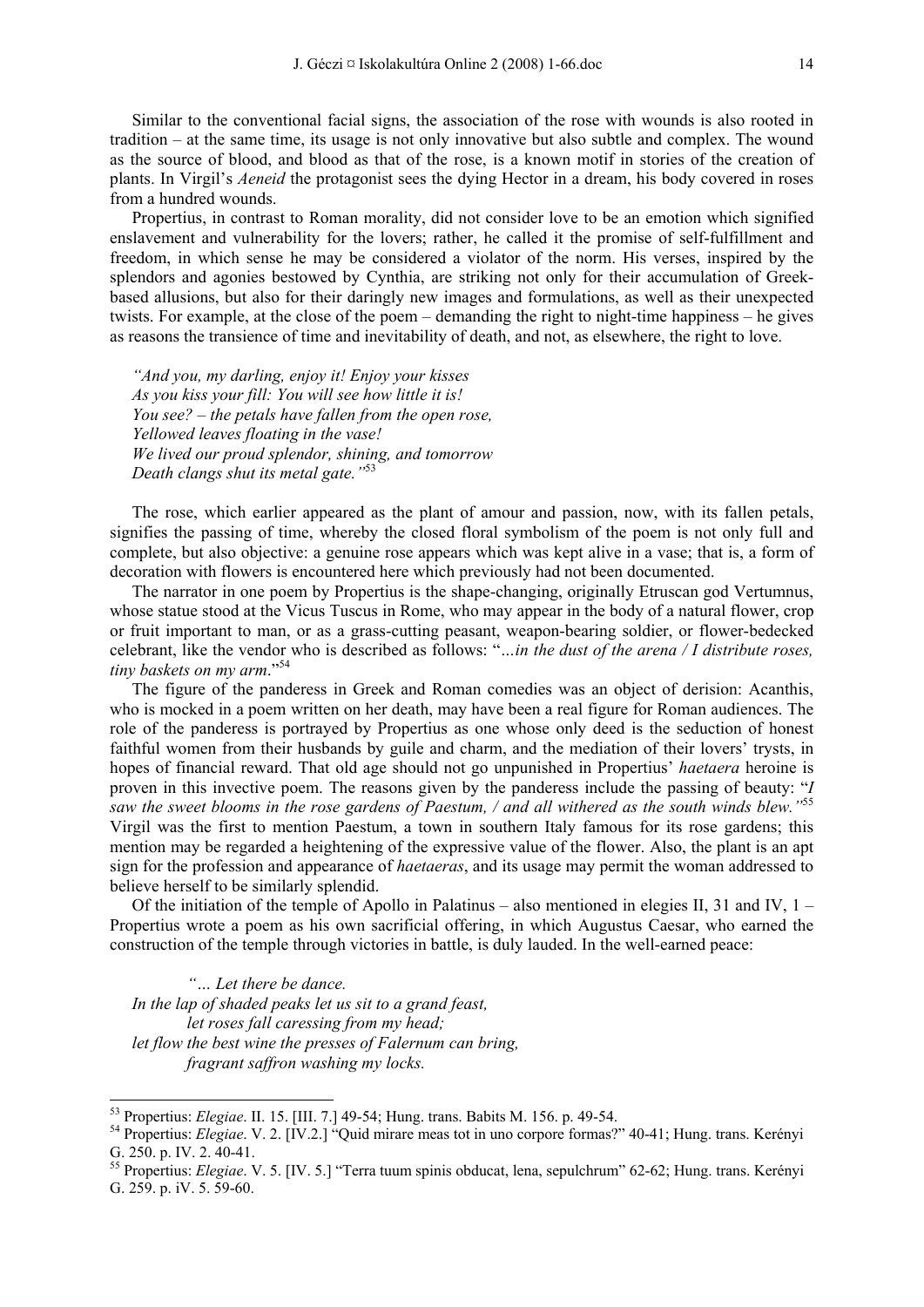Similar to the conventional facial signs, the association of the rose with wounds is also rooted in tradition – at the same time, its usage is not only innovative but also subtle and complex. The wound as the source of blood, and blood as that of the rose, is a known motif in stories of the creation of plants. In Virgil's *Aeneid* the protagonist sees the dying Hector in a dream, his body covered in roses from a hundred wounds.

Propertius, in contrast to Roman morality, did not consider love to be an emotion which signified enslavement and vulnerability for the lovers; rather, he called it the promise of self-fulfillment and freedom, in which sense he may be considered a violator of the norm. His verses, inspired by the splendors and agonies bestowed by Cynthia, are striking not only for their accumulation of Greek-based allusions, but also for their daringly new images and formulations, as well as their unexpected twists. For example, at the close of the poem – demanding the right to night-time happiness – he gives as reasons the transience of time and inevitability of death, and not, as elsewhere, the right to love.

> *"And you, my darling, enjoy it! Enjoy your kisses*
> *As you kiss your fill: You will see how little it is!*
> *You see? – the petals have fallen from the open rose,*
> *Yellowed leaves floating in the vase!*
> *We lived our proud splendor, shining, and tomorrow*
> *Death clangs shut its metal gate."*[53]

The rose, which earlier appeared as the plant of amour and passion, now, with its fallen petals, signifies the passing of time, whereby the closed floral symbolism of the poem is not only full and complete, but also objective: a genuine rose appears which was kept alive in a vase; that is, a form of decoration with flowers is encountered here which previously had not been documented.

The narrator in one poem by Propertius is the shape-changing, originally Etruscan god Vertumnus, whose statue stood at the Vicus Tuscus in Rome, who may appear in the body of a natural flower, crop or fruit important to man, or as a grass-cutting peasant, weapon-bearing soldier, or flower-bedecked celebrant, like the vendor who is described as follows: "*…in the dust of the arena / I distribute roses, tiny baskets on my arm*."[54]

The figure of the panderess in Greek and Roman comedies was an object of derision: Acanthis, who is mocked in a poem written on her death, may have been a real figure for Roman audiences. The role of the panderess is portrayed by Propertius as one whose only deed is the seduction of honest faithful women from their husbands by guile and charm, and the mediation of their lovers' trysts, in hopes of financial reward. That old age should not go unpunished in Propertius' *haetaera* heroine is proven in this invective poem. The reasons given by the panderess include the passing of beauty: "*I saw the sweet blooms in the rose gardens of Paestum, / and all withered as the south winds blew."*[55] Virgil was the first to mention Paestum, a town in southern Italy famous for its rose gardens; this mention may be regarded a heightening of the expressive value of the flower. Also, the plant is an apt sign for the profession and appearance of *haetaeras*, and its usage may permit the woman addressed to believe herself to be similarly splendid.

Of the initiation of the temple of Apollo in Palatinus – also mentioned in elegies II, 31 and IV, 1 – Propertius wrote a poem as his own sacrificial offering, in which Augustus Caesar, who earned the construction of the temple through victories in battle, is duly lauded. In the well-earned peace:

> *"… Let there be dance.*
> *In the lap of shaded peaks let us sit to a grand feast,*
> *let roses fall caressing from my head;*
> *let flow the best wine the presses of Falernum can bring,*
> *fragrant saffron washing my locks.*

---

[53] Propertius: *Elegiae*. II. 15. [III. 7.] 49-54; Hung. trans. Babits M. 156. p. 49-54.

[54] Propertius: *Elegiae*. V. 2. [IV.2.] "Quid mirare meas tot in uno corpore formas?" 40-41; Hung. trans. Kerényi G. 250. p. IV. 2. 40-41.

[55] Propertius: *Elegiae*. V. 5. [IV. 5.] "Terra tuum spinis obducat, lena, sepulchrum" 62-62; Hung. trans. Kerényi G. 259. p. iV. 5. 59-60.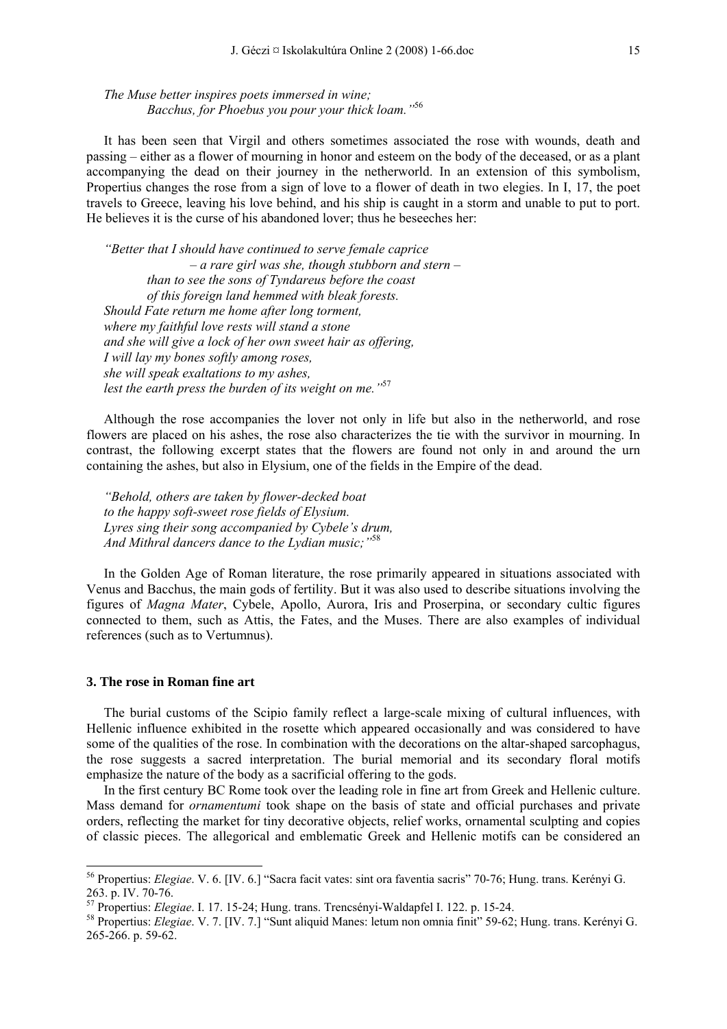*The Muse better inspires poets immersed in wine;*
*Bacchus, for Phoebus you pour your thick loam."*[56]

It has been seen that Virgil and others sometimes associated the rose with wounds, death and passing – either as a flower of mourning in honor and esteem on the body of the deceased, or as a plant accompanying the dead on their journey in the netherworld. In an extension of this symbolism, Propertius changes the rose from a sign of love to a flower of death in two elegies. In I, 17, the poet travels to Greece, leaving his love behind, and his ship is caught in a storm and unable to put to port. He believes it is the curse of his abandoned lover; thus he beseeches her:

*"Better that I should have continued to serve female caprice*
*– a rare girl was she, though stubborn and stern –*
*than to see the sons of Tyndareus before the coast*
*of this foreign land hemmed with bleak forests.*
*Should Fate return me home after long torment,*
*where my faithful love rests will stand a stone*
*and she will give a lock of her own sweet hair as offering,*
*I will lay my bones softly among roses,*
*she will speak exaltations to my ashes,*
*lest the earth press the burden of its weight on me."*[57]

Although the rose accompanies the lover not only in life but also in the netherworld, and rose flowers are placed on his ashes, the rose also characterizes the tie with the survivor in mourning. In contrast, the following excerpt states that the flowers are found not only in and around the urn containing the ashes, but also in Elysium, one of the fields in the Empire of the dead.

*"Behold, others are taken by flower-decked boat*
*to the happy soft-sweet rose fields of Elysium.*
*Lyres sing their song accompanied by Cybele's drum,*
*And Mithral dancers dance to the Lydian music;"*[58]

In the Golden Age of Roman literature, the rose primarily appeared in situations associated with Venus and Bacchus, the main gods of fertility. But it was also used to describe situations involving the figures of *Magna Mater*, Cybele, Apollo, Aurora, Iris and Proserpina, or secondary cultic figures connected to them, such as Attis, the Fates, and the Muses. There are also examples of individual references (such as to Vertumnus).

## 3. The rose in Roman fine art

The burial customs of the Scipio family reflect a large-scale mixing of cultural influences, with Hellenic influence exhibited in the rosette which appeared occasionally and was considered to have some of the qualities of the rose. In combination with the decorations on the altar-shaped sarcophagus, the rose suggests a sacred interpretation. The burial memorial and its secondary floral motifs emphasize the nature of the body as a sacrificial offering to the gods.

In the first century BC Rome took over the leading role in fine art from Greek and Hellenic culture. Mass demand for *ornamentumi* took shape on the basis of state and official purchases and private orders, reflecting the market for tiny decorative objects, relief works, ornamental sculpting and copies of classic pieces. The allegorical and emblematic Greek and Hellenic motifs can be considered an

---

[56] Propertius: *Elegiae*. V. 6. [IV. 6.] "Sacra facit vates: sint ora faventia sacris" 70-76; Hung. trans. Kerényi G. 263. p. IV. 70-76.

[57] Propertius: *Elegiae*. I. 17. 15-24; Hung. trans. Trencsényi-Waldapfel I. 122. p. 15-24.

[58] Propertius: *Elegiae*. V. 7. [IV. 7.] "Sunt aliquid Manes: letum non omnia finit" 59-62; Hung. trans. Kerényi G. 265-266. p. 59-62.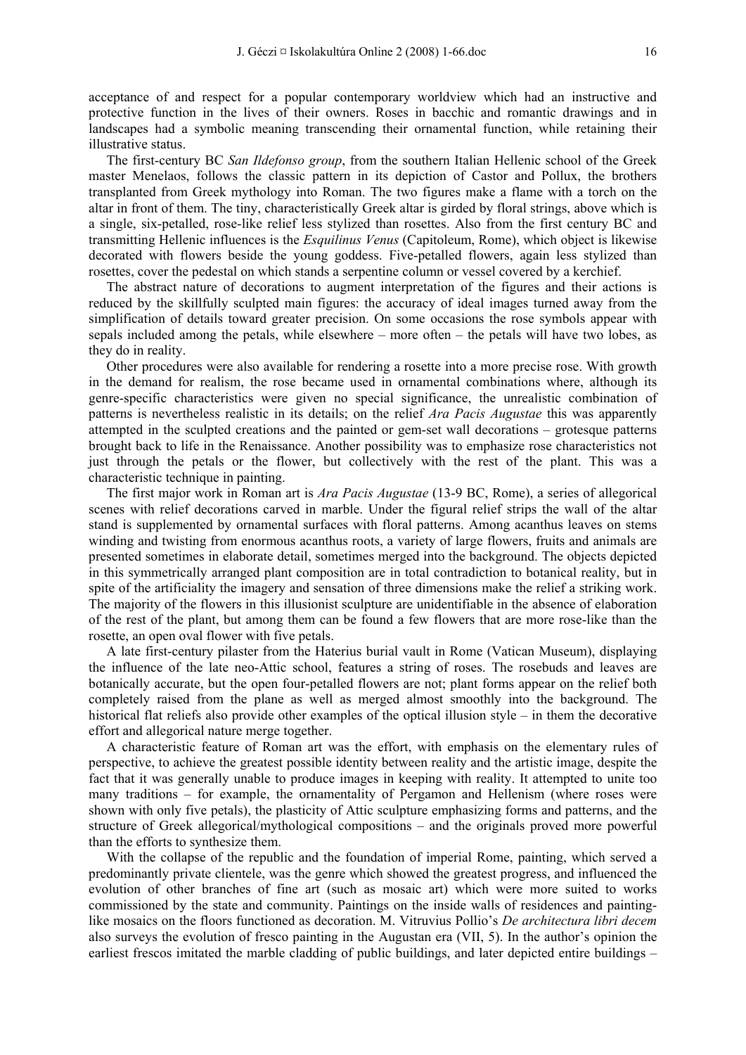acceptance of and respect for a popular contemporary worldview which had an instructive and protective function in the lives of their owners. Roses in bacchic and romantic drawings and in landscapes had a symbolic meaning transcending their ornamental function, while retaining their illustrative status.

The first-century BC *San Ildefonso group*, from the southern Italian Hellenic school of the Greek master Menelaos, follows the classic pattern in its depiction of Castor and Pollux, the brothers transplanted from Greek mythology into Roman. The two figures make a flame with a torch on the altar in front of them. The tiny, characteristically Greek altar is girded by floral strings, above which is a single, six-petalled, rose-like relief less stylized than rosettes. Also from the first century BC and transmitting Hellenic influences is the *Esquilinus Venus* (Capitoleum, Rome), which object is likewise decorated with flowers beside the young goddess. Five-petalled flowers, again less stylized than rosettes, cover the pedestal on which stands a serpentine column or vessel covered by a kerchief.

The abstract nature of decorations to augment interpretation of the figures and their actions is reduced by the skillfully sculpted main figures: the accuracy of ideal images turned away from the simplification of details toward greater precision. On some occasions the rose symbols appear with sepals included among the petals, while elsewhere – more often – the petals will have two lobes, as they do in reality.

Other procedures were also available for rendering a rosette into a more precise rose. With growth in the demand for realism, the rose became used in ornamental combinations where, although its genre-specific characteristics were given no special significance, the unrealistic combination of patterns is nevertheless realistic in its details; on the relief *Ara Pacis Augustae* this was apparently attempted in the sculpted creations and the painted or gem-set wall decorations – grotesque patterns brought back to life in the Renaissance. Another possibility was to emphasize rose characteristics not just through the petals or the flower, but collectively with the rest of the plant. This was a characteristic technique in painting.

The first major work in Roman art is *Ara Pacis Augustae* (13-9 BC, Rome), a series of allegorical scenes with relief decorations carved in marble. Under the figural relief strips the wall of the altar stand is supplemented by ornamental surfaces with floral patterns. Among acanthus leaves on stems winding and twisting from enormous acanthus roots, a variety of large flowers, fruits and animals are presented sometimes in elaborate detail, sometimes merged into the background. The objects depicted in this symmetrically arranged plant composition are in total contradiction to botanical reality, but in spite of the artificiality the imagery and sensation of three dimensions make the relief a striking work. The majority of the flowers in this illusionist sculpture are unidentifiable in the absence of elaboration of the rest of the plant, but among them can be found a few flowers that are more rose-like than the rosette, an open oval flower with five petals.

A late first-century pilaster from the Haterius burial vault in Rome (Vatican Museum), displaying the influence of the late neo-Attic school, features a string of roses. The rosebuds and leaves are botanically accurate, but the open four-petalled flowers are not; plant forms appear on the relief both completely raised from the plane as well as merged almost smoothly into the background. The historical flat reliefs also provide other examples of the optical illusion style – in them the decorative effort and allegorical nature merge together.

A characteristic feature of Roman art was the effort, with emphasis on the elementary rules of perspective, to achieve the greatest possible identity between reality and the artistic image, despite the fact that it was generally unable to produce images in keeping with reality. It attempted to unite too many traditions – for example, the ornamentality of Pergamon and Hellenism (where roses were shown with only five petals), the plasticity of Attic sculpture emphasizing forms and patterns, and the structure of Greek allegorical/mythological compositions – and the originals proved more powerful than the efforts to synthesize them.

With the collapse of the republic and the foundation of imperial Rome, painting, which served a predominantly private clientele, was the genre which showed the greatest progress, and influenced the evolution of other branches of fine art (such as mosaic art) which were more suited to works commissioned by the state and community. Paintings on the inside walls of residences and painting-like mosaics on the floors functioned as decoration. M. Vitruvius Pollio's *De architectura libri decem* also surveys the evolution of fresco painting in the Augustan era (VII, 5). In the author's opinion the earliest frescos imitated the marble cladding of public buildings, and later depicted entire buildings –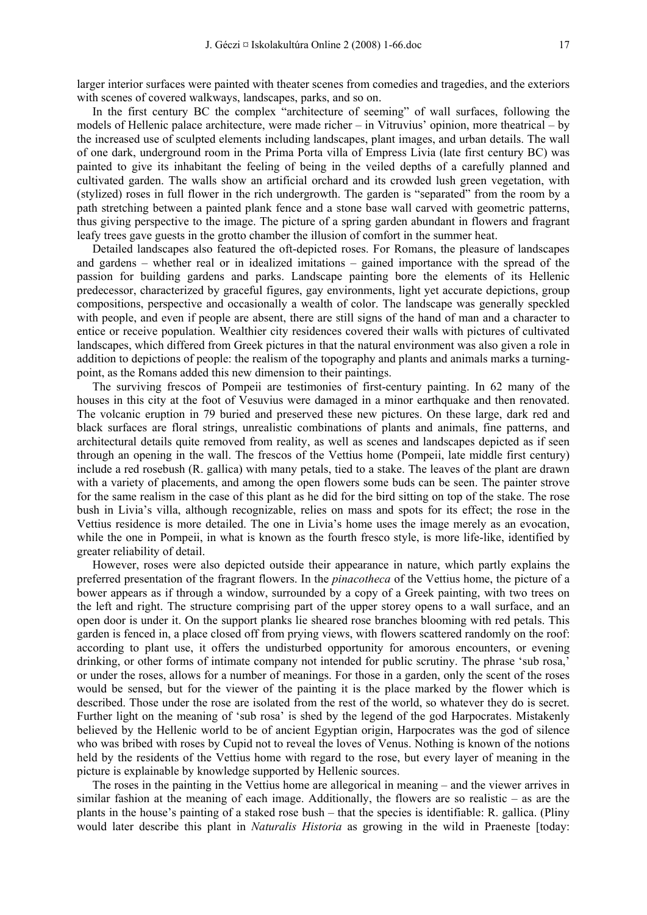larger interior surfaces were painted with theater scenes from comedies and tragedies, and the exteriors with scenes of covered walkways, landscapes, parks, and so on.

In the first century BC the complex "architecture of seeming" of wall surfaces, following the models of Hellenic palace architecture, were made richer – in Vitruvius' opinion, more theatrical – by the increased use of sculpted elements including landscapes, plant images, and urban details. The wall of one dark, underground room in the Prima Porta villa of Empress Livia (late first century BC) was painted to give its inhabitant the feeling of being in the veiled depths of a carefully planned and cultivated garden. The walls show an artificial orchard and its crowded lush green vegetation, with (stylized) roses in full flower in the rich undergrowth. The garden is "separated" from the room by a path stretching between a painted plank fence and a stone base wall carved with geometric patterns, thus giving perspective to the image. The picture of a spring garden abundant in flowers and fragrant leafy trees gave guests in the grotto chamber the illusion of comfort in the summer heat.

Detailed landscapes also featured the oft-depicted roses. For Romans, the pleasure of landscapes and gardens – whether real or in idealized imitations – gained importance with the spread of the passion for building gardens and parks. Landscape painting bore the elements of its Hellenic predecessor, characterized by graceful figures, gay environments, light yet accurate depictions, group compositions, perspective and occasionally a wealth of color. The landscape was generally speckled with people, and even if people are absent, there are still signs of the hand of man and a character to entice or receive population. Wealthier city residences covered their walls with pictures of cultivated landscapes, which differed from Greek pictures in that the natural environment was also given a role in addition to depictions of people: the realism of the topography and plants and animals marks a turning-point, as the Romans added this new dimension to their paintings.

The surviving frescos of Pompeii are testimonies of first-century painting. In 62 many of the houses in this city at the foot of Vesuvius were damaged in a minor earthquake and then renovated. The volcanic eruption in 79 buried and preserved these new pictures. On these large, dark red and black surfaces are floral strings, unrealistic combinations of plants and animals, fine patterns, and architectural details quite removed from reality, as well as scenes and landscapes depicted as if seen through an opening in the wall. The frescos of the Vettius home (Pompeii, late middle first century) include a red rosebush (R. gallica) with many petals, tied to a stake. The leaves of the plant are drawn with a variety of placements, and among the open flowers some buds can be seen. The painter strove for the same realism in the case of this plant as he did for the bird sitting on top of the stake. The rose bush in Livia's villa, although recognizable, relies on mass and spots for its effect; the rose in the Vettius residence is more detailed. The one in Livia's home uses the image merely as an evocation, while the one in Pompeii, in what is known as the fourth fresco style, is more life-like, identified by greater reliability of detail.

However, roses were also depicted outside their appearance in nature, which partly explains the preferred presentation of the fragrant flowers. In the *pinacotheca* of the Vettius home, the picture of a bower appears as if through a window, surrounded by a copy of a Greek painting, with two trees on the left and right. The structure comprising part of the upper storey opens to a wall surface, and an open door is under it. On the support planks lie sheared rose branches blooming with red petals. This garden is fenced in, a place closed off from prying views, with flowers scattered randomly on the roof: according to plant use, it offers the undisturbed opportunity for amorous encounters, or evening drinking, or other forms of intimate company not intended for public scrutiny. The phrase 'sub rosa,' or under the roses, allows for a number of meanings. For those in a garden, only the scent of the roses would be sensed, but for the viewer of the painting it is the place marked by the flower which is described. Those under the rose are isolated from the rest of the world, so whatever they do is secret. Further light on the meaning of 'sub rosa' is shed by the legend of the god Harpocrates. Mistakenly believed by the Hellenic world to be of ancient Egyptian origin, Harpocrates was the god of silence who was bribed with roses by Cupid not to reveal the loves of Venus. Nothing is known of the notions held by the residents of the Vettius home with regard to the rose, but every layer of meaning in the picture is explainable by knowledge supported by Hellenic sources.

The roses in the painting in the Vettius home are allegorical in meaning – and the viewer arrives in similar fashion at the meaning of each image. Additionally, the flowers are so realistic – as are the plants in the house's painting of a staked rose bush – that the species is identifiable: R. gallica. (Pliny would later describe this plant in *Naturalis Historia* as growing in the wild in Praeneste [today: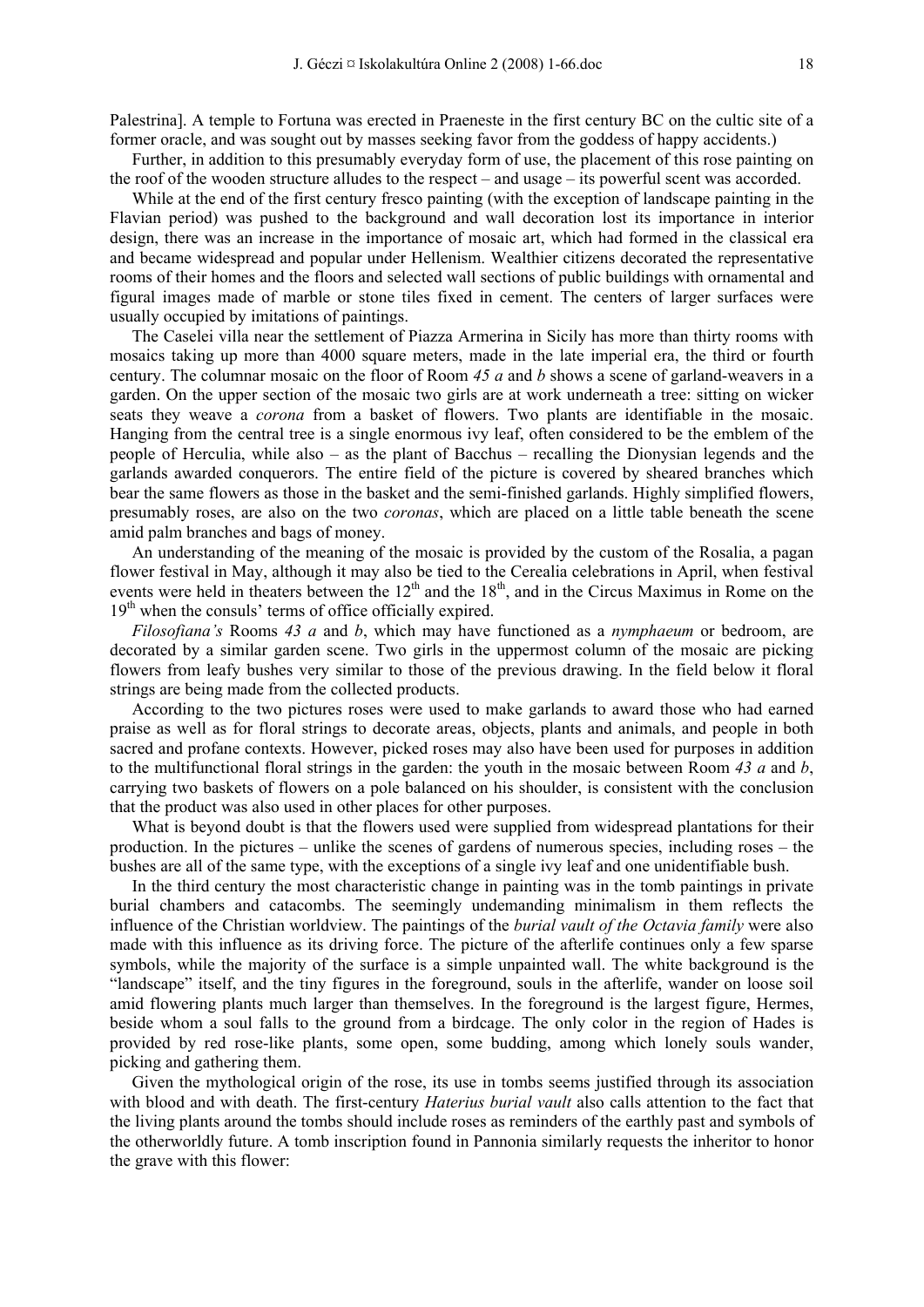Palestrina]. A temple to Fortuna was erected in Praeneste in the first century BC on the cultic site of a former oracle, and was sought out by masses seeking favor from the goddess of happy accidents.)

Further, in addition to this presumably everyday form of use, the placement of this rose painting on the roof of the wooden structure alludes to the respect – and usage – its powerful scent was accorded.

While at the end of the first century fresco painting (with the exception of landscape painting in the Flavian period) was pushed to the background and wall decoration lost its importance in interior design, there was an increase in the importance of mosaic art, which had formed in the classical era and became widespread and popular under Hellenism. Wealthier citizens decorated the representative rooms of their homes and the floors and selected wall sections of public buildings with ornamental and figural images made of marble or stone tiles fixed in cement. The centers of larger surfaces were usually occupied by imitations of paintings.

The Caselei villa near the settlement of Piazza Armerina in Sicily has more than thirty rooms with mosaics taking up more than 4000 square meters, made in the late imperial era, the third or fourth century. The columnar mosaic on the floor of Room *45 a* and *b* shows a scene of garland-weavers in a garden. On the upper section of the mosaic two girls are at work underneath a tree: sitting on wicker seats they weave a *corona* from a basket of flowers. Two plants are identifiable in the mosaic. Hanging from the central tree is a single enormous ivy leaf, often considered to be the emblem of the people of Herculia, while also – as the plant of Bacchus – recalling the Dionysian legends and the garlands awarded conquerors. The entire field of the picture is covered by sheared branches which bear the same flowers as those in the basket and the semi-finished garlands. Highly simplified flowers, presumably roses, are also on the two *coronas*, which are placed on a little table beneath the scene amid palm branches and bags of money.

An understanding of the meaning of the mosaic is provided by the custom of the Rosalia, a pagan flower festival in May, although it may also be tied to the Cerealia celebrations in April, when festival events were held in theaters between the 12th and the 18th, and in the Circus Maximus in Rome on the 19th when the consuls' terms of office officially expired.

*Filosofiana's* Rooms *43 a* and *b*, which may have functioned as a *nymphaeum* or bedroom, are decorated by a similar garden scene. Two girls in the uppermost column of the mosaic are picking flowers from leafy bushes very similar to those of the previous drawing. In the field below it floral strings are being made from the collected products.

According to the two pictures roses were used to make garlands to award those who had earned praise as well as for floral strings to decorate areas, objects, plants and animals, and people in both sacred and profane contexts. However, picked roses may also have been used for purposes in addition to the multifunctional floral strings in the garden: the youth in the mosaic between Room *43 a* and *b*, carrying two baskets of flowers on a pole balanced on his shoulder, is consistent with the conclusion that the product was also used in other places for other purposes.

What is beyond doubt is that the flowers used were supplied from widespread plantations for their production. In the pictures – unlike the scenes of gardens of numerous species, including roses – the bushes are all of the same type, with the exceptions of a single ivy leaf and one unidentifiable bush.

In the third century the most characteristic change in painting was in the tomb paintings in private burial chambers and catacombs. The seemingly undemanding minimalism in them reflects the influence of the Christian worldview. The paintings of the *burial vault of the Octavia family* were also made with this influence as its driving force. The picture of the afterlife continues only a few sparse symbols, while the majority of the surface is a simple unpainted wall. The white background is the "landscape" itself, and the tiny figures in the foreground, souls in the afterlife, wander on loose soil amid flowering plants much larger than themselves. In the foreground is the largest figure, Hermes, beside whom a soul falls to the ground from a birdcage. The only color in the region of Hades is provided by red rose-like plants, some open, some budding, among which lonely souls wander, picking and gathering them.

Given the mythological origin of the rose, its use in tombs seems justified through its association with blood and with death. The first-century *Haterius burial vault* also calls attention to the fact that the living plants around the tombs should include roses as reminders of the earthly past and symbols of the otherworldly future. A tomb inscription found in Pannonia similarly requests the inheritor to honor the grave with this flower: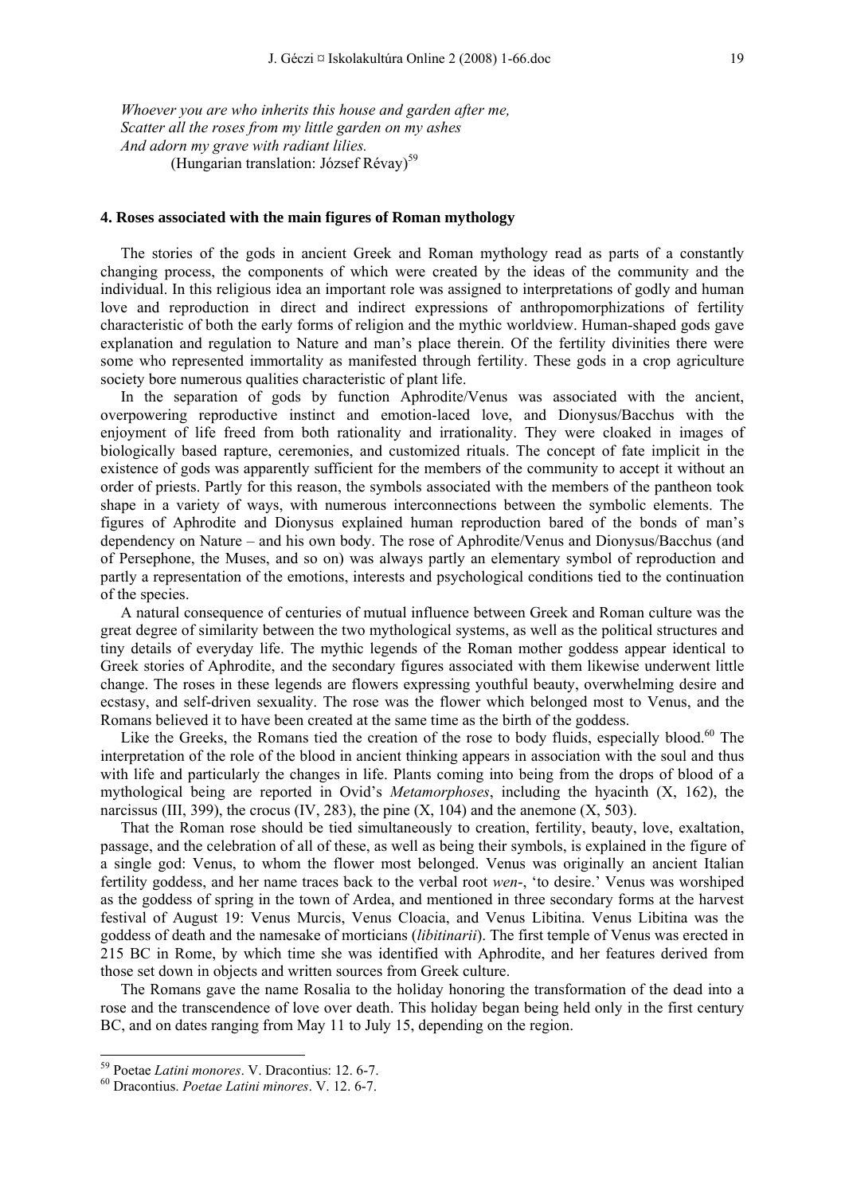*Whoever you are who inherits this house and garden after me,*
*Scatter all the roses from my little garden on my ashes*
*And adorn my grave with radiant lilies.*
(Hungarian translation: József Révay)[59]

#### 4. Roses associated with the main figures of Roman mythology

The stories of the gods in ancient Greek and Roman mythology read as parts of a constantly changing process, the components of which were created by the ideas of the community and the individual. In this religious idea an important role was assigned to interpretations of godly and human love and reproduction in direct and indirect expressions of anthropomorphizations of fertility characteristic of both the early forms of religion and the mythic worldview. Human-shaped gods gave explanation and regulation to Nature and man's place therein. Of the fertility divinities there were some who represented immortality as manifested through fertility. These gods in a crop agriculture society bore numerous qualities characteristic of plant life.

In the separation of gods by function Aphrodite/Venus was associated with the ancient, overpowering reproductive instinct and emotion-laced love, and Dionysus/Bacchus with the enjoyment of life freed from both rationality and irrationality. They were cloaked in images of biologically based rapture, ceremonies, and customized rituals. The concept of fate implicit in the existence of gods was apparently sufficient for the members of the community to accept it without an order of priests. Partly for this reason, the symbols associated with the members of the pantheon took shape in a variety of ways, with numerous interconnections between the symbolic elements. The figures of Aphrodite and Dionysus explained human reproduction bared of the bonds of man's dependency on Nature – and his own body. The rose of Aphrodite/Venus and Dionysus/Bacchus (and of Persephone, the Muses, and so on) was always partly an elementary symbol of reproduction and partly a representation of the emotions, interests and psychological conditions tied to the continuation of the species.

A natural consequence of centuries of mutual influence between Greek and Roman culture was the great degree of similarity between the two mythological systems, as well as the political structures and tiny details of everyday life. The mythic legends of the Roman mother goddess appear identical to Greek stories of Aphrodite, and the secondary figures associated with them likewise underwent little change. The roses in these legends are flowers expressing youthful beauty, overwhelming desire and ecstasy, and self-driven sexuality. The rose was the flower which belonged most to Venus, and the Romans believed it to have been created at the same time as the birth of the goddess.

Like the Greeks, the Romans tied the creation of the rose to body fluids, especially blood.[60] The interpretation of the role of the blood in ancient thinking appears in association with the soul and thus with life and particularly the changes in life. Plants coming into being from the drops of blood of a mythological being are reported in Ovid's *Metamorphoses*, including the hyacinth (X, 162), the narcissus (III, 399), the crocus (IV, 283), the pine (X, 104) and the anemone (X, 503).

That the Roman rose should be tied simultaneously to creation, fertility, beauty, love, exaltation, passage, and the celebration of all of these, as well as being their symbols, is explained in the figure of a single god: Venus, to whom the flower most belonged. Venus was originally an ancient Italian fertility goddess, and her name traces back to the verbal root *wen-*, 'to desire.' Venus was worshiped as the goddess of spring in the town of Ardea, and mentioned in three secondary forms at the harvest festival of August 19: Venus Murcis, Venus Cloacia, and Venus Libitina. Venus Libitina was the goddess of death and the namesake of morticians (*libitinarii*). The first temple of Venus was erected in 215 BC in Rome, by which time she was identified with Aphrodite, and her features derived from those set down in objects and written sources from Greek culture.

The Romans gave the name Rosalia to the holiday honoring the transformation of the dead into a rose and the transcendence of love over death. This holiday began being held only in the first century BC, and on dates ranging from May 11 to July 15, depending on the region.

---

[59] Poetae *Latini monores*. V. Dracontius: 12. 6-7.

[60] Dracontius. *Poetae Latini minores*. V. 12. 6-7.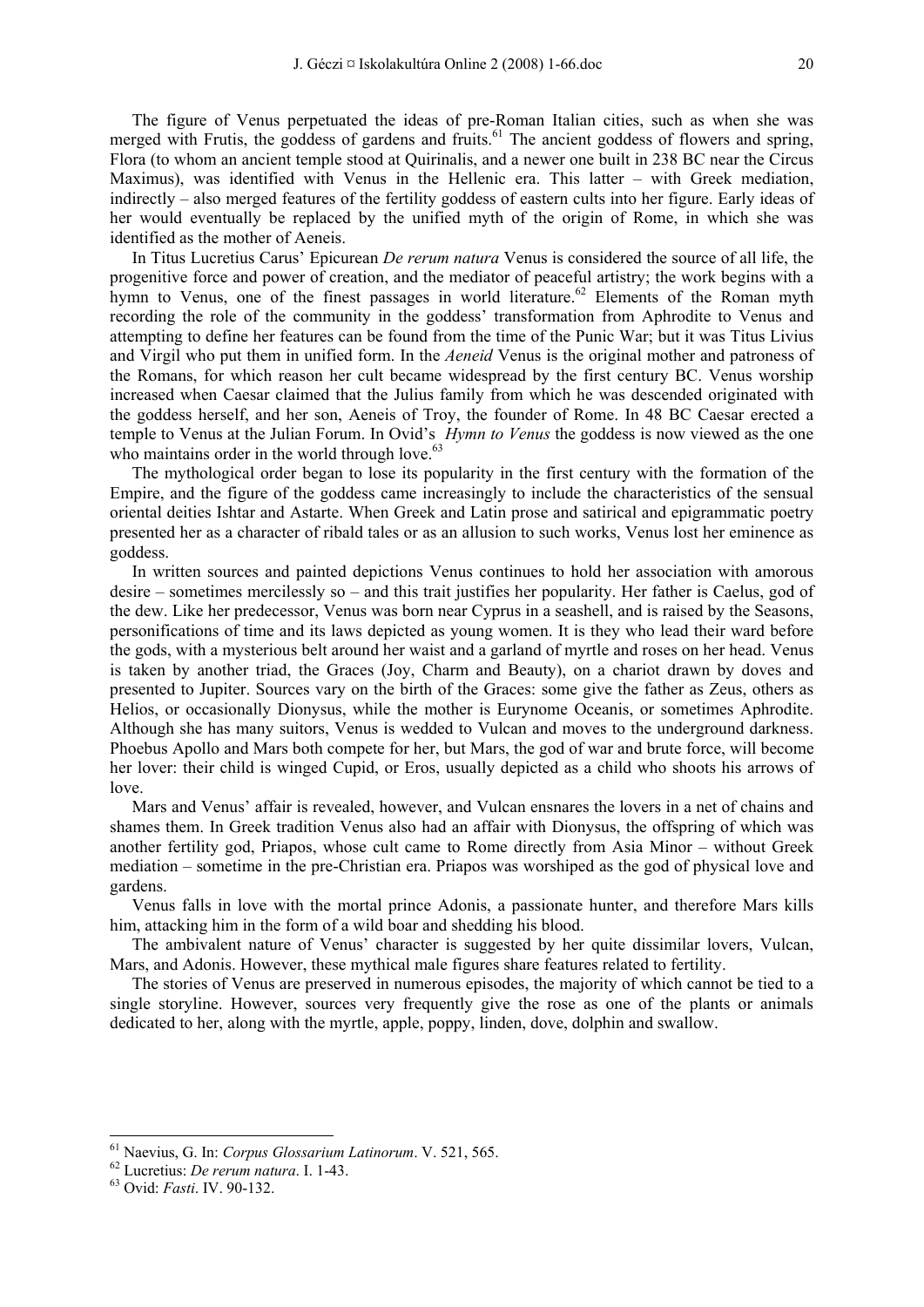The figure of Venus perpetuated the ideas of pre-Roman Italian cities, such as when she was merged with Frutis, the goddess of gardens and fruits.[61] The ancient goddess of flowers and spring, Flora (to whom an ancient temple stood at Quirinalis, and a newer one built in 238 BC near the Circus Maximus), was identified with Venus in the Hellenic era. This latter – with Greek mediation, indirectly – also merged features of the fertility goddess of eastern cults into her figure. Early ideas of her would eventually be replaced by the unified myth of the origin of Rome, in which she was identified as the mother of Aeneis.

In Titus Lucretius Carus' Epicurean *De rerum natura* Venus is considered the source of all life, the progenitive force and power of creation, and the mediator of peaceful artistry; the work begins with a hymn to Venus, one of the finest passages in world literature.[62] Elements of the Roman myth recording the role of the community in the goddess' transformation from Aphrodite to Venus and attempting to define her features can be found from the time of the Punic War; but it was Titus Livius and Virgil who put them in unified form. In the *Aeneid* Venus is the original mother and patroness of the Romans, for which reason her cult became widespread by the first century BC. Venus worship increased when Caesar claimed that the Julius family from which he was descended originated with the goddess herself, and her son, Aeneis of Troy, the founder of Rome. In 48 BC Caesar erected a temple to Venus at the Julian Forum. In Ovid's *Hymn to Venus* the goddess is now viewed as the one who maintains order in the world through love.[63]

The mythological order began to lose its popularity in the first century with the formation of the Empire, and the figure of the goddess came increasingly to include the characteristics of the sensual oriental deities Ishtar and Astarte. When Greek and Latin prose and satirical and epigrammatic poetry presented her as a character of ribald tales or as an allusion to such works, Venus lost her eminence as goddess.

In written sources and painted depictions Venus continues to hold her association with amorous desire – sometimes mercilessly so – and this trait justifies her popularity. Her father is Caelus, god of the dew. Like her predecessor, Venus was born near Cyprus in a seashell, and is raised by the Seasons, personifications of time and its laws depicted as young women. It is they who lead their ward before the gods, with a mysterious belt around her waist and a garland of myrtle and roses on her head. Venus is taken by another triad, the Graces (Joy, Charm and Beauty), on a chariot drawn by doves and presented to Jupiter. Sources vary on the birth of the Graces: some give the father as Zeus, others as Helios, or occasionally Dionysus, while the mother is Eurynome Oceanis, or sometimes Aphrodite. Although she has many suitors, Venus is wedded to Vulcan and moves to the underground darkness. Phoebus Apollo and Mars both compete for her, but Mars, the god of war and brute force, will become her lover: their child is winged Cupid, or Eros, usually depicted as a child who shoots his arrows of love.

Mars and Venus' affair is revealed, however, and Vulcan ensnares the lovers in a net of chains and shames them. In Greek tradition Venus also had an affair with Dionysus, the offspring of which was another fertility god, Priapos, whose cult came to Rome directly from Asia Minor – without Greek mediation – sometime in the pre-Christian era. Priapos was worshiped as the god of physical love and gardens.

Venus falls in love with the mortal prince Adonis, a passionate hunter, and therefore Mars kills him, attacking him in the form of a wild boar and shedding his blood.

The ambivalent nature of Venus' character is suggested by her quite dissimilar lovers, Vulcan, Mars, and Adonis. However, these mythical male figures share features related to fertility.

The stories of Venus are preserved in numerous episodes, the majority of which cannot be tied to a single storyline. However, sources very frequently give the rose as one of the plants or animals dedicated to her, along with the myrtle, apple, poppy, linden, dove, dolphin and swallow.

---

[61] Naevius, G. In: *Corpus Glossarium Latinorum*. V. 521, 565.

[62] Lucretius: *De rerum natura*. I. 1-43.

[63] Ovid: *Fasti*. IV. 90-132.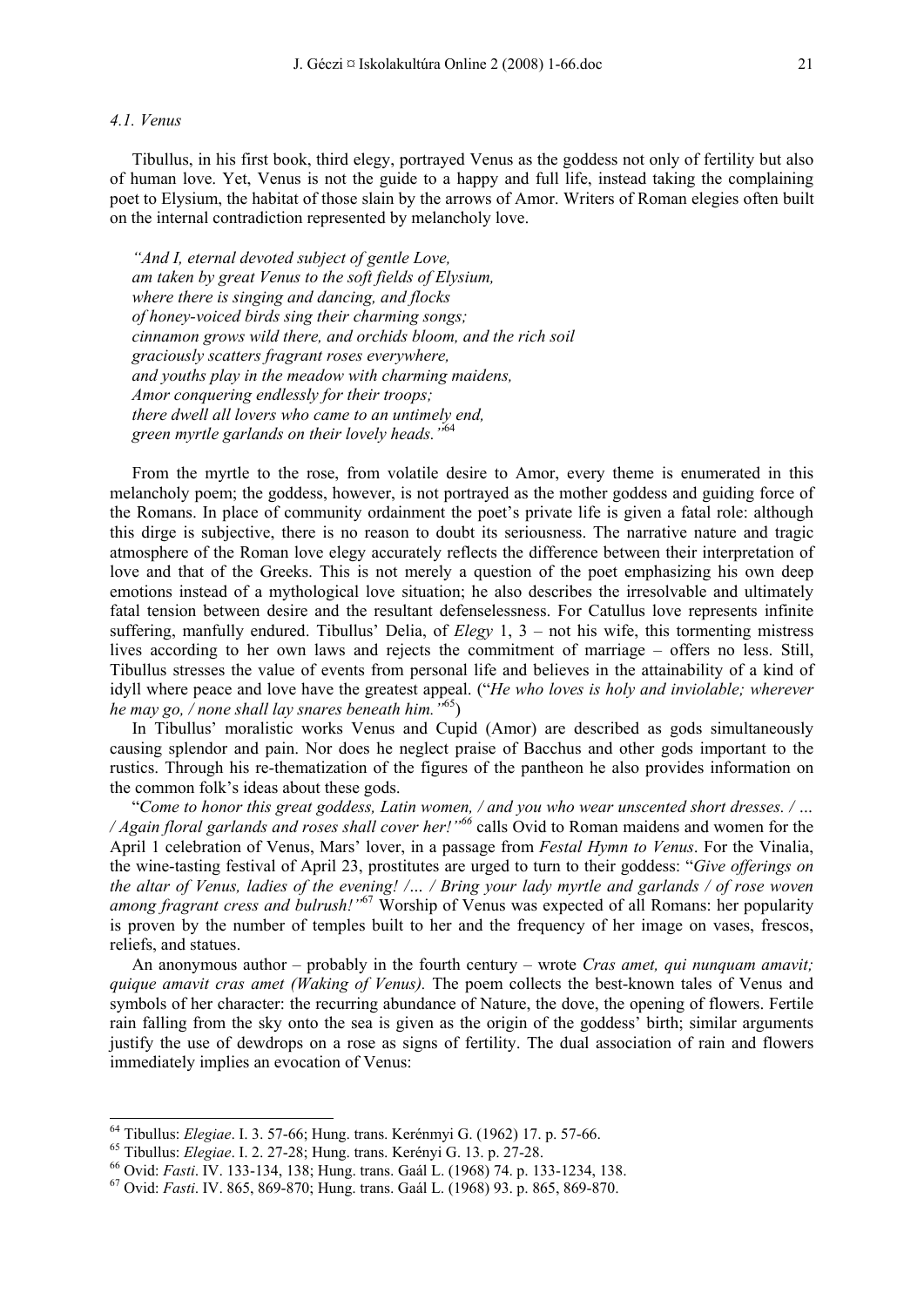*4.1. Venus*

Tibullus, in his first book, third elegy, portrayed Venus as the goddess not only of fertility but also of human love. Yet, Venus is not the guide to a happy and full life, instead taking the complaining poet to Elysium, the habitat of those slain by the arrows of Amor. Writers of Roman elegies often built on the internal contradiction represented by melancholy love.

> *"And I, eternal devoted subject of gentle Love,*
> *am taken by great Venus to the soft fields of Elysium,*
> *where there is singing and dancing, and flocks*
> *of honey-voiced birds sing their charming songs;*
> *cinnamon grows wild there, and orchids bloom, and the rich soil*
> *graciously scatters fragrant roses everywhere,*
> *and youths play in the meadow with charming maidens,*
> *Amor conquering endlessly for their troops;*
> *there dwell all lovers who came to an untimely end,*
> *green myrtle garlands on their lovely heads."*[64]

From the myrtle to the rose, from volatile desire to Amor, every theme is enumerated in this melancholy poem; the goddess, however, is not portrayed as the mother goddess and guiding force of the Romans. In place of community ordainment the poet's private life is given a fatal role: although this dirge is subjective, there is no reason to doubt its seriousness. The narrative nature and tragic atmosphere of the Roman love elegy accurately reflects the difference between their interpretation of love and that of the Greeks. This is not merely a question of the poet emphasizing his own deep emotions instead of a mythological love situation; he also describes the irresolvable and ultimately fatal tension between desire and the resultant defenselessness. For Catullus love represents infinite suffering, manfully endured. Tibullus' Delia, of *Elegy* 1, 3 – not his wife, this tormenting mistress lives according to her own laws and rejects the commitment of marriage – offers no less. Still, Tibullus stresses the value of events from personal life and believes in the attainability of a kind of idyll where peace and love have the greatest appeal. ("*He who loves is holy and inviolable; wherever he may go, / none shall lay snares beneath him."*[65])

In Tibullus' moralistic works Venus and Cupid (Amor) are described as gods simultaneously causing splendor and pain. Nor does he neglect praise of Bacchus and other gods important to the rustics. Through his re-thematization of the figures of the pantheon he also provides information on the common folk's ideas about these gods.

"*Come to honor this great goddess, Latin women, / and you who wear unscented short dresses. / … / Again floral garlands and roses shall cover her!"*[66] calls Ovid to Roman maidens and women for the April 1 celebration of Venus, Mars' lover, in a passage from *Festal Hymn to Venus*. For the Vinalia, the wine-tasting festival of April 23, prostitutes are urged to turn to their goddess: "*Give offerings on the altar of Venus, ladies of the evening! /… / Bring your lady myrtle and garlands / of rose woven among fragrant cress and bulrush!"*[67] Worship of Venus was expected of all Romans: her popularity is proven by the number of temples built to her and the frequency of her image on vases, frescos, reliefs, and statues.

An anonymous author – probably in the fourth century – wrote *Cras amet, qui nunquam amavit; quique amavit cras amet (Waking of Venus).* The poem collects the best-known tales of Venus and symbols of her character: the recurring abundance of Nature, the dove, the opening of flowers. Fertile rain falling from the sky onto the sea is given as the origin of the goddess' birth; similar arguments justify the use of dewdrops on a rose as signs of fertility. The dual association of rain and flowers immediately implies an evocation of Venus:

---

[64] Tibullus: *Elegiae*. I. 3. 57-66; Hung. trans. Kerénmyi G. (1962) 17. p. 57-66.

[65] Tibullus: *Elegiae*. I. 2. 27-28; Hung. trans. Kerényi G. 13. p. 27-28.

[66] Ovid: *Fasti*. IV. 133-134, 138; Hung. trans. Gaál L. (1968) 74. p. 133-1234, 138.

[67] Ovid: *Fasti*. IV. 865, 869-870; Hung. trans. Gaál L. (1968) 93. p. 865, 869-870.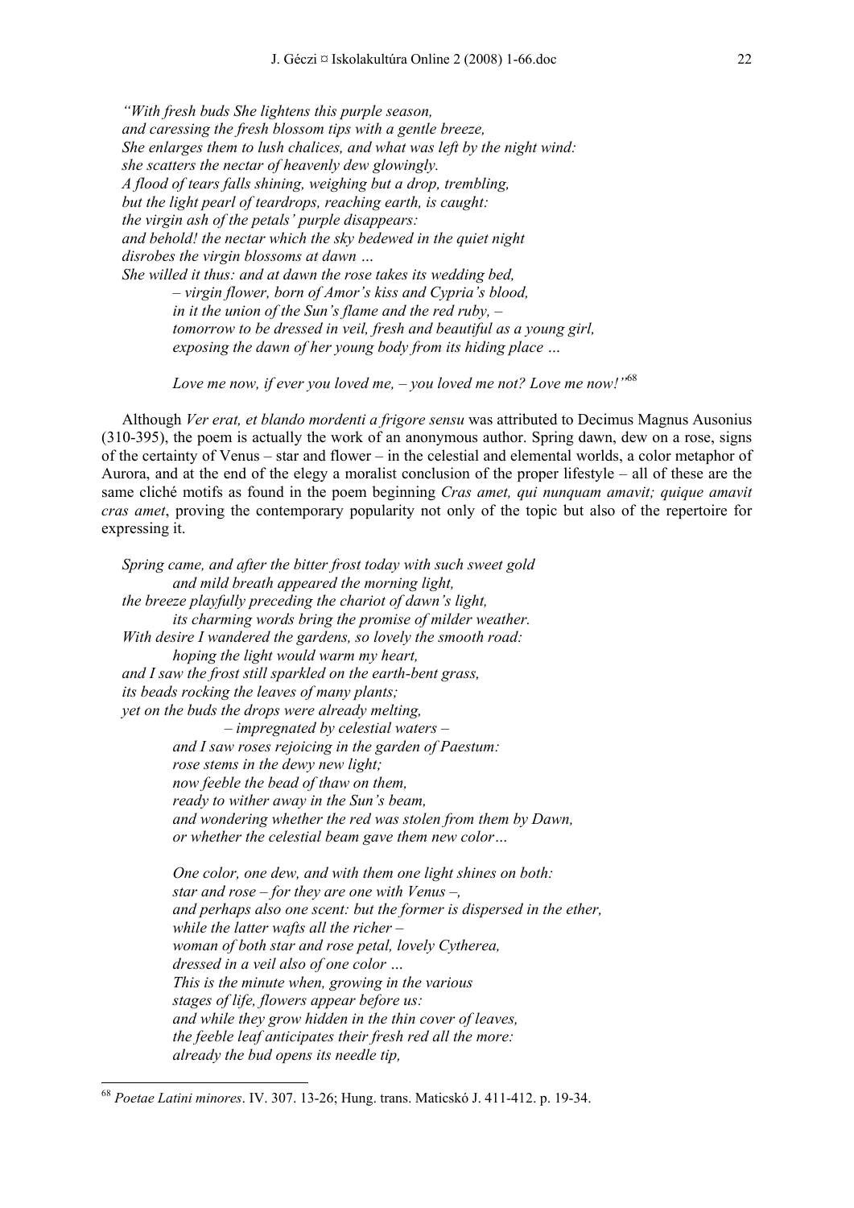*"With fresh buds She lightens this purple season,*
*and caressing the fresh blossom tips with a gentle breeze,*
*She enlarges them to lush chalices, and what was left by the night wind:*
*she scatters the nectar of heavenly dew glowingly.*
*A flood of tears falls shining, weighing but a drop, trembling,*
*but the light pearl of teardrops, reaching earth, is caught:*
*the virgin ash of the petals' purple disappears:*
*and behold! the nectar which the sky bedewed in the quiet night*
*disrobes the virgin blossoms at dawn …*
*She willed it thus: and at dawn the rose takes its wedding bed,*
> *– virgin flower, born of Amor's kiss and Cypria's blood,*
> *in it the union of the Sun's flame and the red ruby, –*
> *tomorrow to be dressed in veil, fresh and beautiful as a young girl,*
> *exposing the dawn of her young body from its hiding place …*
>
> *Love me now, if ever you loved me, – you loved me not? Love me now!"*[68]

Although *Ver erat, et blando mordenti a frigore sensu* was attributed to Decimus Magnus Ausonius (310-395), the poem is actually the work of an anonymous author. Spring dawn, dew on a rose, signs of the certainty of Venus – star and flower – in the celestial and elemental worlds, a color metaphor of Aurora, and at the end of the elegy a moralist conclusion of the proper lifestyle – all of these are the same cliché motifs as found in the poem beginning *Cras amet, qui nunquam amavit; quique amavit cras amet*, proving the contemporary popularity not only of the topic but also of the repertoire for expressing it.

*Spring came, and after the bitter frost today with such sweet gold*
> *and mild breath appeared the morning light,*

*the breeze playfully preceding the chariot of dawn's light,*
> *its charming words bring the promise of milder weather.*

*With desire I wandered the gardens, so lovely the smooth road:*
> *hoping the light would warm my heart,*

*and I saw the frost still sparkled on the earth-bent grass,*
*its beads rocking the leaves of many plants;*
*yet on the buds the drops were already melting,*
> *– impregnated by celestial waters –*
> *and I saw roses rejoicing in the garden of Paestum:*
> *rose stems in the dewy new light;*
> *now feeble the bead of thaw on them,*
> *ready to wither away in the Sun's beam,*
> *and wondering whether the red was stolen from them by Dawn,*
> *or whether the celestial beam gave them new color…*
>
> *One color, one dew, and with them one light shines on both:*
> *star and rose – for they are one with Venus –,*
> *and perhaps also one scent: but the former is dispersed in the ether,*
> *while the latter wafts all the richer –*
> *woman of both star and rose petal, lovely Cytherea,*
> *dressed in a veil also of one color …*
> *This is the minute when, growing in the various*
> *stages of life, flowers appear before us:*
> *and while they grow hidden in the thin cover of leaves,*
> *the feeble leaf anticipates their fresh red all the more:*
> *already the bud opens its needle tip,*

---

[68] *Poetae Latini minores*. IV. 307. 13-26; Hung. trans. Maticskó J. 411-412. p. 19-34.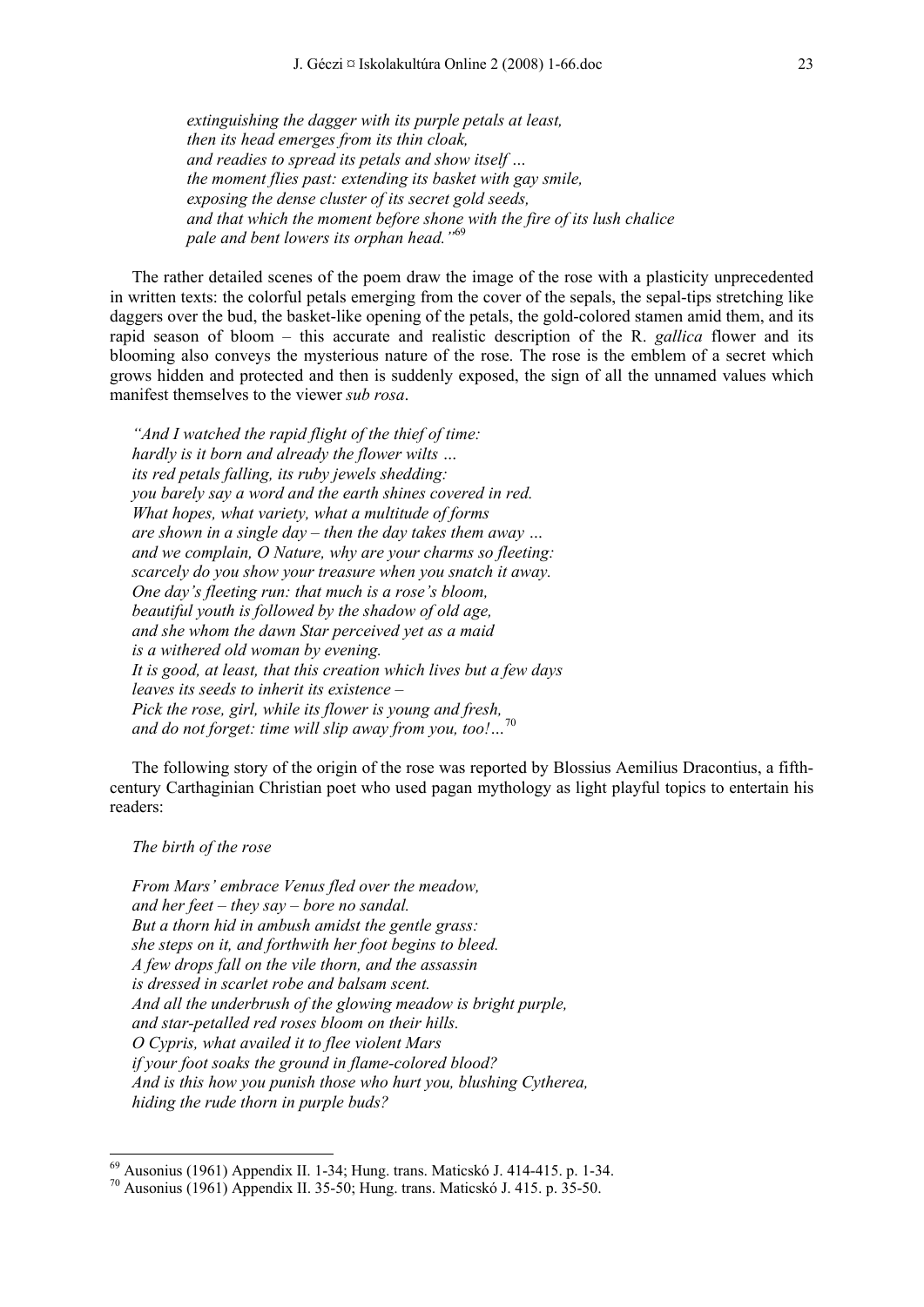*extinguishing the dagger with its purple petals at least,*
*then its head emerges from its thin cloak,*
*and readies to spread its petals and show itself …*
*the moment flies past: extending its basket with gay smile,*
*exposing the dense cluster of its secret gold seeds,*
*and that which the moment before shone with the fire of its lush chalice*
*pale and bent lowers its orphan head."*[69]

The rather detailed scenes of the poem draw the image of the rose with a plasticity unprecedented in written texts: the colorful petals emerging from the cover of the sepals, the sepal-tips stretching like daggers over the bud, the basket-like opening of the petals, the gold-colored stamen amid them, and its rapid season of bloom – this accurate and realistic description of the R. *gallica* flower and its blooming also conveys the mysterious nature of the rose. The rose is the emblem of a secret which grows hidden and protected and then is suddenly exposed, the sign of all the unnamed values which manifest themselves to the viewer *sub rosa*.

*"And I watched the rapid flight of the thief of time:*
*hardly is it born and already the flower wilts …*
*its red petals falling, its ruby jewels shedding:*
*you barely say a word and the earth shines covered in red.*
*What hopes, what variety, what a multitude of forms*
*are shown in a single day – then the day takes them away …*
*and we complain, O Nature, why are your charms so fleeting:*
*scarcely do you show your treasure when you snatch it away.*
*One day's fleeting run: that much is a rose's bloom,*
*beautiful youth is followed by the shadow of old age,*
*and she whom the dawn Star perceived yet as a maid*
*is a withered old woman by evening.*
*It is good, at least, that this creation which lives but a few days*
*leaves its seeds to inherit its existence –*
*Pick the rose, girl, while its flower is young and fresh,*
*and do not forget: time will slip away from you, too!…*[70]

The following story of the origin of the rose was reported by Blossius Aemilius Dracontius, a fifth-century Carthaginian Christian poet who used pagan mythology as light playful topics to entertain his readers:

*The birth of the rose*

*From Mars' embrace Venus fled over the meadow,*
*and her feet – they say – bore no sandal.*
*But a thorn hid in ambush amidst the gentle grass:*
*she steps on it, and forthwith her foot begins to bleed.*
*A few drops fall on the vile thorn, and the assassin*
*is dressed in scarlet robe and balsam scent.*
*And all the underbrush of the glowing meadow is bright purple,*
*and star-petalled red roses bloom on their hills.*
*O Cypris, what availed it to flee violent Mars*
*if your foot soaks the ground in flame-colored blood?*
*And is this how you punish those who hurt you, blushing Cytherea,*
*hiding the rude thorn in purple buds?*

---

[69] Ausonius (1961) Appendix II. 1-34; Hung. trans. Maticskó J. 414-415. p. 1-34.

[70] Ausonius (1961) Appendix II. 35-50; Hung. trans. Maticskó J. 415. p. 35-50.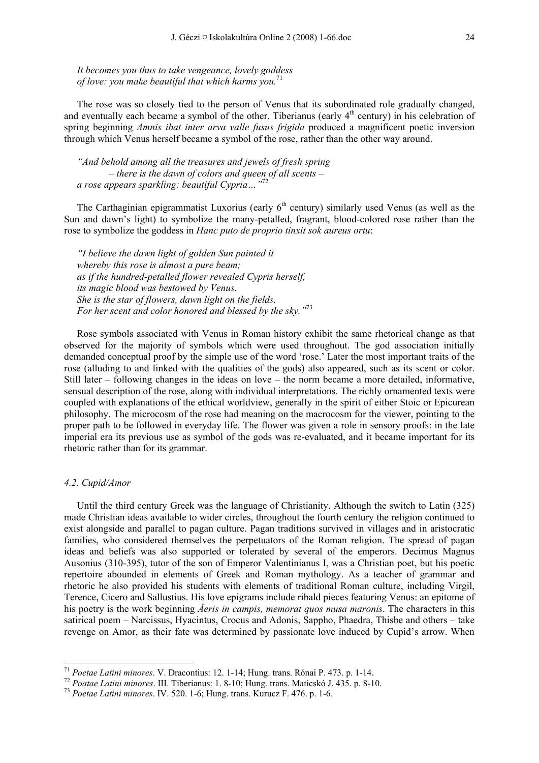*It becomes you thus to take vengeance, lovely goddess*
*of love: you make beautiful that which harms you.*[71]

The rose was so closely tied to the person of Venus that its subordinated role gradually changed, and eventually each became a symbol of the other. Tiberianus (early 4th century) in his celebration of spring beginning *Amnis ibat inter arva valle fusus frigida* produced a magnificent poetic inversion through which Venus herself became a symbol of the rose, rather than the other way around.

*"And behold among all the treasures and jewels of fresh spring*
*– there is the dawn of colors and queen of all scents –*
*a rose appears sparkling: beautiful Cypria…"*[72]

The Carthaginian epigrammatist Luxorius (early 6th century) similarly used Venus (as well as the Sun and dawn's light) to symbolize the many-petalled, fragrant, blood-colored rose rather than the rose to symbolize the goddess in *Hanc puto de proprio tinxit sok aureus ortu*:

*"I believe the dawn light of golden Sun painted it*
*whereby this rose is almost a pure beam;*
*as if the hundred-petalled flower revealed Cypris herself,*
*its magic blood was bestowed by Venus.*
*She is the star of flowers, dawn light on the fields,*
*For her scent and color honored and blessed by the sky."*[73]

Rose symbols associated with Venus in Roman history exhibit the same rhetorical change as that observed for the majority of symbols which were used throughout. The god association initially demanded conceptual proof by the simple use of the word 'rose.' Later the most important traits of the rose (alluding to and linked with the qualities of the gods) also appeared, such as its scent or color. Still later – following changes in the ideas on love – the norm became a more detailed, informative, sensual description of the rose, along with individual interpretations. The richly ornamented texts were coupled with explanations of the ethical worldview, generally in the spirit of either Stoic or Epicurean philosophy. The microcosm of the rose had meaning on the macrocosm for the viewer, pointing to the proper path to be followed in everyday life. The flower was given a role in sensory proofs: in the late imperial era its previous use as symbol of the gods was re-evaluated, and it became important for its rhetoric rather than for its grammar.

### *4.2. Cupid/Amor*

Until the third century Greek was the language of Christianity. Although the switch to Latin (325) made Christian ideas available to wider circles, throughout the fourth century the religion continued to exist alongside and parallel to pagan culture. Pagan traditions survived in villages and in aristocratic families, who considered themselves the perpetuators of the Roman religion. The spread of pagan ideas and beliefs was also supported or tolerated by several of the emperors. Decimus Magnus Ausonius (310-395), tutor of the son of Emperor Valentinianus I, was a Christian poet, but his poetic repertoire abounded in elements of Greek and Roman mythology. As a teacher of grammar and rhetoric he also provided his students with elements of traditional Roman culture, including Virgil, Terence, Cicero and Sallustius. His love epigrams include ribald pieces featuring Venus: an epitome of his poetry is the work beginning *Äeris in campis, memorat quos musa maronis*. The characters in this satirical poem – Narcissus, Hyacintus, Crocus and Adonis, Sappho, Phaedra, Thisbe and others – take revenge on Amor, as their fate was determined by passionate love induced by Cupid's arrow. When

---

[71] *Poetae Latini minores*. V. Dracontius: 12. 1-14; Hung. trans. Rónai P. 473. p. 1-14.
[72] *Poatae Latini minores*. III. Tiberianus: 1. 8-10; Hung. trans. Maticskó J. 435. p. 8-10.
[73] *Poetae Latini minores*. IV. 520. 1-6; Hung. trans. Kurucz F. 476. p. 1-6.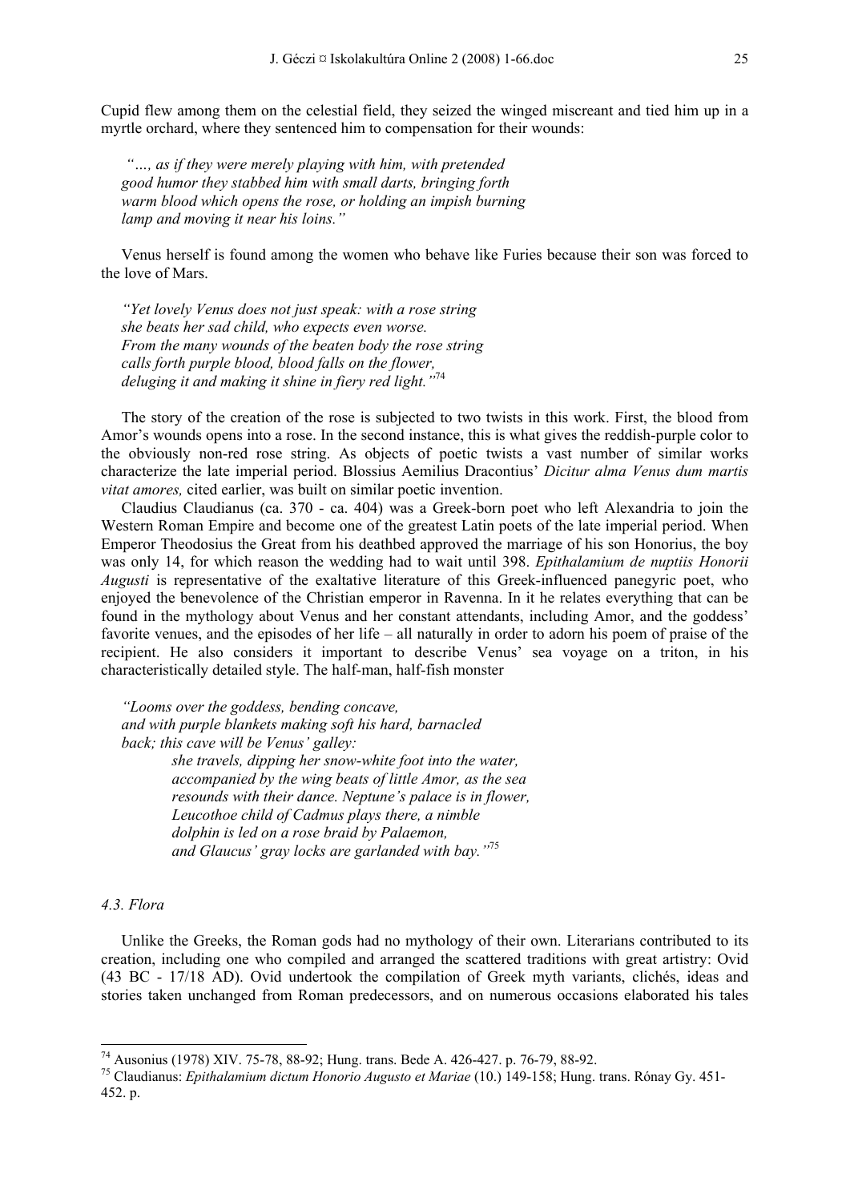Cupid flew among them on the celestial field, they seized the winged miscreant and tied him up in a myrtle orchard, where they sentenced him to compensation for their wounds:

> *"…, as if they were merely playing with him, with pretended good humor they stabbed him with small darts, bringing forth warm blood which opens the rose, or holding an impish burning lamp and moving it near his loins."*

Venus herself is found among the women who behave like Furies because their son was forced to the love of Mars.

> *"Yet lovely Venus does not just speak: with a rose string she beats her sad child, who expects even worse. From the many wounds of the beaten body the rose string calls forth purple blood, blood falls on the flower, deluging it and making it shine in fiery red light."*[74]

The story of the creation of the rose is subjected to two twists in this work. First, the blood from Amor's wounds opens into a rose. In the second instance, this is what gives the reddish-purple color to the obviously non-red rose string. As objects of poetic twists a vast number of similar works characterize the late imperial period. Blossius Aemilius Dracontius' *Dicitur alma Venus dum martis vitat amores,* cited earlier, was built on similar poetic invention.

Claudius Claudianus (ca. 370 - ca. 404) was a Greek-born poet who left Alexandria to join the Western Roman Empire and become one of the greatest Latin poets of the late imperial period. When Emperor Theodosius the Great from his deathbed approved the marriage of his son Honorius, the boy was only 14, for which reason the wedding had to wait until 398. *Epithalamium de nuptiis Honorii Augusti* is representative of the exaltative literature of this Greek-influenced panegyric poet, who enjoyed the benevolence of the Christian emperor in Ravenna. In it he relates everything that can be found in the mythology about Venus and her constant attendants, including Amor, and the goddess' favorite venues, and the episodes of her life – all naturally in order to adorn his poem of praise of the recipient. He also considers it important to describe Venus' sea voyage on a triton, in his characteristically detailed style. The half-man, half-fish monster

> *"Looms over the goddess, bending concave, and with purple blankets making soft his hard, barnacled back; this cave will be Venus' galley:*
> *she travels, dipping her snow-white foot into the water, accompanied by the wing beats of little Amor, as the sea resounds with their dance. Neptune's palace is in flower, Leucothoe child of Cadmus plays there, a nimble dolphin is led on a rose braid by Palaemon, and Glaucus' gray locks are garlanded with bay."*[75]

### *4.3. Flora*

Unlike the Greeks, the Roman gods had no mythology of their own. Literarians contributed to its creation, including one who compiled and arranged the scattered traditions with great artistry: Ovid (43 BC - 17/18 AD). Ovid undertook the compilation of Greek myth variants, clichés, ideas and stories taken unchanged from Roman predecessors, and on numerous occasions elaborated his tales

---

[74] Ausonius (1978) XIV. 75-78, 88-92; Hung. trans. Bede A. 426-427. p. 76-79, 88-92.

[75] Claudianus: *Epithalamium dictum Honorio Augusto et Mariae* (10.) 149-158; Hung. trans. Rónay Gy. 451-452. p.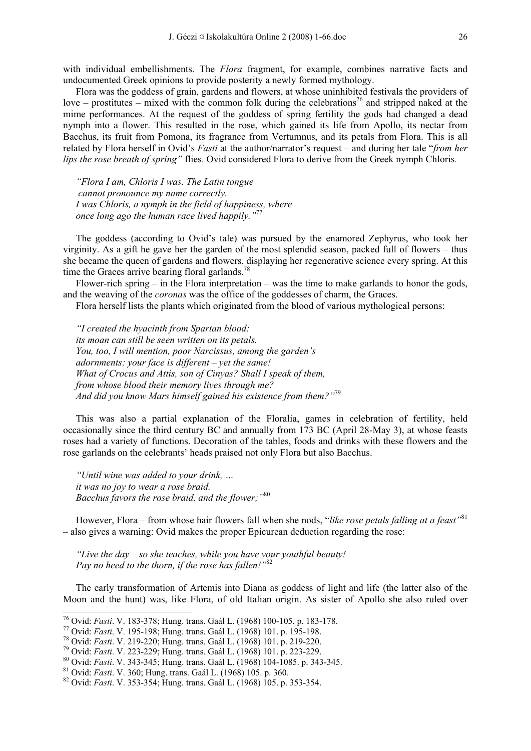with individual embellishments. The *Flora* fragment, for example, combines narrative facts and undocumented Greek opinions to provide posterity a newly formed mythology.

Flora was the goddess of grain, gardens and flowers, at whose uninhibited festivals the providers of love – prostitutes – mixed with the common folk during the celebrations[76] and stripped naked at the mime performances. At the request of the goddess of spring fertility the gods had changed a dead nymph into a flower. This resulted in the rose, which gained its life from Apollo, its nectar from Bacchus, its fruit from Pomona, its fragrance from Vertumnus, and its petals from Flora. This is all related by Flora herself in Ovid's *Fasti* at the author/narrator's request – and during her tale "*from her lips the rose breath of spring"* flies. Ovid considered Flora to derive from the Greek nymph Chloris*.*

> *"Flora I am, Chloris I was. The Latin tongue*
> *cannot pronounce my name correctly.*
> *I was Chloris, a nymph in the field of happiness, where*
> *once long ago the human race lived happily."*[77]

The goddess (according to Ovid's tale) was pursued by the enamored Zephyrus, who took her virginity. As a gift he gave her the garden of the most splendid season, packed full of flowers – thus she became the queen of gardens and flowers, displaying her regenerative science every spring. At this time the Graces arrive bearing floral garlands.[78]

Flower-rich spring – in the Flora interpretation – was the time to make garlands to honor the gods, and the weaving of the *coronas* was the office of the goddesses of charm, the Graces.

Flora herself lists the plants which originated from the blood of various mythological persons:

> *"I created the hyacinth from Spartan blood:*
> *its moan can still be seen written on its petals.*
> *You, too, I will mention, poor Narcissus, among the garden's*
> *adornments: your face is different – yet the same!*
> *What of Crocus and Attis, son of Cinyas? Shall I speak of them,*
> *from whose blood their memory lives through me?*
> *And did you know Mars himself gained his existence from them?"*[79]

This was also a partial explanation of the Floralia, games in celebration of fertility, held occasionally since the third century BC and annually from 173 BC (April 28-May 3), at whose feasts roses had a variety of functions. Decoration of the tables, foods and drinks with these flowers and the rose garlands on the celebrants' heads praised not only Flora but also Bacchus.

> *"Until wine was added to your drink, …*
> *it was no joy to wear a rose braid.*
> *Bacchus favors the rose braid, and the flower;"*[80]

However, Flora – from whose hair flowers fall when she nods, "*like rose petals falling at a feast"*[81] – also gives a warning: Ovid makes the proper Epicurean deduction regarding the rose:

> *"Live the day – so she teaches, while you have your youthful beauty!*
> *Pay no heed to the thorn, if the rose has fallen!"*[82]

The early transformation of Artemis into Diana as goddess of light and life (the latter also of the Moon and the hunt) was, like Flora, of old Italian origin. As sister of Apollo she also ruled over

---

[76] Ovid: *Fasti*. V. 183-378; Hung. trans. Gaál L. (1968) 100-105. p. 183-178.
[77] Ovid: *Fasti*. V. 195-198; Hung. trans. Gaál L. (1968) 101. p. 195-198.
[78] Ovid: *Fasti*. V. 219-220; Hung. trans. Gaál L. (1968) 101. p. 219-220.
[79] Ovid: *Fasti*. V. 223-229; Hung. trans. Gaál L. (1968) 101. p. 223-229.
[80] Ovid: *Fasti*. V. 343-345; Hung. trans. Gaál L. (1968) 104-1085. p. 343-345.
[81] Ovid: *Fasti*. V. 360; Hung. trans. Gaál L. (1968) 105. p. 360.
[82] Ovid: *Fasti*. V. 353-354; Hung. trans. Gaál L. (1968) 105. p. 353-354.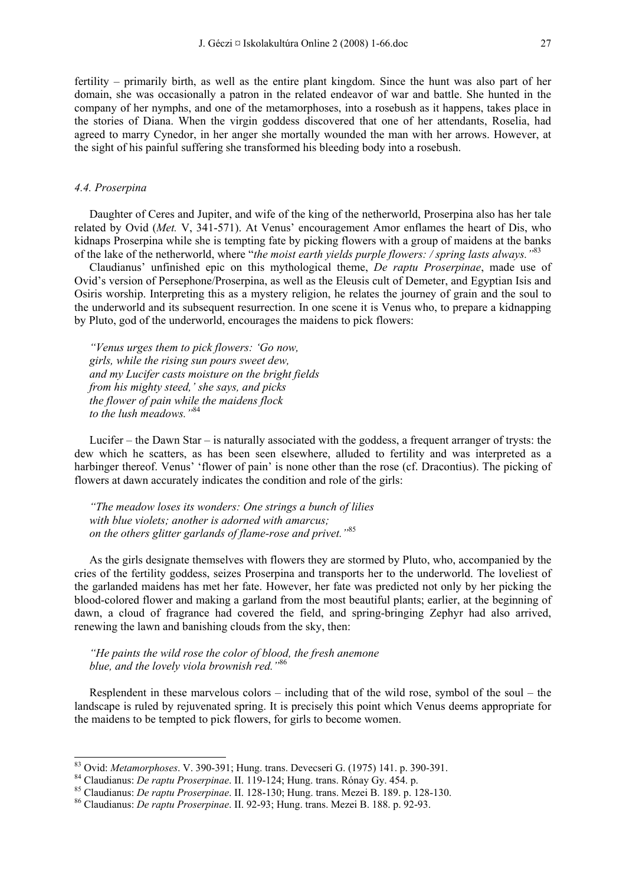fertility – primarily birth, as well as the entire plant kingdom. Since the hunt was also part of her domain, she was occasionally a patron in the related endeavor of war and battle. She hunted in the company of her nymphs, and one of the metamorphoses, into a rosebush as it happens, takes place in the stories of Diana. When the virgin goddess discovered that one of her attendants, Roselia, had agreed to marry Cynedor, in her anger she mortally wounded the man with her arrows. However, at the sight of his painful suffering she transformed his bleeding body into a rosebush.

### *4.4. Proserpina*

Daughter of Ceres and Jupiter, and wife of the king of the netherworld, Proserpina also has her tale related by Ovid (*Met.* V, 341-571). At Venus' encouragement Amor enflames the heart of Dis, who kidnaps Proserpina while she is tempting fate by picking flowers with a group of maidens at the banks of the lake of the netherworld, where "*the moist earth yields purple flowers: / spring lasts always.*"[83]

Claudianus' unfinished epic on this mythological theme, *De raptu Proserpinae*, made use of Ovid's version of Persephone/Proserpina, as well as the Eleusis cult of Demeter, and Egyptian Isis and Osiris worship. Interpreting this as a mystery religion, he relates the journey of grain and the soul to the underworld and its subsequent resurrection. In one scene it is Venus who, to prepare a kidnapping by Pluto, god of the underworld, encourages the maidens to pick flowers:

> *"Venus urges them to pick flowers: 'Go now,*
> *girls, while the rising sun pours sweet dew,*
> *and my Lucifer casts moisture on the bright fields*
> *from his mighty steed,' she says, and picks*
> *the flower of pain while the maidens flock*
> *to the lush meadows."*[84]

Lucifer – the Dawn Star – is naturally associated with the goddess, a frequent arranger of trysts: the dew which he scatters, as has been seen elsewhere, alluded to fertility and was interpreted as a harbinger thereof. Venus' 'flower of pain' is none other than the rose (cf. Dracontius). The picking of flowers at dawn accurately indicates the condition and role of the girls:

> *"The meadow loses its wonders: One strings a bunch of lilies*
> *with blue violets; another is adorned with amarcus;*
> *on the others glitter garlands of flame-rose and privet."*[85]

As the girls designate themselves with flowers they are stormed by Pluto, who, accompanied by the cries of the fertility goddess, seizes Proserpina and transports her to the underworld. The loveliest of the garlanded maidens has met her fate. However, her fate was predicted not only by her picking the blood-colored flower and making a garland from the most beautiful plants; earlier, at the beginning of dawn, a cloud of fragrance had covered the field, and spring-bringing Zephyr had also arrived, renewing the lawn and banishing clouds from the sky, then:

> *"He paints the wild rose the color of blood, the fresh anemone*
> *blue, and the lovely viola brownish red."*[86]

Resplendent in these marvelous colors – including that of the wild rose, symbol of the soul – the landscape is ruled by rejuvenated spring. It is precisely this point which Venus deems appropriate for the maidens to be tempted to pick flowers, for girls to become women.

---

[83] Ovid: *Metamorphoses*. V. 390-391; Hung. trans. Devecseri G. (1975) 141. p. 390-391.

[84] Claudianus: *De raptu Proserpinae*. II. 119-124; Hung. trans. Rónay Gy. 454. p.

[85] Claudianus: *De raptu Proserpinae*. II. 128-130; Hung. trans. Mezei B. 189. p. 128-130.

[86] Claudianus: *De raptu Proserpinae*. II. 92-93; Hung. trans. Mezei B. 188. p. 92-93.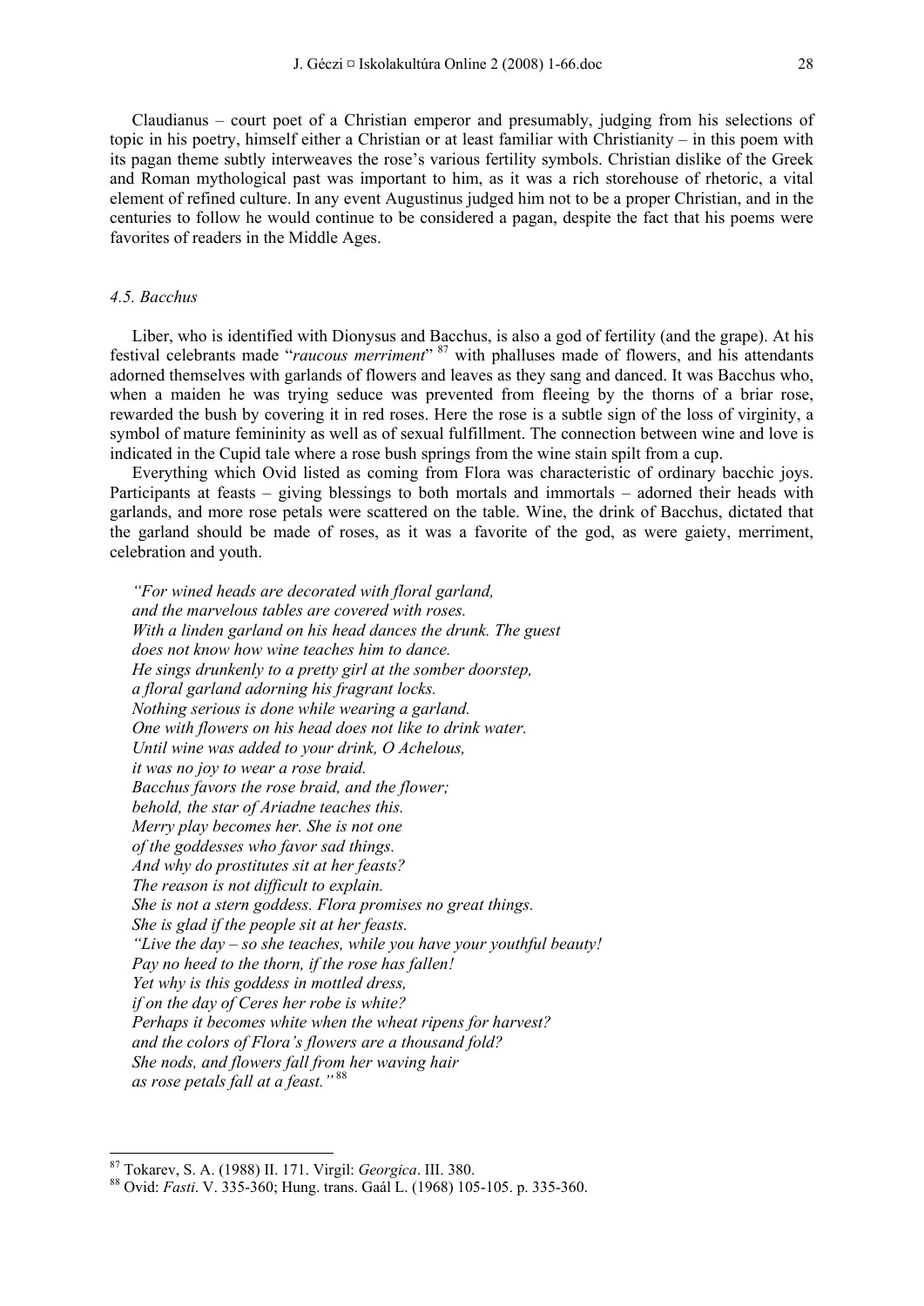Claudianus – court poet of a Christian emperor and presumably, judging from his selections of topic in his poetry, himself either a Christian or at least familiar with Christianity – in this poem with its pagan theme subtly interweaves the rose's various fertility symbols. Christian dislike of the Greek and Roman mythological past was important to him, as it was a rich storehouse of rhetoric, a vital element of refined culture. In any event Augustinus judged him not to be a proper Christian, and in the centuries to follow he would continue to be considered a pagan, despite the fact that his poems were favorites of readers in the Middle Ages.

### *4.5. Bacchus*

Liber, who is identified with Dionysus and Bacchus, is also a god of fertility (and the grape). At his festival celebrants made "*raucous merriment*" [87] with phalluses made of flowers, and his attendants adorned themselves with garlands of flowers and leaves as they sang and danced. It was Bacchus who, when a maiden he was trying seduce was prevented from fleeing by the thorns of a briar rose, rewarded the bush by covering it in red roses. Here the rose is a subtle sign of the loss of virginity, a symbol of mature femininity as well as of sexual fulfillment. The connection between wine and love is indicated in the Cupid tale where a rose bush springs from the wine stain spilt from a cup.

Everything which Ovid listed as coming from Flora was characteristic of ordinary bacchic joys. Participants at feasts – giving blessings to both mortals and immortals – adorned their heads with garlands, and more rose petals were scattered on the table. Wine, the drink of Bacchus, dictated that the garland should be made of roses, as it was a favorite of the god, as were gaiety, merriment, celebration and youth.

*"For wined heads are decorated with floral garland,*
*and the marvelous tables are covered with roses.*
*With a linden garland on his head dances the drunk. The guest*
*does not know how wine teaches him to dance.*
*He sings drunkenly to a pretty girl at the somber doorstep,*
*a floral garland adorning his fragrant locks.*
*Nothing serious is done while wearing a garland.*
*One with flowers on his head does not like to drink water.*
*Until wine was added to your drink, O Achelous,*
*it was no joy to wear a rose braid.*
*Bacchus favors the rose braid, and the flower;*
*behold, the star of Ariadne teaches this.*
*Merry play becomes her. She is not one*
*of the goddesses who favor sad things.*
*And why do prostitutes sit at her feasts?*
*The reason is not difficult to explain.*
*She is not a stern goddess. Flora promises no great things.*
*She is glad if the people sit at her feasts.*
*"Live the day – so she teaches, while you have your youthful beauty!*
*Pay no heed to the thorn, if the rose has fallen!*
*Yet why is this goddess in mottled dress,*
*if on the day of Ceres her robe is white?*
*Perhaps it becomes white when the wheat ripens for harvest?*
*and the colors of Flora's flowers are a thousand fold?*
*She nods, and flowers fall from her waving hair*
*as rose petals fall at a feast."* [88]

---

[87] Tokarev, S. A. (1988) II. 171. Virgil: *Georgica*. III. 380.

[88] Ovid: *Fasti*. V. 335-360; Hung. trans. Gaál L. (1968) 105-105. p. 335-360.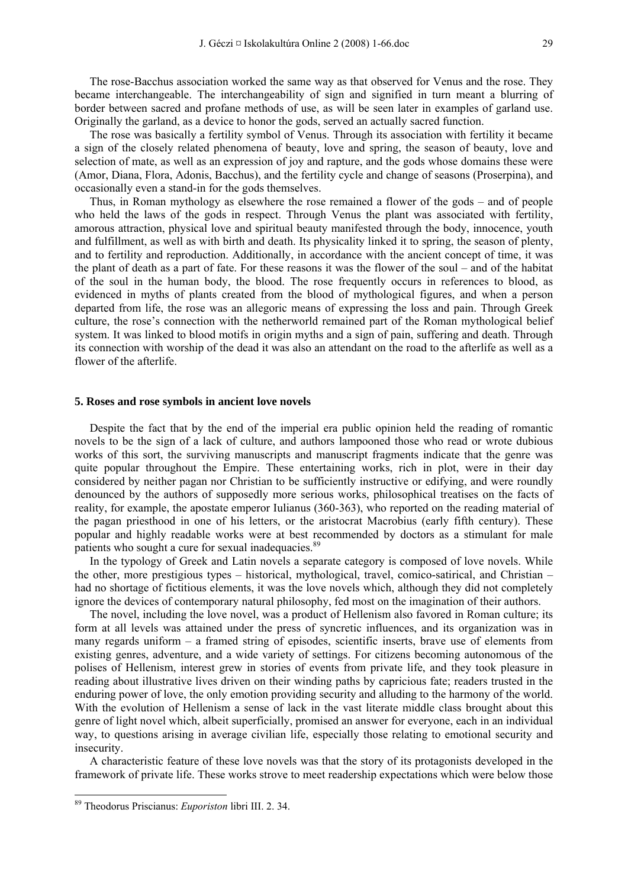The rose-Bacchus association worked the same way as that observed for Venus and the rose. They became interchangeable. The interchangeability of sign and signified in turn meant a blurring of border between sacred and profane methods of use, as will be seen later in examples of garland use. Originally the garland, as a device to honor the gods, served an actually sacred function.

The rose was basically a fertility symbol of Venus. Through its association with fertility it became a sign of the closely related phenomena of beauty, love and spring, the season of beauty, love and selection of mate, as well as an expression of joy and rapture, and the gods whose domains these were (Amor, Diana, Flora, Adonis, Bacchus), and the fertility cycle and change of seasons (Proserpina), and occasionally even a stand-in for the gods themselves.

Thus, in Roman mythology as elsewhere the rose remained a flower of the gods – and of people who held the laws of the gods in respect. Through Venus the plant was associated with fertility, amorous attraction, physical love and spiritual beauty manifested through the body, innocence, youth and fulfillment, as well as with birth and death. Its physicality linked it to spring, the season of plenty, and to fertility and reproduction. Additionally, in accordance with the ancient concept of time, it was the plant of death as a part of fate. For these reasons it was the flower of the soul – and of the habitat of the soul in the human body, the blood. The rose frequently occurs in references to blood, as evidenced in myths of plants created from the blood of mythological figures, and when a person departed from life, the rose was an allegoric means of expressing the loss and pain. Through Greek culture, the rose's connection with the netherworld remained part of the Roman mythological belief system. It was linked to blood motifs in origin myths and a sign of pain, suffering and death. Through its connection with worship of the dead it was also an attendant on the road to the afterlife as well as a flower of the afterlife.

## 5. Roses and rose symbols in ancient love novels

Despite the fact that by the end of the imperial era public opinion held the reading of romantic novels to be the sign of a lack of culture, and authors lampooned those who read or wrote dubious works of this sort, the surviving manuscripts and manuscript fragments indicate that the genre was quite popular throughout the Empire. These entertaining works, rich in plot, were in their day considered by neither pagan nor Christian to be sufficiently instructive or edifying, and were roundly denounced by the authors of supposedly more serious works, philosophical treatises on the facts of reality, for example, the apostate emperor Iulianus (360-363), who reported on the reading material of the pagan priesthood in one of his letters, or the aristocrat Macrobius (early fifth century). These popular and highly readable works were at best recommended by doctors as a stimulant for male patients who sought a cure for sexual inadequacies.[89]

In the typology of Greek and Latin novels a separate category is composed of love novels. While the other, more prestigious types – historical, mythological, travel, comico-satirical, and Christian – had no shortage of fictitious elements, it was the love novels which, although they did not completely ignore the devices of contemporary natural philosophy, fed most on the imagination of their authors.

The novel, including the love novel, was a product of Hellenism also favored in Roman culture; its form at all levels was attained under the press of syncretic influences, and its organization was in many regards uniform – a framed string of episodes, scientific inserts, brave use of elements from existing genres, adventure, and a wide variety of settings. For citizens becoming autonomous of the polises of Hellenism, interest grew in stories of events from private life, and they took pleasure in reading about illustrative lives driven on their winding paths by capricious fate; readers trusted in the enduring power of love, the only emotion providing security and alluding to the harmony of the world. With the evolution of Hellenism a sense of lack in the vast literate middle class brought about this genre of light novel which, albeit superficially, promised an answer for everyone, each in an individual way, to questions arising in average civilian life, especially those relating to emotional security and insecurity.

A characteristic feature of these love novels was that the story of its protagonists developed in the framework of private life. These works strove to meet readership expectations which were below those

[89] Theodorus Priscianus: *Euporiston* libri III. 2. 34.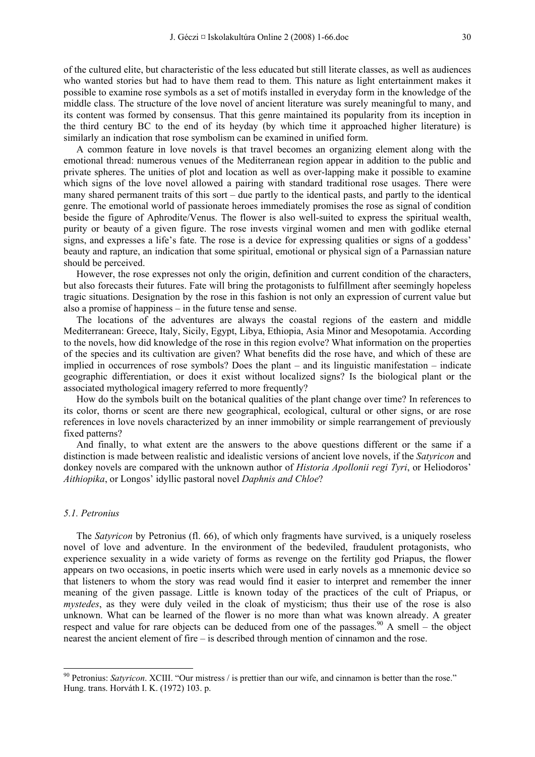of the cultured elite, but characteristic of the less educated but still literate classes, as well as audiences who wanted stories but had to have them read to them. This nature as light entertainment makes it possible to examine rose symbols as a set of motifs installed in everyday form in the knowledge of the middle class. The structure of the love novel of ancient literature was surely meaningful to many, and its content was formed by consensus. That this genre maintained its popularity from its inception in the third century BC to the end of its heyday (by which time it approached higher literature) is similarly an indication that rose symbolism can be examined in unified form.

A common feature in love novels is that travel becomes an organizing element along with the emotional thread: numerous venues of the Mediterranean region appear in addition to the public and private spheres. The unities of plot and location as well as over-lapping make it possible to examine which signs of the love novel allowed a pairing with standard traditional rose usages. There were many shared permanent traits of this sort – due partly to the identical pasts, and partly to the identical genre. The emotional world of passionate heroes immediately promises the rose as signal of condition beside the figure of Aphrodite/Venus. The flower is also well-suited to express the spiritual wealth, purity or beauty of a given figure. The rose invests virginal women and men with godlike eternal signs, and expresses a life's fate. The rose is a device for expressing qualities or signs of a goddess' beauty and rapture, an indication that some spiritual, emotional or physical sign of a Parnassian nature should be perceived.

However, the rose expresses not only the origin, definition and current condition of the characters, but also forecasts their futures. Fate will bring the protagonists to fulfillment after seemingly hopeless tragic situations. Designation by the rose in this fashion is not only an expression of current value but also a promise of happiness – in the future tense and sense.

The locations of the adventures are always the coastal regions of the eastern and middle Mediterranean: Greece, Italy, Sicily, Egypt, Libya, Ethiopia, Asia Minor and Mesopotamia. According to the novels, how did knowledge of the rose in this region evolve? What information on the properties of the species and its cultivation are given? What benefits did the rose have, and which of these are implied in occurrences of rose symbols? Does the plant – and its linguistic manifestation – indicate geographic differentiation, or does it exist without localized signs? Is the biological plant or the associated mythological imagery referred to more frequently?

How do the symbols built on the botanical qualities of the plant change over time? In references to its color, thorns or scent are there new geographical, ecological, cultural or other signs, or are rose references in love novels characterized by an inner immobility or simple rearrangement of previously fixed patterns?

And finally, to what extent are the answers to the above questions different or the same if a distinction is made between realistic and idealistic versions of ancient love novels, if the *Satyricon* and donkey novels are compared with the unknown author of *Historia Apollonii regi Tyri*, or Heliodoros' *Aithiopika*, or Longos' idyllic pastoral novel *Daphnis and Chloe*?

### *5.1. Petronius*

The *Satyricon* by Petronius (fl. 66), of which only fragments have survived, is a uniquely roseless novel of love and adventure. In the environment of the bedeviled, fraudulent protagonists, who experience sexuality in a wide variety of forms as revenge on the fertility god Priapus, the flower appears on two occasions, in poetic inserts which were used in early novels as a mnemonic device so that listeners to whom the story was read would find it easier to interpret and remember the inner meaning of the given passage. Little is known today of the practices of the cult of Priapus, or *mystedes*, as they were duly veiled in the cloak of mysticism; thus their use of the rose is also unknown. What can be learned of the flower is no more than what was known already. A greater respect and value for rare objects can be deduced from one of the passages.[90] A smell – the object nearest the ancient element of fire – is described through mention of cinnamon and the rose.

---

[90] Petronius: *Satyricon*. XCIII. "Our mistress / is prettier than our wife, and cinnamon is better than the rose." Hung. trans. Horváth I. K. (1972) 103. p.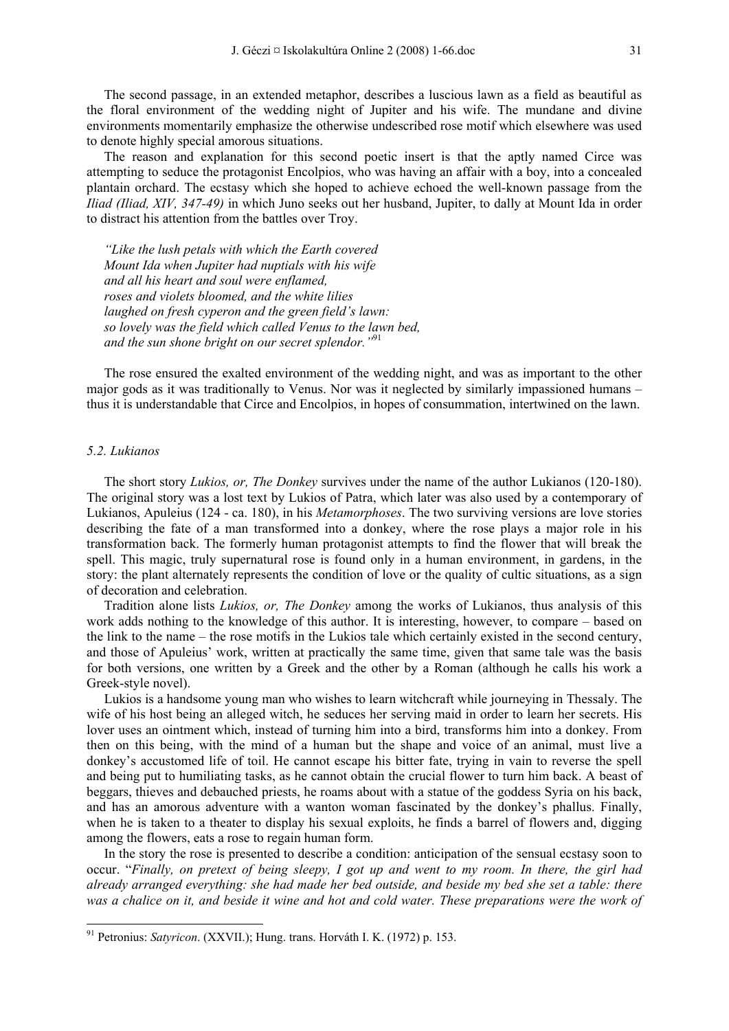The second passage, in an extended metaphor, describes a luscious lawn as a field as beautiful as the floral environment of the wedding night of Jupiter and his wife. The mundane and divine environments momentarily emphasize the otherwise undescribed rose motif which elsewhere was used to denote highly special amorous situations.

The reason and explanation for this second poetic insert is that the aptly named Circe was attempting to seduce the protagonist Encolpios, who was having an affair with a boy, into a concealed plantain orchard. The ecstasy which she hoped to achieve echoed the well-known passage from the *Iliad (Iliad, XIV, 347-49)* in which Juno seeks out her husband, Jupiter, to dally at Mount Ida in order to distract his attention from the battles over Troy.

> *"Like the lush petals with which the Earth covered*
> *Mount Ida when Jupiter had nuptials with his wife*
> *and all his heart and soul were enflamed,*
> *roses and violets bloomed, and the white lilies*
> *laughed on fresh cyperon and the green field's lawn:*
> *so lovely was the field which called Venus to the lawn bed,*
> *and the sun shone bright on our secret splendor."*[91]

The rose ensured the exalted environment of the wedding night, and was as important to the other major gods as it was traditionally to Venus. Nor was it neglected by similarly impassioned humans – thus it is understandable that Circe and Encolpios, in hopes of consummation, intertwined on the lawn.

### *5.2. Lukianos*

The short story *Lukios, or, The Donkey* survives under the name of the author Lukianos (120-180). The original story was a lost text by Lukios of Patra, which later was also used by a contemporary of Lukianos, Apuleius (124 - ca. 180), in his *Metamorphoses*. The two surviving versions are love stories describing the fate of a man transformed into a donkey, where the rose plays a major role in his transformation back. The formerly human protagonist attempts to find the flower that will break the spell. This magic, truly supernatural rose is found only in a human environment, in gardens, in the story: the plant alternately represents the condition of love or the quality of cultic situations, as a sign of decoration and celebration.

Tradition alone lists *Lukios, or, The Donkey* among the works of Lukianos, thus analysis of this work adds nothing to the knowledge of this author. It is interesting, however, to compare – based on the link to the name – the rose motifs in the Lukios tale which certainly existed in the second century, and those of Apuleius' work, written at practically the same time, given that same tale was the basis for both versions, one written by a Greek and the other by a Roman (although he calls his work a Greek-style novel).

Lukios is a handsome young man who wishes to learn witchcraft while journeying in Thessaly. The wife of his host being an alleged witch, he seduces her serving maid in order to learn her secrets. His lover uses an ointment which, instead of turning him into a bird, transforms him into a donkey. From then on this being, with the mind of a human but the shape and voice of an animal, must live a donkey's accustomed life of toil. He cannot escape his bitter fate, trying in vain to reverse the spell and being put to humiliating tasks, as he cannot obtain the crucial flower to turn him back. A beast of beggars, thieves and debauched priests, he roams about with a statue of the goddess Syria on his back, and has an amorous adventure with a wanton woman fascinated by the donkey's phallus. Finally, when he is taken to a theater to display his sexual exploits, he finds a barrel of flowers and, digging among the flowers, eats a rose to regain human form.

In the story the rose is presented to describe a condition: anticipation of the sensual ecstasy soon to occur. "*Finally, on pretext of being sleepy, I got up and went to my room. In there, the girl had already arranged everything: she had made her bed outside, and beside my bed she set a table: there was a chalice on it, and beside it wine and hot and cold water. These preparations were the work of*

---

[91] Petronius: *Satyricon*. (XXVII.); Hung. trans. Horváth I. K. (1972) p. 153.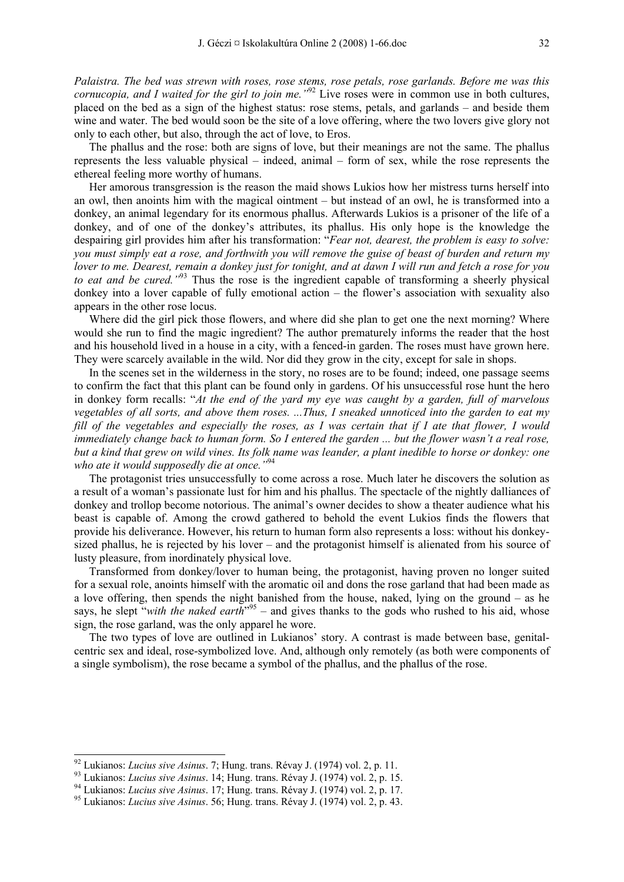*Palaistra. The bed was strewn with roses, rose stems, rose petals, rose garlands. Before me was this cornucopia, and I waited for the girl to join me."*[92] Live roses were in common use in both cultures, placed on the bed as a sign of the highest status: rose stems, petals, and garlands – and beside them wine and water. The bed would soon be the site of a love offering, where the two lovers give glory not only to each other, but also, through the act of love, to Eros.

The phallus and the rose: both are signs of love, but their meanings are not the same. The phallus represents the less valuable physical – indeed, animal – form of sex, while the rose represents the ethereal feeling more worthy of humans.

Her amorous transgression is the reason the maid shows Lukios how her mistress turns herself into an owl, then anoints him with the magical ointment – but instead of an owl, he is transformed into a donkey, an animal legendary for its enormous phallus. Afterwards Lukios is a prisoner of the life of a donkey, and of one of the donkey's attributes, its phallus. His only hope is the knowledge the despairing girl provides him after his transformation: "*Fear not, dearest, the problem is easy to solve: you must simply eat a rose, and forthwith you will remove the guise of beast of burden and return my lover to me. Dearest, remain a donkey just for tonight, and at dawn I will run and fetch a rose for you to eat and be cured."*[93] Thus the rose is the ingredient capable of transforming a sheerly physical donkey into a lover capable of fully emotional action – the flower's association with sexuality also appears in the other rose locus.

Where did the girl pick those flowers, and where did she plan to get one the next morning? Where would she run to find the magic ingredient? The author prematurely informs the reader that the host and his household lived in a house in a city, with a fenced-in garden. The roses must have grown here. They were scarcely available in the wild. Nor did they grow in the city, except for sale in shops.

In the scenes set in the wilderness in the story, no roses are to be found; indeed, one passage seems to confirm the fact that this plant can be found only in gardens. Of his unsuccessful rose hunt the hero in donkey form recalls: "*At the end of the yard my eye was caught by a garden, full of marvelous vegetables of all sorts, and above them roses. ...Thus, I sneaked unnoticed into the garden to eat my fill of the vegetables and especially the roses, as I was certain that if I ate that flower, I would immediately change back to human form. So I entered the garden ... but the flower wasn't a real rose, but a kind that grew on wild vines. Its folk name was leander, a plant inedible to horse or donkey: one who ate it would supposedly die at once."*[94]

The protagonist tries unsuccessfully to come across a rose. Much later he discovers the solution as a result of a woman's passionate lust for him and his phallus. The spectacle of the nightly dalliances of donkey and trollop become notorious. The animal's owner decides to show a theater audience what his beast is capable of. Among the crowd gathered to behold the event Lukios finds the flowers that provide his deliverance. However, his return to human form also represents a loss: without his donkey-sized phallus, he is rejected by his lover – and the protagonist himself is alienated from his source of lusty pleasure, from inordinately physical love.

Transformed from donkey/lover to human being, the protagonist, having proven no longer suited for a sexual role, anoints himself with the aromatic oil and dons the rose garland that had been made as a love offering, then spends the night banished from the house, naked, lying on the ground – as he says, he slept "*with the naked earth*"[95] – and gives thanks to the gods who rushed to his aid, whose sign, the rose garland, was the only apparel he wore.

The two types of love are outlined in Lukianos' story. A contrast is made between base, genital-centric sex and ideal, rose-symbolized love. And, although only remotely (as both were components of a single symbolism), the rose became a symbol of the phallus, and the phallus of the rose.

---

[92] Lukianos: *Lucius sive Asinus*. 7; Hung. trans. Révay J. (1974) vol. 2, p. 11.

[93] Lukianos: *Lucius sive Asinus*. 14; Hung. trans. Révay J. (1974) vol. 2, p. 15.

[94] Lukianos: *Lucius sive Asinus*. 17; Hung. trans. Révay J. (1974) vol. 2, p. 17.

[95] Lukianos: *Lucius sive Asinus*. 56; Hung. trans. Révay J. (1974) vol. 2, p. 43.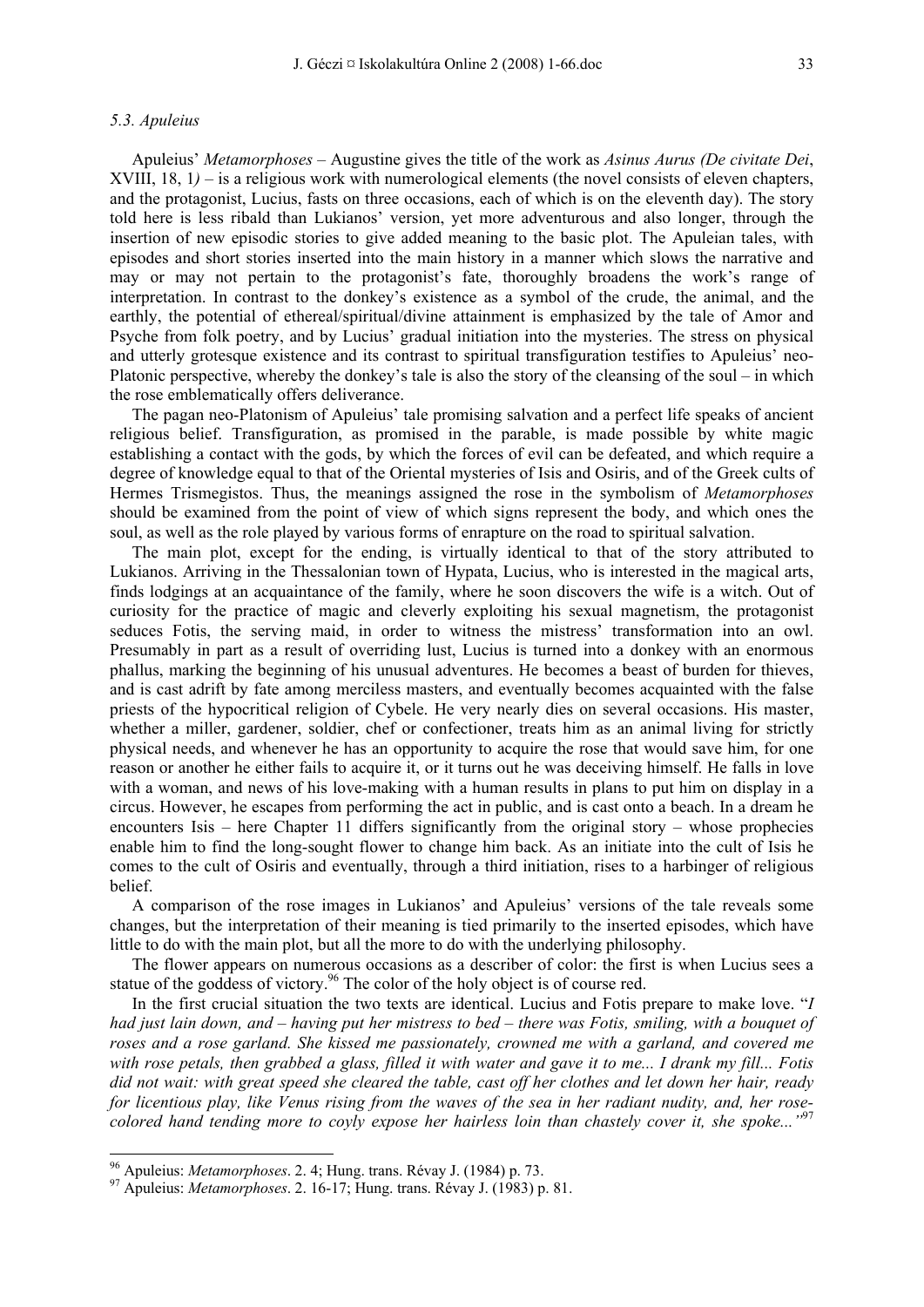### 5.3. Apuleius

Apuleius' *Metamorphoses* – Augustine gives the title of the work as *Asinus Aurus (De civitate Dei*, XVIII, 18, 1*)* – is a religious work with numerological elements (the novel consists of eleven chapters, and the protagonist, Lucius, fasts on three occasions, each of which is on the eleventh day). The story told here is less ribald than Lukianos' version, yet more adventurous and also longer, through the insertion of new episodic stories to give added meaning to the basic plot. The Apuleian tales, with episodes and short stories inserted into the main history in a manner which slows the narrative and may or may not pertain to the protagonist's fate, thoroughly broadens the work's range of interpretation. In contrast to the donkey's existence as a symbol of the crude, the animal, and the earthly, the potential of ethereal/spiritual/divine attainment is emphasized by the tale of Amor and Psyche from folk poetry, and by Lucius' gradual initiation into the mysteries. The stress on physical and utterly grotesque existence and its contrast to spiritual transfiguration testifies to Apuleius' neo-Platonic perspective, whereby the donkey's tale is also the story of the cleansing of the soul – in which the rose emblematically offers deliverance.

The pagan neo-Platonism of Apuleius' tale promising salvation and a perfect life speaks of ancient religious belief. Transfiguration, as promised in the parable, is made possible by white magic establishing a contact with the gods, by which the forces of evil can be defeated, and which require a degree of knowledge equal to that of the Oriental mysteries of Isis and Osiris, and of the Greek cults of Hermes Trismegistos. Thus, the meanings assigned the rose in the symbolism of *Metamorphoses* should be examined from the point of view of which signs represent the body, and which ones the soul, as well as the role played by various forms of enrapture on the road to spiritual salvation.

The main plot, except for the ending, is virtually identical to that of the story attributed to Lukianos. Arriving in the Thessalonian town of Hypata, Lucius, who is interested in the magical arts, finds lodgings at an acquaintance of the family, where he soon discovers the wife is a witch. Out of curiosity for the practice of magic and cleverly exploiting his sexual magnetism, the protagonist seduces Fotis, the serving maid, in order to witness the mistress' transformation into an owl. Presumably in part as a result of overriding lust, Lucius is turned into a donkey with an enormous phallus, marking the beginning of his unusual adventures. He becomes a beast of burden for thieves, and is cast adrift by fate among merciless masters, and eventually becomes acquainted with the false priests of the hypocritical religion of Cybele. He very nearly dies on several occasions. His master, whether a miller, gardener, soldier, chef or confectioner, treats him as an animal living for strictly physical needs, and whenever he has an opportunity to acquire the rose that would save him, for one reason or another he either fails to acquire it, or it turns out he was deceiving himself. He falls in love with a woman, and news of his love-making with a human results in plans to put him on display in a circus. However, he escapes from performing the act in public, and is cast onto a beach. In a dream he encounters Isis – here Chapter 11 differs significantly from the original story – whose prophecies enable him to find the long-sought flower to change him back. As an initiate into the cult of Isis he comes to the cult of Osiris and eventually, through a third initiation, rises to a harbinger of religious belief.

A comparison of the rose images in Lukianos' and Apuleius' versions of the tale reveals some changes, but the interpretation of their meaning is tied primarily to the inserted episodes, which have little to do with the main plot, but all the more to do with the underlying philosophy.

The flower appears on numerous occasions as a describer of color: the first is when Lucius sees a statue of the goddess of victory.[96] The color of the holy object is of course red.

In the first crucial situation the two texts are identical. Lucius and Fotis prepare to make love. "*I had just lain down, and – having put her mistress to bed – there was Fotis, smiling, with a bouquet of roses and a rose garland. She kissed me passionately, crowned me with a garland, and covered me with rose petals, then grabbed a glass, filled it with water and gave it to me... I drank my fill... Fotis did not wait: with great speed she cleared the table, cast off her clothes and let down her hair, ready for licentious play, like Venus rising from the waves of the sea in her radiant nudity, and, her rose-colored hand tending more to coyly expose her hairless loin than chastely cover it, she spoke...*"[97]

---

[96] Apuleius: *Metamorphoses*. 2. 4; Hung. trans. Révay J. (1984) p. 73.

[97] Apuleius: *Metamorphoses*. 2. 16-17; Hung. trans. Révay J. (1983) p. 81.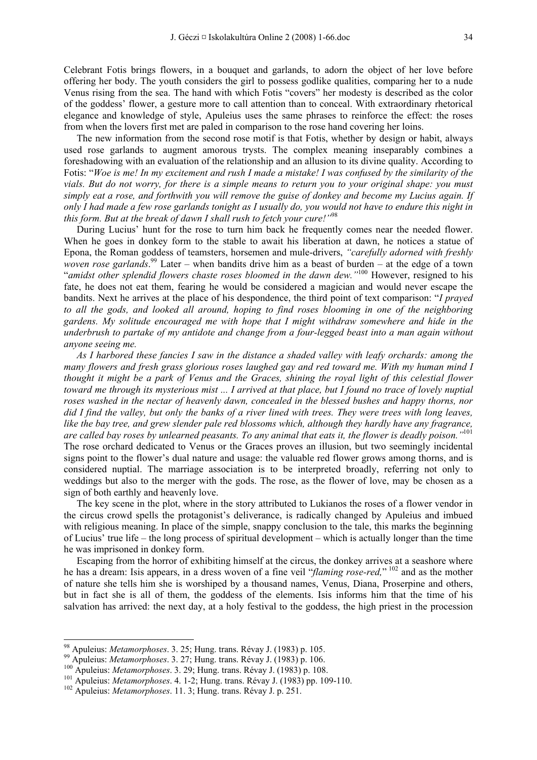Celebrant Fotis brings flowers, in a bouquet and garlands, to adorn the object of her love before offering her body. The youth considers the girl to possess godlike qualities, comparing her to a nude Venus rising from the sea. The hand with which Fotis "covers" her modesty is described as the color of the goddess' flower, a gesture more to call attention than to conceal. With extraordinary rhetorical elegance and knowledge of style, Apuleius uses the same phrases to reinforce the effect: the roses from when the lovers first met are paled in comparison to the rose hand covering her loins.

The new information from the second rose motif is that Fotis, whether by design or habit, always used rose garlands to augment amorous trysts. The complex meaning inseparably combines a foreshadowing with an evaluation of the relationship and an allusion to its divine quality. According to Fotis: "*Woe is me! In my excitement and rush I made a mistake! I was confused by the similarity of the vials. But do not worry, for there is a simple means to return you to your original shape: you must simply eat a rose, and forthwith you will remove the guise of donkey and become my Lucius again. If only I had made a few rose garlands tonight as I usually do, you would not have to endure this night in this form. But at the break of dawn I shall rush to fetch your cure!*"[98]

During Lucius' hunt for the rose to turn him back he frequently comes near the needed flower. When he goes in donkey form to the stable to await his liberation at dawn, he notices a statue of Epona, the Roman goddess of teamsters, horsemen and mule-drivers, *"carefully adorned with freshly woven rose garlands*.[99] Later – when bandits drive him as a beast of burden – at the edge of a town "*amidst other splendid flowers chaste roses bloomed in the dawn dew."*[100] However, resigned to his fate, he does not eat them, fearing he would be considered a magician and would never escape the bandits. Next he arrives at the place of his despondence, the third point of text comparison: "*I prayed to all the gods, and looked all around, hoping to find roses blooming in one of the neighboring gardens. My solitude encouraged me with hope that I might withdraw somewhere and hide in the underbrush to partake of my antidote and change from a four-legged beast into a man again without anyone seeing me.*

*As I harbored these fancies I saw in the distance a shaded valley with leafy orchards: among the many flowers and fresh grass glorious roses laughed gay and red toward me. With my human mind I thought it might be a park of Venus and the Graces, shining the royal light of this celestial flower toward me through its mysterious mist ... I arrived at that place, but I found no trace of lovely nuptial roses washed in the nectar of heavenly dawn, concealed in the blessed bushes and happy thorns, nor did I find the valley, but only the banks of a river lined with trees. They were trees with long leaves, like the bay tree, and grew slender pale red blossoms which, although they hardly have any fragrance, are called bay roses by unlearned peasants. To any animal that eats it, the flower is deadly poison."*[101] The rose orchard dedicated to Venus or the Graces proves an illusion, but two seemingly incidental signs point to the flower's dual nature and usage: the valuable red flower grows among thorns, and is considered nuptial. The marriage association is to be interpreted broadly, referring not only to weddings but also to the merger with the gods. The rose, as the flower of love, may be chosen as a sign of both earthly and heavenly love.

The key scene in the plot, where in the story attributed to Lukianos the roses of a flower vendor in the circus crowd spells the protagonist's deliverance, is radically changed by Apuleius and imbued with religious meaning. In place of the simple, snappy conclusion to the tale, this marks the beginning of Lucius' true life – the long process of spiritual development – which is actually longer than the time he was imprisoned in donkey form.

Escaping from the horror of exhibiting himself at the circus, the donkey arrives at a seashore where he has a dream: Isis appears, in a dress woven of a fine veil "*flaming rose-red,*"[102] and as the mother of nature she tells him she is worshiped by a thousand names, Venus, Diana, Proserpine and others, but in fact she is all of them, the goddess of the elements. Isis informs him that the time of his salvation has arrived: the next day, at a holy festival to the goddess, the high priest in the procession

---

[98] Apuleius: *Metamorphoses*. 3. 25; Hung. trans. Révay J. (1983) p. 105.

[99] Apuleius: *Metamorphoses*. 3. 27; Hung. trans. Révay J. (1983) p. 106.

[100] Apuleius: *Metamorphoses*. 3. 29; Hung. trans. Révay J. (1983) p. 108.

[101] Apuleius: *Metamorphoses*. 4. 1-2; Hung. trans. Révay J. (1983) pp. 109-110.

[102] Apuleius: *Metamorphoses*. 11. 3; Hung. trans. Révay J. p. 251.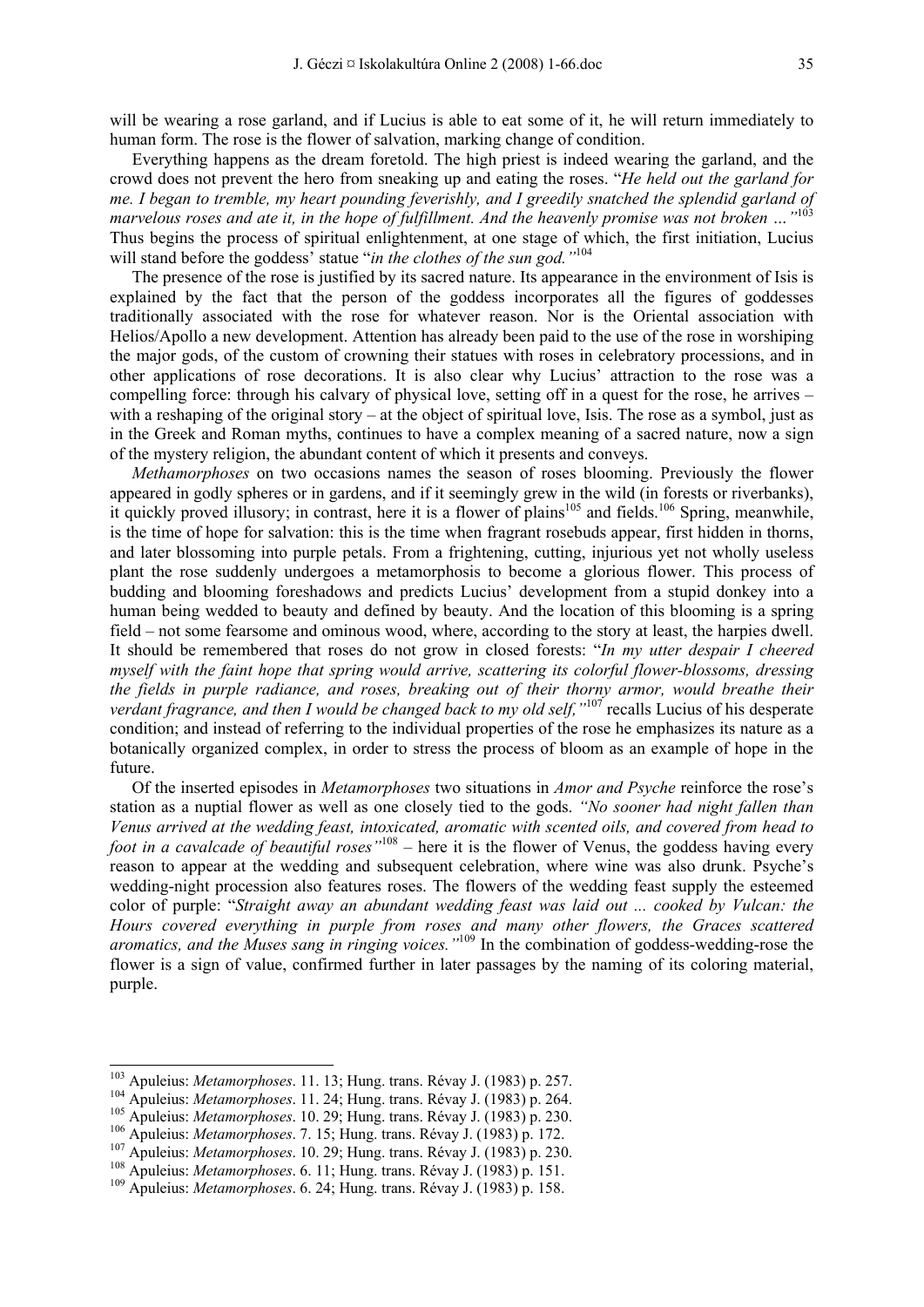will be wearing a rose garland, and if Lucius is able to eat some of it, he will return immediately to human form. The rose is the flower of salvation, marking change of condition.

Everything happens as the dream foretold. The high priest is indeed wearing the garland, and the crowd does not prevent the hero from sneaking up and eating the roses. "*He held out the garland for me. I began to tremble, my heart pounding feverishly, and I greedily snatched the splendid garland of marvelous roses and ate it, in the hope of fulfillment. And the heavenly promise was not broken …"*[103] Thus begins the process of spiritual enlightenment, at one stage of which, the first initiation, Lucius will stand before the goddess' statue "*in the clothes of the sun god."*[104]

The presence of the rose is justified by its sacred nature. Its appearance in the environment of Isis is explained by the fact that the person of the goddess incorporates all the figures of goddesses traditionally associated with the rose for whatever reason. Nor is the Oriental association with Helios/Apollo a new development. Attention has already been paid to the use of the rose in worshiping the major gods, of the custom of crowning their statues with roses in celebratory processions, and in other applications of rose decorations. It is also clear why Lucius' attraction to the rose was a compelling force: through his calvary of physical love, setting off in a quest for the rose, he arrives – with a reshaping of the original story – at the object of spiritual love, Isis. The rose as a symbol, just as in the Greek and Roman myths, continues to have a complex meaning of a sacred nature, now a sign of the mystery religion, the abundant content of which it presents and conveys.

*Methamorphoses* on two occasions names the season of roses blooming. Previously the flower appeared in godly spheres or in gardens, and if it seemingly grew in the wild (in forests or riverbanks), it quickly proved illusory; in contrast, here it is a flower of plains[105] and fields.[106] Spring, meanwhile, is the time of hope for salvation: this is the time when fragrant rosebuds appear, first hidden in thorns, and later blossoming into purple petals. From a frightening, cutting, injurious yet not wholly useless plant the rose suddenly undergoes a metamorphosis to become a glorious flower. This process of budding and blooming foreshadows and predicts Lucius' development from a stupid donkey into a human being wedded to beauty and defined by beauty. And the location of this blooming is a spring field – not some fearsome and ominous wood, where, according to the story at least, the harpies dwell. It should be remembered that roses do not grow in closed forests: "*In my utter despair I cheered myself with the faint hope that spring would arrive, scattering its colorful flower-blossoms, dressing the fields in purple radiance, and roses, breaking out of their thorny armor, would breathe their verdant fragrance, and then I would be changed back to my old self,"*[107] recalls Lucius of his desperate condition; and instead of referring to the individual properties of the rose he emphasizes its nature as a botanically organized complex, in order to stress the process of bloom as an example of hope in the future.

Of the inserted episodes in *Metamorphoses* two situations in *Amor and Psyche* reinforce the rose's station as a nuptial flower as well as one closely tied to the gods. *"No sooner had night fallen than Venus arrived at the wedding feast, intoxicated, aromatic with scented oils, and covered from head to foot in a cavalcade of beautiful roses"*[108] – here it is the flower of Venus, the goddess having every reason to appear at the wedding and subsequent celebration, where wine was also drunk. Psyche's wedding-night procession also features roses. The flowers of the wedding feast supply the esteemed color of purple: "*Straight away an abundant wedding feast was laid out ... cooked by Vulcan: the Hours covered everything in purple from roses and many other flowers, the Graces scattered aromatics, and the Muses sang in ringing voices."*[109] In the combination of goddess-wedding-rose the flower is a sign of value, confirmed further in later passages by the naming of its coloring material, purple.

---

[103] Apuleius: *Metamorphoses*. 11. 13; Hung. trans. Révay J. (1983) p. 257.
[104] Apuleius: *Metamorphoses*. 11. 24; Hung. trans. Révay J. (1983) p. 264.
[105] Apuleius: *Metamorphoses*. 10. 29; Hung. trans. Révay J. (1983) p. 230.
[106] Apuleius: *Metamorphoses*. 7. 15; Hung. trans. Révay J. (1983) p. 172.
[107] Apuleius: *Metamorphoses*. 10. 29; Hung. trans. Révay J. (1983) p. 230.
[108] Apuleius: *Metamorphoses*. 6. 11; Hung. trans. Révay J. (1983) p. 151.
[109] Apuleius: *Metamorphoses*. 6. 24; Hung. trans. Révay J. (1983) p. 158.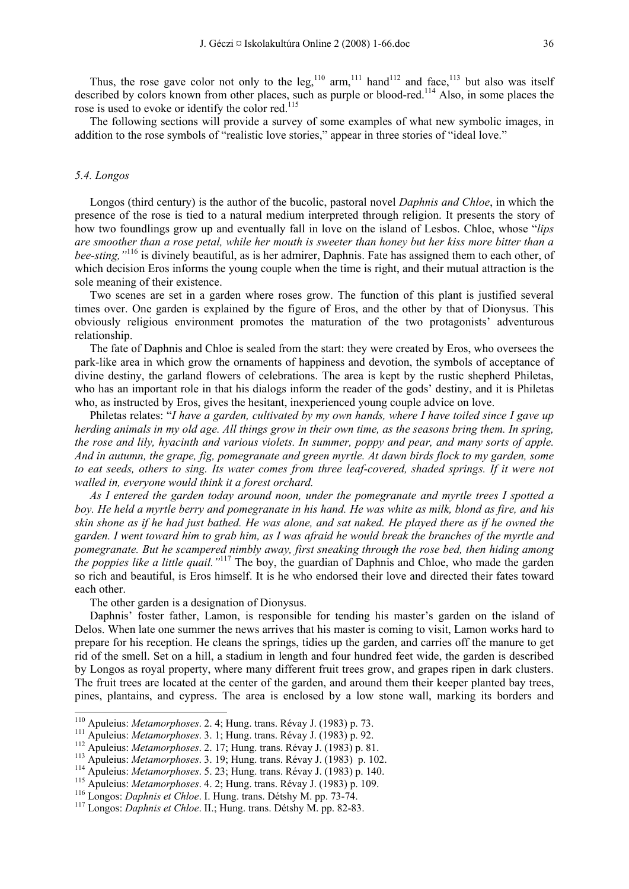Thus, the rose gave color not only to the leg,[110] arm,[111] hand[112] and face,[113] but also was itself described by colors known from other places, such as purple or blood-red.[114] Also, in some places the rose is used to evoke or identify the color red.[115]

The following sections will provide a survey of some examples of what new symbolic images, in addition to the rose symbols of "realistic love stories," appear in three stories of "ideal love."

### *5.4. Longos*

Longos (third century) is the author of the bucolic, pastoral novel *Daphnis and Chloe*, in which the presence of the rose is tied to a natural medium interpreted through religion. It presents the story of how two foundlings grow up and eventually fall in love on the island of Lesbos. Chloe, whose "*lips are smoother than a rose petal, while her mouth is sweeter than honey but her kiss more bitter than a bee-sting,"*[116] is divinely beautiful, as is her admirer, Daphnis. Fate has assigned them to each other, of which decision Eros informs the young couple when the time is right, and their mutual attraction is the sole meaning of their existence.

Two scenes are set in a garden where roses grow. The function of this plant is justified several times over. One garden is explained by the figure of Eros, and the other by that of Dionysus. This obviously religious environment promotes the maturation of the two protagonists' adventurous relationship.

The fate of Daphnis and Chloe is sealed from the start: they were created by Eros, who oversees the park-like area in which grow the ornaments of happiness and devotion, the symbols of acceptance of divine destiny, the garland flowers of celebrations. The area is kept by the rustic shepherd Philetas, who has an important role in that his dialogs inform the reader of the gods' destiny, and it is Philetas who, as instructed by Eros, gives the hesitant, inexperienced young couple advice on love.

Philetas relates: "*I have a garden, cultivated by my own hands, where I have toiled since I gave up herding animals in my old age. All things grow in their own time, as the seasons bring them. In spring, the rose and lily, hyacinth and various violets. In summer, poppy and pear, and many sorts of apple. And in autumn, the grape, fig, pomegranate and green myrtle. At dawn birds flock to my garden, some to eat seeds, others to sing. Its water comes from three leaf-covered, shaded springs. If it were not walled in, everyone would think it a forest orchard.*

*As I entered the garden today around noon, under the pomegranate and myrtle trees I spotted a boy. He held a myrtle berry and pomegranate in his hand. He was white as milk, blond as fire, and his skin shone as if he had just bathed. He was alone, and sat naked. He played there as if he owned the garden. I went toward him to grab him, as I was afraid he would break the branches of the myrtle and pomegranate. But he scampered nimbly away, first sneaking through the rose bed, then hiding among the poppies like a little quail."*[117] The boy, the guardian of Daphnis and Chloe, who made the garden so rich and beautiful, is Eros himself. It is he who endorsed their love and directed their fates toward each other.

The other garden is a designation of Dionysus.

Daphnis' foster father, Lamon, is responsible for tending his master's garden on the island of Delos. When late one summer the news arrives that his master is coming to visit, Lamon works hard to prepare for his reception. He cleans the springs, tidies up the garden, and carries off the manure to get rid of the smell. Set on a hill, a stadium in length and four hundred feet wide, the garden is described by Longos as royal property, where many different fruit trees grow, and grapes ripen in dark clusters. The fruit trees are located at the center of the garden, and around them their keeper planted bay trees, pines, plantains, and cypress. The area is enclosed by a low stone wall, marking its borders and

---

[110] Apuleius: *Metamorphoses*. 2. 4; Hung. trans. Révay J. (1983) p. 73.

[111] Apuleius: *Metamorphoses*. 3. 1; Hung. trans. Révay J. (1983) p. 92.

[112] Apuleius: *Metamorphoses*. 2. 17; Hung. trans. Révay J. (1983) p. 81.

[113] Apuleius: *Metamorphoses*. 3. 19; Hung. trans. Révay J. (1983) p. 102.

[114] Apuleius: *Metamorphoses*. 5. 23; Hung. trans. Révay J. (1983) p. 140.

[115] Apuleius: *Metamorphoses*. 4. 2; Hung. trans. Révay J. (1983) p. 109.

[116] Longos: *Daphnis et Chloe*. I. Hung. trans. Détshy M. pp. 73-74.

[117] Longos: *Daphnis et Chloe*. II.; Hung. trans. Détshy M. pp. 82-83.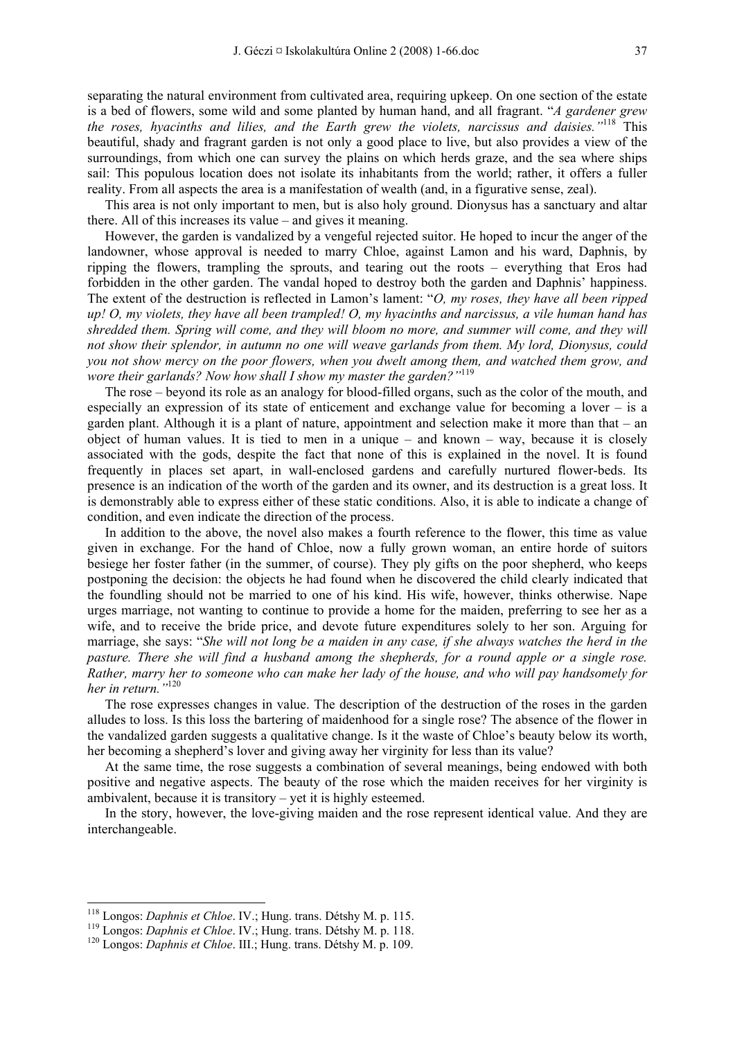separating the natural environment from cultivated area, requiring upkeep. On one section of the estate is a bed of flowers, some wild and some planted by human hand, and all fragrant. "*A gardener grew the roses, hyacinths and lilies, and the Earth grew the violets, narcissus and daisies.*"[118] This beautiful, shady and fragrant garden is not only a good place to live, but also provides a view of the surroundings, from which one can survey the plains on which herds graze, and the sea where ships sail: This populous location does not isolate its inhabitants from the world; rather, it offers a fuller reality. From all aspects the area is a manifestation of wealth (and, in a figurative sense, zeal).

This area is not only important to men, but is also holy ground. Dionysus has a sanctuary and altar there. All of this increases its value – and gives it meaning.

However, the garden is vandalized by a vengeful rejected suitor. He hoped to incur the anger of the landowner, whose approval is needed to marry Chloe, against Lamon and his ward, Daphnis, by ripping the flowers, trampling the sprouts, and tearing out the roots – everything that Eros had forbidden in the other garden. The vandal hoped to destroy both the garden and Daphnis' happiness. The extent of the destruction is reflected in Lamon's lament: "*O, my roses, they have all been ripped up! O, my violets, they have all been trampled! O, my hyacinths and narcissus, a vile human hand has shredded them. Spring will come, and they will bloom no more, and summer will come, and they will not show their splendor, in autumn no one will weave garlands from them. My lord, Dionysus, could you not show mercy on the poor flowers, when you dwelt among them, and watched them grow, and wore their garlands? Now how shall I show my master the garden?*"[119]

The rose – beyond its role as an analogy for blood-filled organs, such as the color of the mouth, and especially an expression of its state of enticement and exchange value for becoming a lover – is a garden plant. Although it is a plant of nature, appointment and selection make it more than that – an object of human values. It is tied to men in a unique – and known – way, because it is closely associated with the gods, despite the fact that none of this is explained in the novel. It is found frequently in places set apart, in wall-enclosed gardens and carefully nurtured flower-beds. Its presence is an indication of the worth of the garden and its owner, and its destruction is a great loss. It is demonstrably able to express either of these static conditions. Also, it is able to indicate a change of condition, and even indicate the direction of the process.

In addition to the above, the novel also makes a fourth reference to the flower, this time as value given in exchange. For the hand of Chloe, now a fully grown woman, an entire horde of suitors besiege her foster father (in the summer, of course). They ply gifts on the poor shepherd, who keeps postponing the decision: the objects he had found when he discovered the child clearly indicated that the foundling should not be married to one of his kind. His wife, however, thinks otherwise. Nape urges marriage, not wanting to continue to provide a home for the maiden, preferring to see her as a wife, and to receive the bride price, and devote future expenditures solely to her son. Arguing for marriage, she says: "*She will not long be a maiden in any case, if she always watches the herd in the pasture. There she will find a husband among the shepherds, for a round apple or a single rose. Rather, marry her to someone who can make her lady of the house, and who will pay handsomely for her in return.*"[120]

The rose expresses changes in value. The description of the destruction of the roses in the garden alludes to loss. Is this loss the bartering of maidenhood for a single rose? The absence of the flower in the vandalized garden suggests a qualitative change. Is it the waste of Chloe's beauty below its worth, her becoming a shepherd's lover and giving away her virginity for less than its value?

At the same time, the rose suggests a combination of several meanings, being endowed with both positive and negative aspects. The beauty of the rose which the maiden receives for her virginity is ambivalent, because it is transitory – yet it is highly esteemed.

In the story, however, the love-giving maiden and the rose represent identical value. And they are interchangeable.

---

[118] Longos: *Daphnis et Chloe*. IV.; Hung. trans. Détshy M. p. 115.

[119] Longos: *Daphnis et Chloe*. IV.; Hung. trans. Détshy M. p. 118.

[120] Longos: *Daphnis et Chloe*. III.; Hung. trans. Détshy M. p. 109.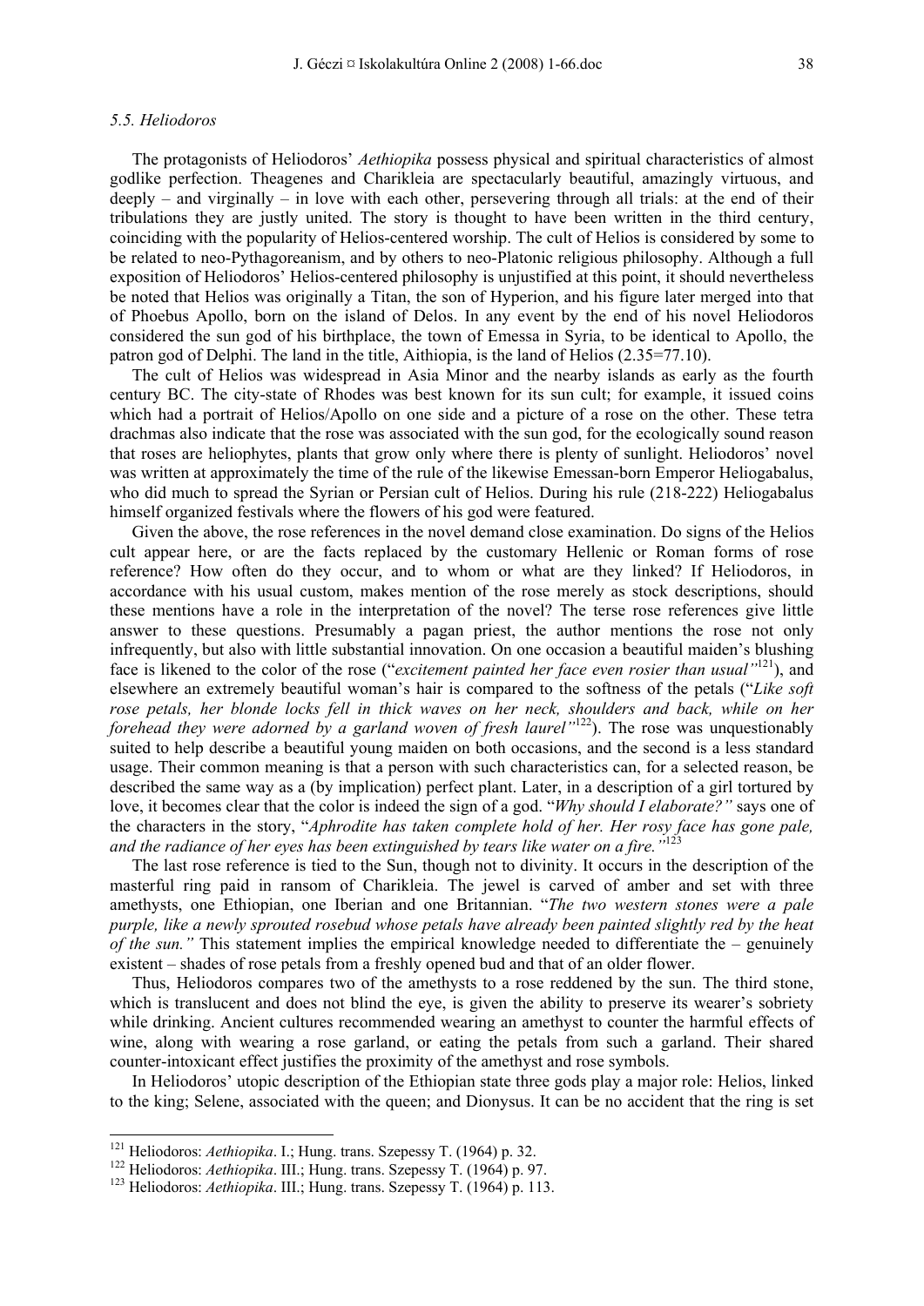*5.5. Heliodoros*

The protagonists of Heliodoros' *Aethiopika* possess physical and spiritual characteristics of almost godlike perfection. Theagenes and Charikleia are spectacularly beautiful, amazingly virtuous, and deeply – and virginally – in love with each other, persevering through all trials: at the end of their tribulations they are justly united. The story is thought to have been written in the third century, coinciding with the popularity of Helios-centered worship. The cult of Helios is considered by some to be related to neo-Pythagoreanism, and by others to neo-Platonic religious philosophy. Although a full exposition of Heliodoros' Helios-centered philosophy is unjustified at this point, it should nevertheless be noted that Helios was originally a Titan, the son of Hyperion, and his figure later merged into that of Phoebus Apollo, born on the island of Delos. In any event by the end of his novel Heliodoros considered the sun god of his birthplace, the town of Emessa in Syria, to be identical to Apollo, the patron god of Delphi. The land in the title, Aithiopia, is the land of Helios (2.35=77.10).

The cult of Helios was widespread in Asia Minor and the nearby islands as early as the fourth century BC. The city-state of Rhodes was best known for its sun cult; for example, it issued coins which had a portrait of Helios/Apollo on one side and a picture of a rose on the other. These tetra drachmas also indicate that the rose was associated with the sun god, for the ecologically sound reason that roses are heliophytes, plants that grow only where there is plenty of sunlight. Heliodoros' novel was written at approximately the time of the rule of the likewise Emessan-born Emperor Heliogabalus, who did much to spread the Syrian or Persian cult of Helios. During his rule (218-222) Heliogabalus himself organized festivals where the flowers of his god were featured.

Given the above, the rose references in the novel demand close examination. Do signs of the Helios cult appear here, or are the facts replaced by the customary Hellenic or Roman forms of rose reference? How often do they occur, and to whom or what are they linked? If Heliodoros, in accordance with his usual custom, makes mention of the rose merely as stock descriptions, should these mentions have a role in the interpretation of the novel? The terse rose references give little answer to these questions. Presumably a pagan priest, the author mentions the rose not only infrequently, but also with little substantial innovation. On one occasion a beautiful maiden's blushing face is likened to the color of the rose ("*excitement painted her face even rosier than usual"*[121]), and elsewhere an extremely beautiful woman's hair is compared to the softness of the petals ("*Like soft rose petals, her blonde locks fell in thick waves on her neck, shoulders and back, while on her forehead they were adorned by a garland woven of fresh laurel"*[122]). The rose was unquestionably suited to help describe a beautiful young maiden on both occasions, and the second is a less standard usage. Their common meaning is that a person with such characteristics can, for a selected reason, be described the same way as a (by implication) perfect plant. Later, in a description of a girl tortured by love, it becomes clear that the color is indeed the sign of a god. "*Why should I elaborate?"* says one of the characters in the story, "*Aphrodite has taken complete hold of her. Her rosy face has gone pale, and the radiance of her eyes has been extinguished by tears like water on a fire."*[123]

The last rose reference is tied to the Sun, though not to divinity. It occurs in the description of the masterful ring paid in ransom of Charikleia. The jewel is carved of amber and set with three amethysts, one Ethiopian, one Iberian and one Britannian. "*The two western stones were a pale purple, like a newly sprouted rosebud whose petals have already been painted slightly red by the heat of the sun."* This statement implies the empirical knowledge needed to differentiate the – genuinely existent – shades of rose petals from a freshly opened bud and that of an older flower.

Thus, Heliodoros compares two of the amethysts to a rose reddened by the sun. The third stone, which is translucent and does not blind the eye, is given the ability to preserve its wearer's sobriety while drinking. Ancient cultures recommended wearing an amethyst to counter the harmful effects of wine, along with wearing a rose garland, or eating the petals from such a garland. Their shared counter-intoxicant effect justifies the proximity of the amethyst and rose symbols.

In Heliodoros' utopic description of the Ethiopian state three gods play a major role: Helios, linked to the king; Selene, associated with the queen; and Dionysus. It can be no accident that the ring is set

[121] Heliodoros: *Aethiopika*. I.; Hung. trans. Szepessy T. (1964) p. 32.

[122] Heliodoros: *Aethiopika*. III.; Hung. trans. Szepessy T. (1964) p. 97.

[123] Heliodoros: *Aethiopika*. III.; Hung. trans. Szepessy T. (1964) p. 113.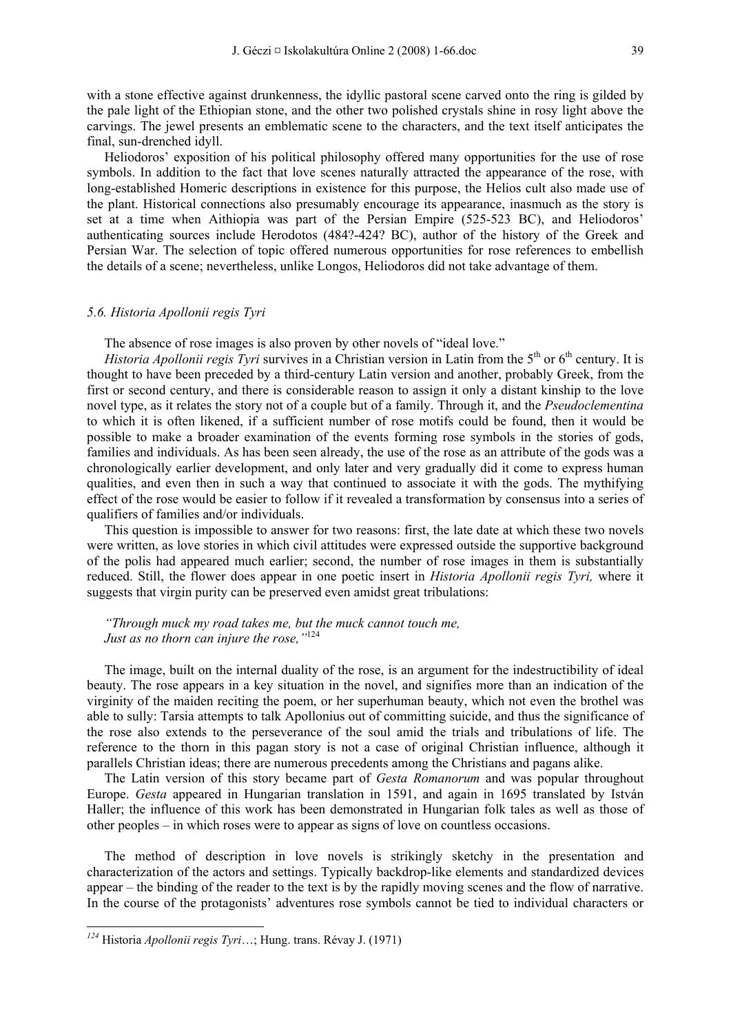with a stone effective against drunkenness, the idyllic pastoral scene carved onto the ring is gilded by the pale light of the Ethiopian stone, and the other two polished crystals shine in rosy light above the carvings. The jewel presents an emblematic scene to the characters, and the text itself anticipates the final, sun-drenched idyll.

Heliodoros' exposition of his political philosophy offered many opportunities for the use of rose symbols. In addition to the fact that love scenes naturally attracted the appearance of the rose, with long-established Homeric descriptions in existence for this purpose, the Helios cult also made use of the plant. Historical connections also presumably encourage its appearance, inasmuch as the story is set at a time when Aithiopia was part of the Persian Empire (525-523 BC), and Heliodoros' authenticating sources include Herodotos (484?-424? BC), author of the history of the Greek and Persian War. The selection of topic offered numerous opportunities for rose references to embellish the details of a scene; nevertheless, unlike Longos, Heliodoros did not take advantage of them.

### *5.6. Historia Apollonii regis Tyri*

The absence of rose images is also proven by other novels of "ideal love."

*Historia Apollonii regis Tyri* survives in a Christian version in Latin from the 5th or 6th century. It is thought to have been preceded by a third-century Latin version and another, probably Greek, from the first or second century, and there is considerable reason to assign it only a distant kinship to the love novel type, as it relates the story not of a couple but of a family. Through it, and the *Pseudoclementina* to which it is often likened, if a sufficient number of rose motifs could be found, then it would be possible to make a broader examination of the events forming rose symbols in the stories of gods, families and individuals. As has been seen already, the use of the rose as an attribute of the gods was a chronologically earlier development, and only later and very gradually did it come to express human qualities, and even then in such a way that continued to associate it with the gods. The mythifying effect of the rose would be easier to follow if it revealed a transformation by consensus into a series of qualifiers of families and/or individuals.

This question is impossible to answer for two reasons: first, the late date at which these two novels were written, as love stories in which civil attitudes were expressed outside the supportive background of the polis had appeared much earlier; second, the number of rose images in them is substantially reduced. Still, the flower does appear in one poetic insert in *Historia Apollonii regis Tyri,* where it suggests that virgin purity can be preserved even amidst great tribulations:

> *"Through muck my road takes me, but the muck cannot touch me,*
> *Just as no thorn can injure the rose,"*[124]

The image, built on the internal duality of the rose, is an argument for the indestructibility of ideal beauty. The rose appears in a key situation in the novel, and signifies more than an indication of the virginity of the maiden reciting the poem, or her superhuman beauty, which not even the brothel was able to sully: Tarsia attempts to talk Apollonius out of committing suicide, and thus the significance of the rose also extends to the perseverance of the soul amid the trials and tribulations of life. The reference to the thorn in this pagan story is not a case of original Christian influence, although it parallels Christian ideas; there are numerous precedents among the Christians and pagans alike.

The Latin version of this story became part of *Gesta Romanorum* and was popular throughout Europe. *Gesta* appeared in Hungarian translation in 1591, and again in 1695 translated by István Haller; the influence of this work has been demonstrated in Hungarian folk tales as well as those of other peoples – in which roses were to appear as signs of love on countless occasions.

The method of description in love novels is strikingly sketchy in the presentation and characterization of the actors and settings. Typically backdrop-like elements and standardized devices appear – the binding of the reader to the text is by the rapidly moving scenes and the flow of narrative. In the course of the protagonists' adventures rose symbols cannot be tied to individual characters or

---

[124] Historia *Apollonii regis Tyri*…; Hung. trans. Révay J. (1971)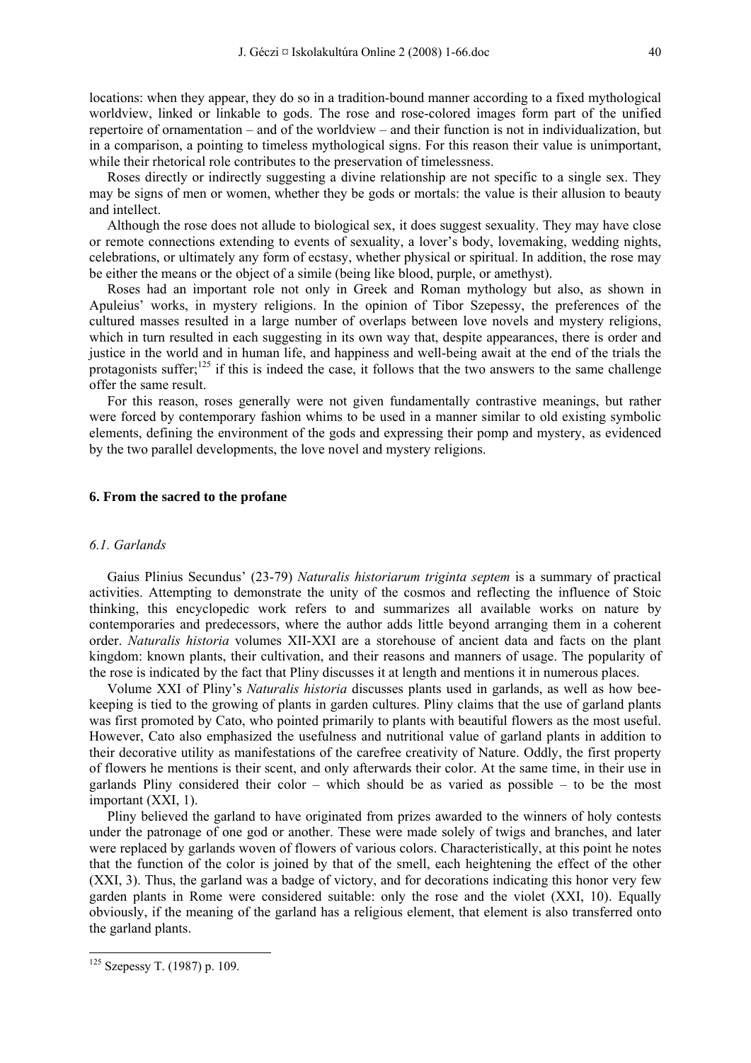locations: when they appear, they do so in a tradition-bound manner according to a fixed mythological worldview, linked or linkable to gods. The rose and rose-colored images form part of the unified repertoire of ornamentation – and of the worldview – and their function is not in individualization, but in a comparison, a pointing to timeless mythological signs. For this reason their value is unimportant, while their rhetorical role contributes to the preservation of timelessness.

Roses directly or indirectly suggesting a divine relationship are not specific to a single sex. They may be signs of men or women, whether they be gods or mortals: the value is their allusion to beauty and intellect.

Although the rose does not allude to biological sex, it does suggest sexuality. They may have close or remote connections extending to events of sexuality, a lover's body, lovemaking, wedding nights, celebrations, or ultimately any form of ecstasy, whether physical or spiritual. In addition, the rose may be either the means or the object of a simile (being like blood, purple, or amethyst).

Roses had an important role not only in Greek and Roman mythology but also, as shown in Apuleius' works, in mystery religions. In the opinion of Tibor Szepessy, the preferences of the cultured masses resulted in a large number of overlaps between love novels and mystery religions, which in turn resulted in each suggesting in its own way that, despite appearances, there is order and justice in the world and in human life, and happiness and well-being await at the end of the trials the protagonists suffer;[125] if this is indeed the case, it follows that the two answers to the same challenge offer the same result.

For this reason, roses generally were not given fundamentally contrastive meanings, but rather were forced by contemporary fashion whims to be used in a manner similar to old existing symbolic elements, defining the environment of the gods and expressing their pomp and mystery, as evidenced by the two parallel developments, the love novel and mystery religions.

## 6. From the sacred to the profane

### *6.1. Garlands*

Gaius Plinius Secundus' (23-79) *Naturalis historiarum triginta septem* is a summary of practical activities. Attempting to demonstrate the unity of the cosmos and reflecting the influence of Stoic thinking, this encyclopedic work refers to and summarizes all available works on nature by contemporaries and predecessors, where the author adds little beyond arranging them in a coherent order. *Naturalis historia* volumes XII-XXI are a storehouse of ancient data and facts on the plant kingdom: known plants, their cultivation, and their reasons and manners of usage. The popularity of the rose is indicated by the fact that Pliny discusses it at length and mentions it in numerous places.

Volume XXI of Pliny's *Naturalis historia* discusses plants used in garlands, as well as how bee-keeping is tied to the growing of plants in garden cultures. Pliny claims that the use of garland plants was first promoted by Cato, who pointed primarily to plants with beautiful flowers as the most useful. However, Cato also emphasized the usefulness and nutritional value of garland plants in addition to their decorative utility as manifestations of the carefree creativity of Nature. Oddly, the first property of flowers he mentions is their scent, and only afterwards their color. At the same time, in their use in garlands Pliny considered their color – which should be as varied as possible – to be the most important (XXI, 1).

Pliny believed the garland to have originated from prizes awarded to the winners of holy contests under the patronage of one god or another. These were made solely of twigs and branches, and later were replaced by garlands woven of flowers of various colors. Characteristically, at this point he notes that the function of the color is joined by that of the smell, each heightening the effect of the other (XXI, 3). Thus, the garland was a badge of victory, and for decorations indicating this honor very few garden plants in Rome were considered suitable: only the rose and the violet (XXI, 10). Equally obviously, if the meaning of the garland has a religious element, that element is also transferred onto the garland plants.

---

[125] Szepessy T. (1987) p. 109.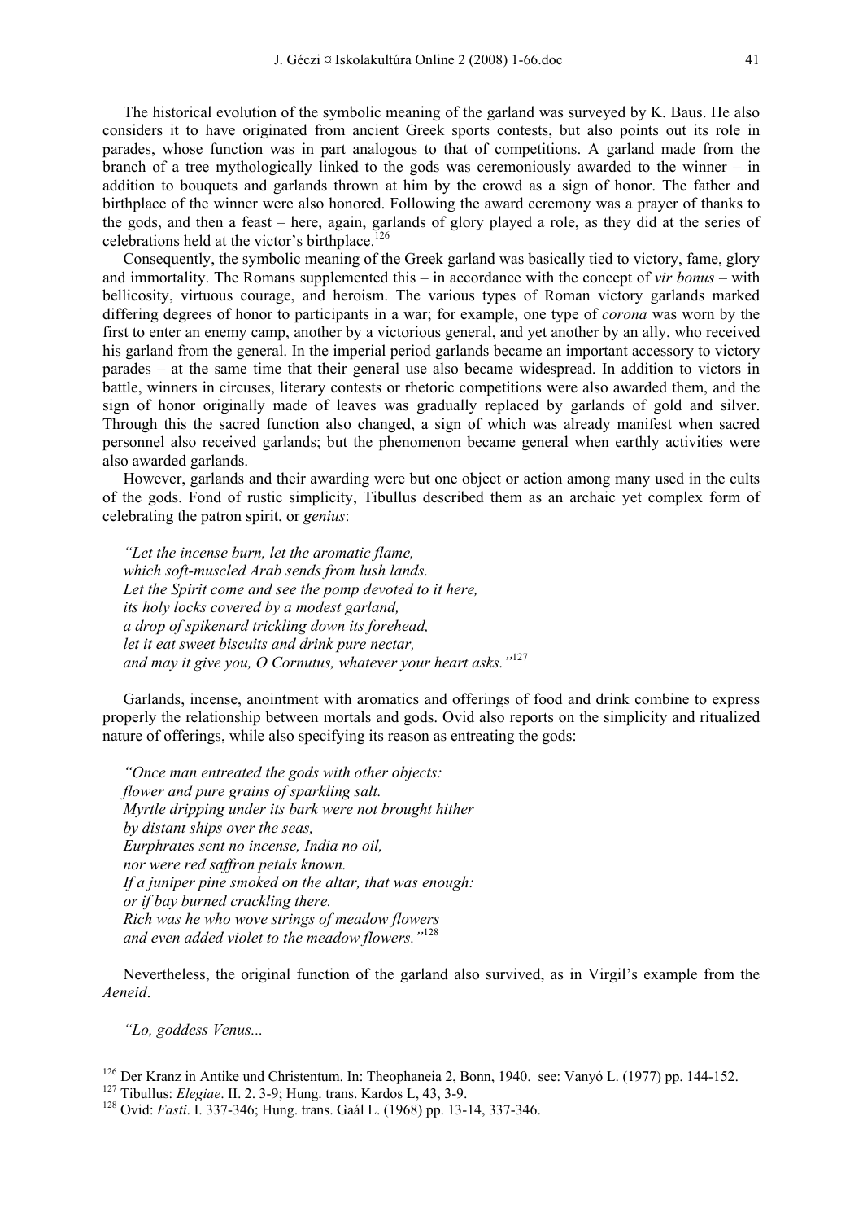The historical evolution of the symbolic meaning of the garland was surveyed by K. Baus. He also considers it to have originated from ancient Greek sports contests, but also points out its role in parades, whose function was in part analogous to that of competitions. A garland made from the branch of a tree mythologically linked to the gods was ceremoniously awarded to the winner – in addition to bouquets and garlands thrown at him by the crowd as a sign of honor. The father and birthplace of the winner were also honored. Following the award ceremony was a prayer of thanks to the gods, and then a feast – here, again, garlands of glory played a role, as they did at the series of celebrations held at the victor's birthplace.[126]

Consequently, the symbolic meaning of the Greek garland was basically tied to victory, fame, glory and immortality. The Romans supplemented this – in accordance with the concept of *vir bonus* – with bellicosity, virtuous courage, and heroism. The various types of Roman victory garlands marked differing degrees of honor to participants in a war; for example, one type of *corona* was worn by the first to enter an enemy camp, another by a victorious general, and yet another by an ally, who received his garland from the general. In the imperial period garlands became an important accessory to victory parades – at the same time that their general use also became widespread. In addition to victors in battle, winners in circuses, literary contests or rhetoric competitions were also awarded them, and the sign of honor originally made of leaves was gradually replaced by garlands of gold and silver. Through this the sacred function also changed, a sign of which was already manifest when sacred personnel also received garlands; but the phenomenon became general when earthly activities were also awarded garlands.

However, garlands and their awarding were but one object or action among many used in the cults of the gods. Fond of rustic simplicity, Tibullus described them as an archaic yet complex form of celebrating the patron spirit, or *genius*:

> *"Let the incense burn, let the aromatic flame,*
> *which soft-muscled Arab sends from lush lands.*
> *Let the Spirit come and see the pomp devoted to it here,*
> *its holy locks covered by a modest garland,*
> *a drop of spikenard trickling down its forehead,*
> *let it eat sweet biscuits and drink pure nectar,*
> *and may it give you, O Cornutus, whatever your heart asks."*[127]

Garlands, incense, anointment with aromatics and offerings of food and drink combine to express properly the relationship between mortals and gods. Ovid also reports on the simplicity and ritualized nature of offerings, while also specifying its reason as entreating the gods:

> *"Once man entreated the gods with other objects:*
> *flower and pure grains of sparkling salt.*
> *Myrtle dripping under its bark were not brought hither*
> *by distant ships over the seas,*
> *Eurphrates sent no incense, India no oil,*
> *nor were red saffron petals known.*
> *If a juniper pine smoked on the altar, that was enough:*
> *or if bay burned crackling there.*
> *Rich was he who wove strings of meadow flowers*
> *and even added violet to the meadow flowers."*[128]

Nevertheless, the original function of the garland also survived, as in Virgil's example from the *Aeneid*.

> *"Lo, goddess Venus...*

---

[126] Der Kranz in Antike und Christentum. In: Theophaneia 2, Bonn, 1940. see: Vanyó L. (1977) pp. 144-152.

[127] Tibullus: *Elegiae*. II. 2. 3-9; Hung. trans. Kardos L, 43, 3-9.

[128] Ovid: *Fasti*. I. 337-346; Hung. trans. Gaál L. (1968) pp. 13-14, 337-346.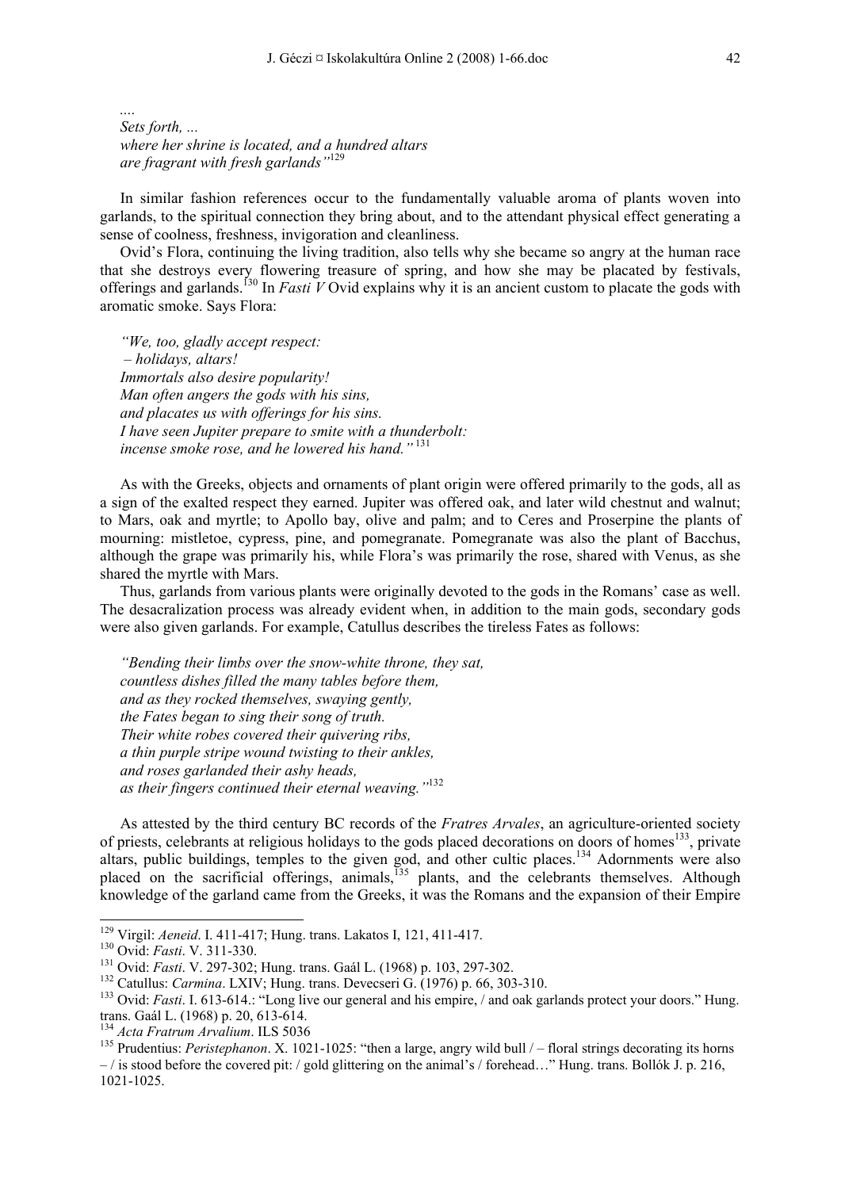*....*
*Sets forth, ...*
*where her shrine is located, and a hundred altars*
*are fragrant with fresh garlands"*[129]

In similar fashion references occur to the fundamentally valuable aroma of plants woven into garlands, to the spiritual connection they bring about, and to the attendant physical effect generating a sense of coolness, freshness, invigoration and cleanliness.

Ovid's Flora, continuing the living tradition, also tells why she became so angry at the human race that she destroys every flowering treasure of spring, and how she may be placated by festivals, offerings and garlands.[130] In *Fasti V* Ovid explains why it is an ancient custom to placate the gods with aromatic smoke. Says Flora:

*"We, too, gladly accept respect:*
*– holidays, altars!*
*Immortals also desire popularity!*
*Man often angers the gods with his sins,*
*and placates us with offerings for his sins.*
*I have seen Jupiter prepare to smite with a thunderbolt:*
*incense smoke rose, and he lowered his hand."* [131]

As with the Greeks, objects and ornaments of plant origin were offered primarily to the gods, all as a sign of the exalted respect they earned. Jupiter was offered oak, and later wild chestnut and walnut; to Mars, oak and myrtle; to Apollo bay, olive and palm; and to Ceres and Proserpine the plants of mourning: mistletoe, cypress, pine, and pomegranate. Pomegranate was also the plant of Bacchus, although the grape was primarily his, while Flora's was primarily the rose, shared with Venus, as she shared the myrtle with Mars.

Thus, garlands from various plants were originally devoted to the gods in the Romans' case as well. The desacralization process was already evident when, in addition to the main gods, secondary gods were also given garlands. For example, Catullus describes the tireless Fates as follows:

*"Bending their limbs over the snow-white throne, they sat,*
*countless dishes filled the many tables before them,*
*and as they rocked themselves, swaying gently,*
*the Fates began to sing their song of truth.*
*Their white robes covered their quivering ribs,*
*a thin purple stripe wound twisting to their ankles,*
*and roses garlanded their ashy heads,*
*as their fingers continued their eternal weaving."*[132]

As attested by the third century BC records of the *Fratres Arvales*, an agriculture-oriented society of priests, celebrants at religious holidays to the gods placed decorations on doors of homes[133], private altars, public buildings, temples to the given god, and other cultic places.[134] Adornments were also placed on the sacrificial offerings, animals,[135] plants, and the celebrants themselves. Although knowledge of the garland came from the Greeks, it was the Romans and the expansion of their Empire

---

[129] Virgil: *Aeneid*. I. 411-417; Hung. trans. Lakatos I, 121, 411-417.
[130] Ovid: *Fasti*. V. 311-330.
[131] Ovid: *Fasti*. V. 297-302; Hung. trans. Gaál L. (1968) p. 103, 297-302.
[132] Catullus: *Carmina*. LXIV; Hung. trans. Devecseri G. (1976) p. 66, 303-310.
[133] Ovid: *Fasti*. I. 613-614.: "Long live our general and his empire, / and oak garlands protect your doors." Hung. trans. Gaál L. (1968) p. 20, 613-614.
[134] *Acta Fratrum Arvalium*. ILS 5036
[135] Prudentius: *Peristephanon*. X. 1021-1025: "then a large, angry wild bull / – floral strings decorating its horns – / is stood before the covered pit: / gold glittering on the animal's / forehead…" Hung. trans. Bollók J. p. 216, 1021-1025.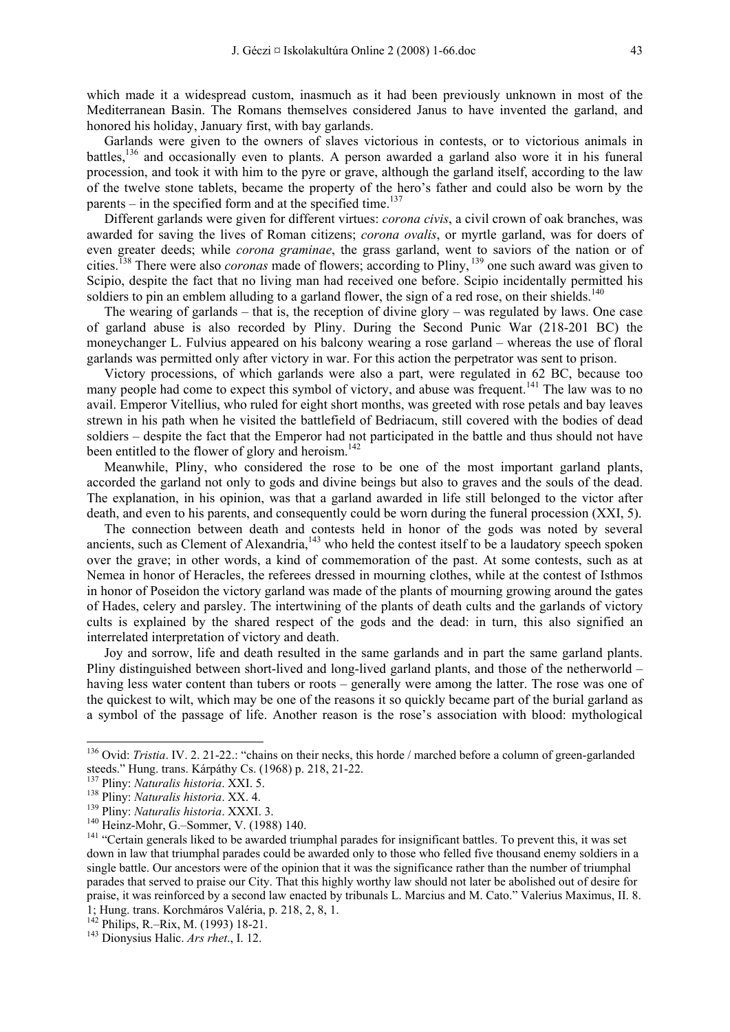which made it a widespread custom, inasmuch as it had been previously unknown in most of the Mediterranean Basin. The Romans themselves considered Janus to have invented the garland, and honored his holiday, January first, with bay garlands.

Garlands were given to the owners of slaves victorious in contests, or to victorious animals in battles,[136] and occasionally even to plants. A person awarded a garland also wore it in his funeral procession, and took it with him to the pyre or grave, although the garland itself, according to the law of the twelve stone tablets, became the property of the hero's father and could also be worn by the parents – in the specified form and at the specified time.[137]

Different garlands were given for different virtues: *corona civis*, a civil crown of oak branches, was awarded for saving the lives of Roman citizens; *corona ovalis*, or myrtle garland, was for doers of even greater deeds; while *corona graminae*, the grass garland, went to saviors of the nation or of cities.[138] There were also *coronas* made of flowers; according to Pliny, [139] one such award was given to Scipio, despite the fact that no living man had received one before. Scipio incidentally permitted his soldiers to pin an emblem alluding to a garland flower, the sign of a red rose, on their shields.[140]

The wearing of garlands – that is, the reception of divine glory – was regulated by laws. One case of garland abuse is also recorded by Pliny. During the Second Punic War (218-201 BC) the moneychanger L. Fulvius appeared on his balcony wearing a rose garland – whereas the use of floral garlands was permitted only after victory in war. For this action the perpetrator was sent to prison.

Victory processions, of which garlands were also a part, were regulated in 62 BC, because too many people had come to expect this symbol of victory, and abuse was frequent.[141] The law was to no avail. Emperor Vitellius, who ruled for eight short months, was greeted with rose petals and bay leaves strewn in his path when he visited the battlefield of Bedriacum, still covered with the bodies of dead soldiers – despite the fact that the Emperor had not participated in the battle and thus should not have been entitled to the flower of glory and heroism.[142]

Meanwhile, Pliny, who considered the rose to be one of the most important garland plants, accorded the garland not only to gods and divine beings but also to graves and the souls of the dead. The explanation, in his opinion, was that a garland awarded in life still belonged to the victor after death, and even to his parents, and consequently could be worn during the funeral procession (XXI, 5).

The connection between death and contests held in honor of the gods was noted by several ancients, such as Clement of Alexandria,[143] who held the contest itself to be a laudatory speech spoken over the grave; in other words, a kind of commemoration of the past. At some contests, such as at Nemea in honor of Heracles, the referees dressed in mourning clothes, while at the contest of Isthmos in honor of Poseidon the victory garland was made of the plants of mourning growing around the gates of Hades, celery and parsley. The intertwining of the plants of death cults and the garlands of victory cults is explained by the shared respect of the gods and the dead: in turn, this also signified an interrelated interpretation of victory and death.

Joy and sorrow, life and death resulted in the same garlands and in part the same garland plants. Pliny distinguished between short-lived and long-lived garland plants, and those of the netherworld – having less water content than tubers or roots – generally were among the latter. The rose was one of the quickest to wilt, which may be one of the reasons it so quickly became part of the burial garland as a symbol of the passage of life. Another reason is the rose's association with blood: mythological

---

[136] Ovid: *Tristia*. IV. 2. 21-22.: "chains on their necks, this horde / marched before a column of green-garlanded steeds." Hung. trans. Kárpáthy Cs. (1968) p. 218, 21-22.

[137] Pliny: *Naturalis historia*. XXI. 5.

[138] Pliny: *Naturalis historia*. XX. 4.

[139] Pliny: *Naturalis historia*. XXXI. 3.

[140] Heinz-Mohr, G.–Sommer, V. (1988) 140.

[141] "Certain generals liked to be awarded triumphal parades for insignificant battles. To prevent this, it was set down in law that triumphal parades could be awarded only to those who felled five thousand enemy soldiers in a single battle. Our ancestors were of the opinion that it was the significance rather than the number of triumphal parades that served to praise our City. That this highly worthy law should not later be abolished out of desire for praise, it was reinforced by a second law enacted by tribunals L. Marcius and M. Cato." Valerius Maximus, II. 8. 1; Hung. trans. Korchmáros Valéria, p. 218, 2, 8, 1.

[142] Philips, R.–Rix, M. (1993) 18-21.

[143] Dionysius Halic. *Ars rhet*., I. 12.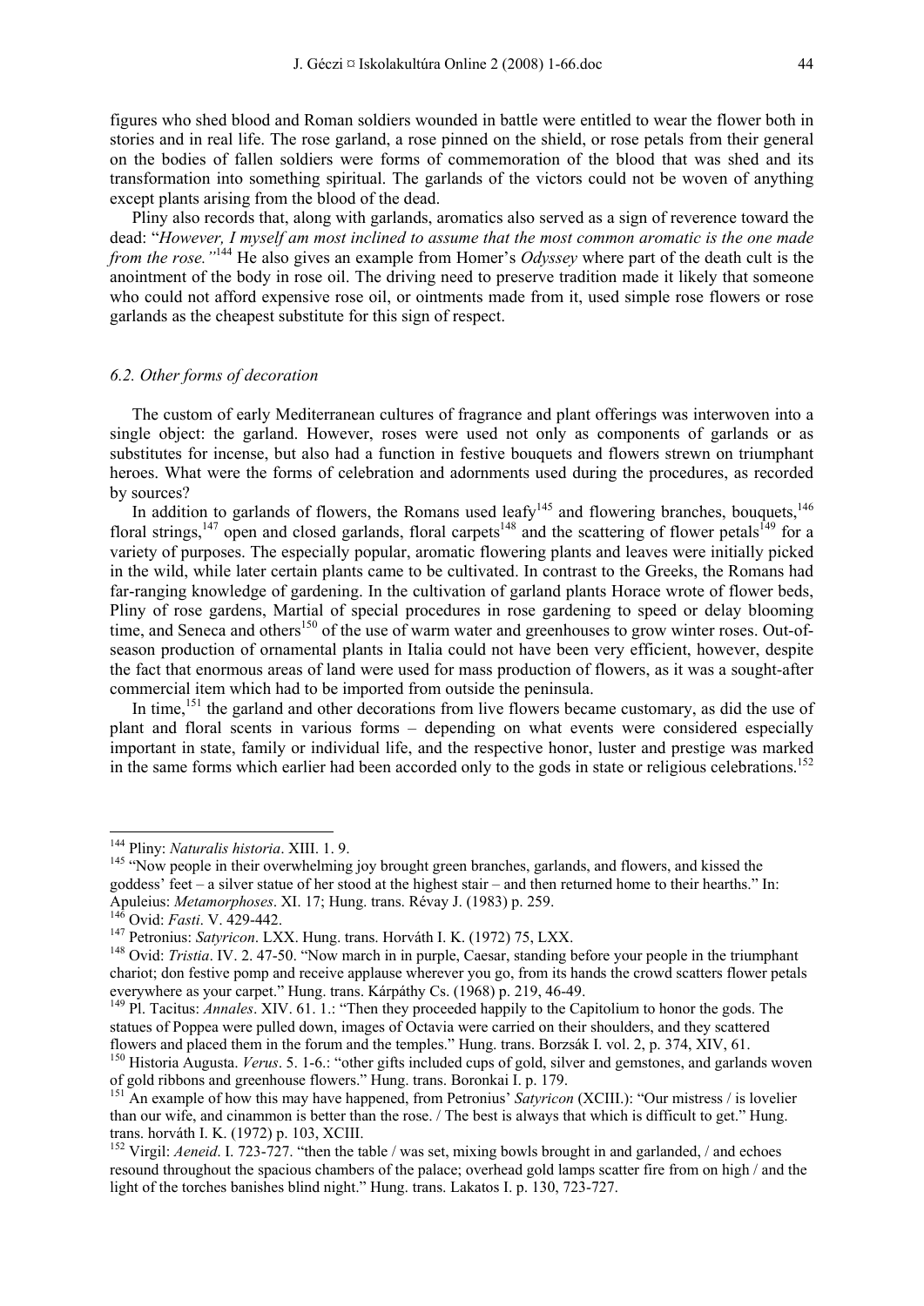figures who shed blood and Roman soldiers wounded in battle were entitled to wear the flower both in stories and in real life. The rose garland, a rose pinned on the shield, or rose petals from their general on the bodies of fallen soldiers were forms of commemoration of the blood that was shed and its transformation into something spiritual. The garlands of the victors could not be woven of anything except plants arising from the blood of the dead.

Pliny also records that, along with garlands, aromatics also served as a sign of reverence toward the dead: "*However, I myself am most inclined to assume that the most common aromatic is the one made from the rose.*"[144] He also gives an example from Homer's *Odyssey* where part of the death cult is the anointment of the body in rose oil. The driving need to preserve tradition made it likely that someone who could not afford expensive rose oil, or ointments made from it, used simple rose flowers or rose garlands as the cheapest substitute for this sign of respect.

### *6.2. Other forms of decoration*

The custom of early Mediterranean cultures of fragrance and plant offerings was interwoven into a single object: the garland. However, roses were used not only as components of garlands or as substitutes for incense, but also had a function in festive bouquets and flowers strewn on triumphant heroes. What were the forms of celebration and adornments used during the procedures, as recorded by sources?

In addition to garlands of flowers, the Romans used leafy[145] and flowering branches, bouquets,[146] floral strings,[147] open and closed garlands, floral carpets[148] and the scattering of flower petals[149] for a variety of purposes. The especially popular, aromatic flowering plants and leaves were initially picked in the wild, while later certain plants came to be cultivated. In contrast to the Greeks, the Romans had far-ranging knowledge of gardening. In the cultivation of garland plants Horace wrote of flower beds, Pliny of rose gardens, Martial of special procedures in rose gardening to speed or delay blooming time, and Seneca and others[150] of the use of warm water and greenhouses to grow winter roses. Out-of-season production of ornamental plants in Italia could not have been very efficient, however, despite the fact that enormous areas of land were used for mass production of flowers, as it was a sought-after commercial item which had to be imported from outside the peninsula.

In time,[151] the garland and other decorations from live flowers became customary, as did the use of plant and floral scents in various forms – depending on what events were considered especially important in state, family or individual life, and the respective honor, luster and prestige was marked in the same forms which earlier had been accorded only to the gods in state or religious celebrations.[152]

---

[144] Pliny: *Naturalis historia*. XIII. 1. 9.

[145] "Now people in their overwhelming joy brought green branches, garlands, and flowers, and kissed the goddess' feet – a silver statue of her stood at the highest stair – and then returned home to their hearths." In: Apuleius: *Metamorphoses*. XI. 17; Hung. trans. Révay J. (1983) p. 259.

[146] Ovid: *Fasti*. V. 429-442.

[147] Petronius: *Satyricon*. LXX. Hung. trans. Horváth I. K. (1972) 75, LXX.

[148] Ovid: *Tristia*. IV. 2. 47-50. "Now march in in purple, Caesar, standing before your people in the triumphant chariot; don festive pomp and receive applause wherever you go, from its hands the crowd scatters flower petals everywhere as your carpet." Hung. trans. Kárpáthy Cs. (1968) p. 219, 46-49.

[149] Pl. Tacitus: *Annales*. XIV. 61. 1.: "Then they proceeded happily to the Capitolium to honor the gods. The statues of Poppea were pulled down, images of Octavia were carried on their shoulders, and they scattered flowers and placed them in the forum and the temples." Hung. trans. Borzsák I. vol. 2, p. 374, XIV, 61.

[150] Historia Augusta. *Verus*. 5. 1-6.: "other gifts included cups of gold, silver and gemstones, and garlands woven of gold ribbons and greenhouse flowers." Hung. trans. Boronkai I. p. 179.

[151] An example of how this may have happened, from Petronius' *Satyricon* (XCIII.): "Our mistress / is lovelier than our wife, and cinammon is better than the rose. / The best is always that which is difficult to get." Hung. trans. horváth I. K. (1972) p. 103, XCIII.

[152] Virgil: *Aeneid*. I. 723-727. "then the table / was set, mixing bowls brought in and garlanded, / and echoes resound throughout the spacious chambers of the palace; overhead gold lamps scatter fire from on high / and the light of the torches banishes blind night." Hung. trans. Lakatos I. p. 130, 723-727.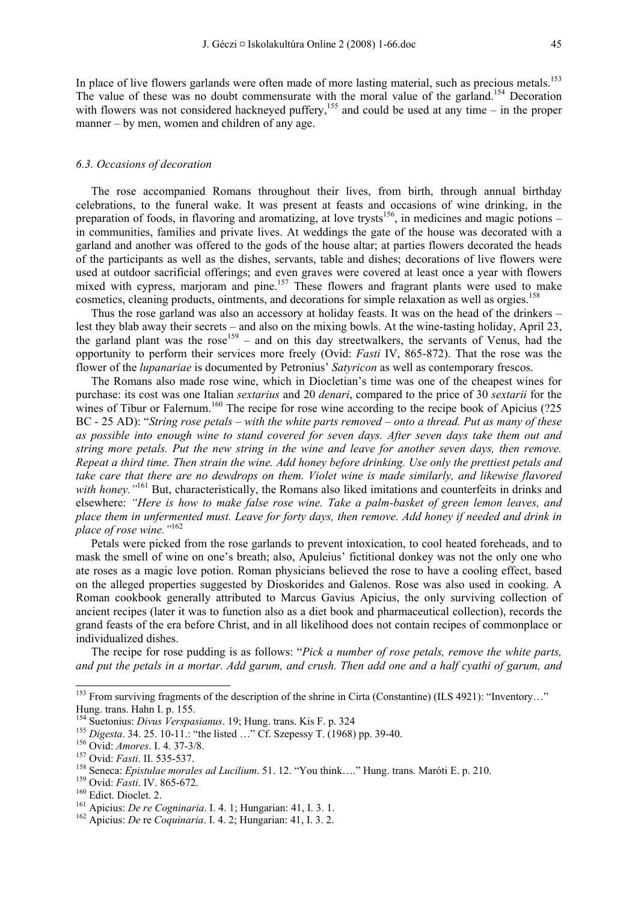In place of live flowers garlands were often made of more lasting material, such as precious metals.[153] The value of these was no doubt commensurate with the moral value of the garland.[154] Decoration with flowers was not considered hackneyed puffery,[155] and could be used at any time – in the proper manner – by men, women and children of any age.

### *6.3. Occasions of decoration*

The rose accompanied Romans throughout their lives, from birth, through annual birthday celebrations, to the funeral wake. It was present at feasts and occasions of wine drinking, in the preparation of foods, in flavoring and aromatizing, at love trysts[156], in medicines and magic potions – in communities, families and private lives. At weddings the gate of the house was decorated with a garland and another was offered to the gods of the house altar; at parties flowers decorated the heads of the participants as well as the dishes, servants, table and dishes; decorations of live flowers were used at outdoor sacrificial offerings; and even graves were covered at least once a year with flowers mixed with cypress, marjoram and pine.[157] These flowers and fragrant plants were used to make cosmetics, cleaning products, ointments, and decorations for simple relaxation as well as orgies.[158]

Thus the rose garland was also an accessory at holiday feasts. It was on the head of the drinkers – lest they blab away their secrets – and also on the mixing bowls. At the wine-tasting holiday, April 23, the garland plant was the rose[159] – and on this day streetwalkers, the servants of Venus, had the opportunity to perform their services more freely (Ovid: *Fasti* IV, 865-872). That the rose was the flower of the *lupanariae* is documented by Petronius' *Satyricon* as well as contemporary frescos.

The Romans also made rose wine, which in Diocletian's time was one of the cheapest wines for purchase: its cost was one Italian *sextarius* and 20 *denari*, compared to the price of 30 *sextarii* for the wines of Tibur or Falernum.[160] The recipe for rose wine according to the recipe book of Apicius (?25 BC - 25 AD): "*String rose petals – with the white parts removed – onto a thread. Put as many of these as possible into enough wine to stand covered for seven days. After seven days take them out and string more petals. Put the new string in the wine and leave for another seven days, then remove. Repeat a third time. Then strain the wine. Add honey before drinking. Use only the prettiest petals and take care that there are no dewdrops on them. Violet wine is made similarly, and likewise flavored with honey.*"[161] But, characteristically, the Romans also liked imitations and counterfeits in drinks and elsewhere: *"Here is how to make false rose wine. Take a palm-basket of green lemon leaves, and place them in unfermented must. Leave for forty days, then remove. Add honey if needed and drink in place of rose wine."*[162]

Petals were picked from the rose garlands to prevent intoxication, to cool heated foreheads, and to mask the smell of wine on one's breath; also, Apuleius' fictitional donkey was not the only one who ate roses as a magic love potion. Roman physicians believed the rose to have a cooling effect, based on the alleged properties suggested by Dioskorides and Galenos. Rose was also used in cooking. A Roman cookbook generally attributed to Marcus Gavius Apicius, the only surviving collection of ancient recipes (later it was to function also as a diet book and pharmaceutical collection), records the grand feasts of the era before Christ, and in all likelihood does not contain recipes of commonplace or individualized dishes.

The recipe for rose pudding is as follows: "*Pick a number of rose petals, remove the white parts, and put the petals in a mortar. Add garum, and crush. Then add one and a half cyathi of garum, and*

---

[153] From surviving fragments of the description of the shrine in Cirta (Constantine) (ILS 4921): "Inventory…" Hung. trans. Hahn I. p. 155.

[154] Suetonius: *Divus Verspasianus*. 19; Hung. trans. Kis F. p. 324

[155] *Digesta*. 34. 25. 10-11.: "the listed …" Cf. Szepessy T. (1968) pp. 39-40.

[156] Ovid: *Amores*. I. 4. 37-3/8.

[157] Ovid: *Fasti*. II. 535-537.

[158] Seneca: *Epistulae morales ad Lucilium*. 51. 12. "You think…." Hung. trans. Maróti E. p. 210.

[159] Ovid: *Fasti*. IV. 865-672.

[160] Edict. Dioclet. 2.

[161] Apicius: *De re Cogninaria*. I. 4. 1; Hungarian: 41, I. 3. 1.

[162] Apicius: *De* re *Coquinaria*. I. 4. 2; Hungarian: 41, I. 3. 2.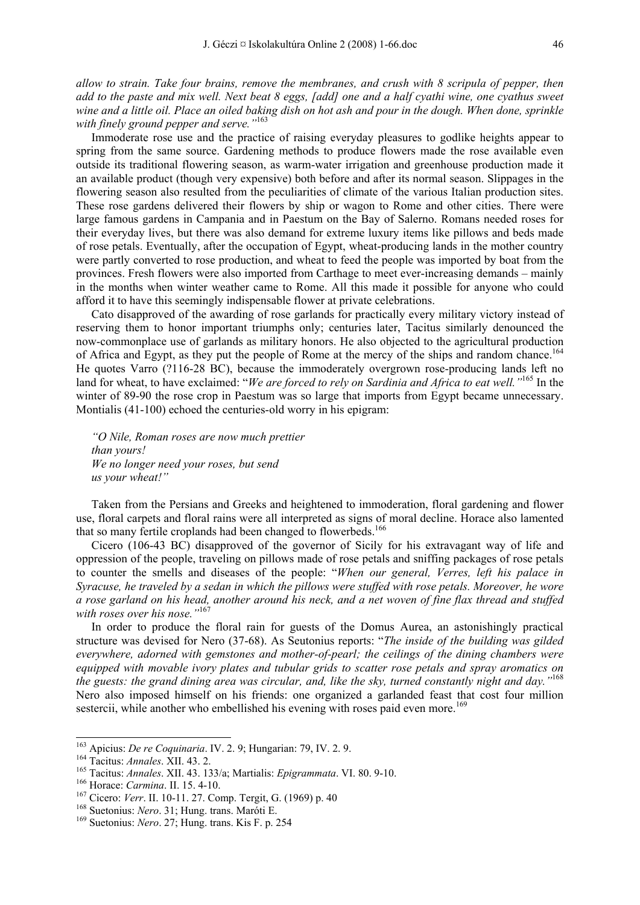*allow to strain. Take four brains, remove the membranes, and crush with 8 scripula of pepper, then add to the paste and mix well. Next beat 8 eggs, [add] one and a half cyathi wine, one cyathus sweet wine and a little oil. Place an oiled baking dish on hot ash and pour in the dough. When done, sprinkle with finely ground pepper and serve."*[163]

Immoderate rose use and the practice of raising everyday pleasures to godlike heights appear to spring from the same source. Gardening methods to produce flowers made the rose available even outside its traditional flowering season, as warm-water irrigation and greenhouse production made it an available product (though very expensive) both before and after its normal season. Slippages in the flowering season also resulted from the peculiarities of climate of the various Italian production sites. These rose gardens delivered their flowers by ship or wagon to Rome and other cities. There were large famous gardens in Campania and in Paestum on the Bay of Salerno. Romans needed roses for their everyday lives, but there was also demand for extreme luxury items like pillows and beds made of rose petals. Eventually, after the occupation of Egypt, wheat-producing lands in the mother country were partly converted to rose production, and wheat to feed the people was imported by boat from the provinces. Fresh flowers were also imported from Carthage to meet ever-increasing demands – mainly in the months when winter weather came to Rome. All this made it possible for anyone who could afford it to have this seemingly indispensable flower at private celebrations.

Cato disapproved of the awarding of rose garlands for practically every military victory instead of reserving them to honor important triumphs only; centuries later, Tacitus similarly denounced the now-commonplace use of garlands as military honors. He also objected to the agricultural production of Africa and Egypt, as they put the people of Rome at the mercy of the ships and random chance.[164] He quotes Varro (?116-28 BC), because the immoderately overgrown rose-producing lands left no land for wheat, to have exclaimed: "*We are forced to rely on Sardinia and Africa to eat well."*[165] In the winter of 89-90 the rose crop in Paestum was so large that imports from Egypt became unnecessary. Montialis (41-100) echoed the centuries-old worry in his epigram:

> *"O Nile, Roman roses are now much prettier*
> *than yours!*
> *We no longer need your roses, but send*
> *us your wheat!"*

Taken from the Persians and Greeks and heightened to immoderation, floral gardening and flower use, floral carpets and floral rains were all interpreted as signs of moral decline. Horace also lamented that so many fertile croplands had been changed to flowerbeds.[166]

Cicero (106-43 BC) disapproved of the governor of Sicily for his extravagant way of life and oppression of the people, traveling on pillows made of rose petals and sniffing packages of rose petals to counter the smells and diseases of the people: "*When our general, Verres, left his palace in Syracuse, he traveled by a sedan in which the pillows were stuffed with rose petals. Moreover, he wore a rose garland on his head, another around his neck, and a net woven of fine flax thread and stuffed with roses over his nose."*[167]

In order to produce the floral rain for guests of the Domus Aurea, an astonishingly practical structure was devised for Nero (37-68). As Seutonius reports: "*The inside of the building was gilded everywhere, adorned with gemstones and mother-of-pearl; the ceilings of the dining chambers were equipped with movable ivory plates and tubular grids to scatter rose petals and spray aromatics on the guests: the grand dining area was circular, and, like the sky, turned constantly night and day."*[168] Nero also imposed himself on his friends: one organized a garlanded feast that cost four million sestercii, while another who embellished his evening with roses paid even more.[169]

---

[163] Apicius: *De re Coquinaria*. IV. 2. 9; Hungarian: 79, IV. 2. 9.
[164] Tacitus: *Annales*. XII. 43. 2.
[165] Tacitus: *Annales*. XII. 43. 133/a; Martialis: *Epigrammata*. VI. 80. 9-10.
[166] Horace: *Carmina*. II. 15. 4-10.
[167] Cicero: *Verr*. II. 10-11. 27. Comp. Tergit, G. (1969) p. 40
[168] Suetonius: *Nero*. 31; Hung. trans. Maróti E.
[169] Suetonius: *Nero*. 27; Hung. trans. Kis F. p. 254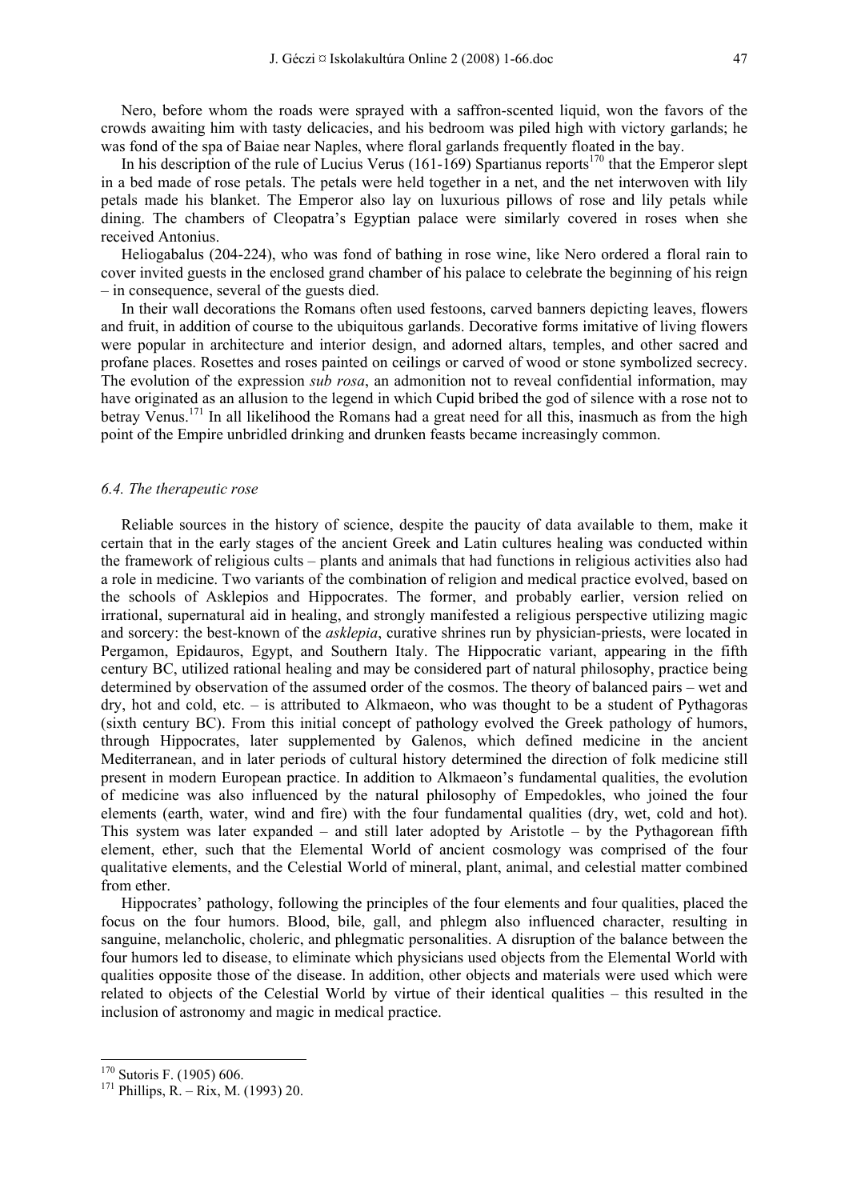Nero, before whom the roads were sprayed with a saffron-scented liquid, won the favors of the crowds awaiting him with tasty delicacies, and his bedroom was piled high with victory garlands; he was fond of the spa of Baiae near Naples, where floral garlands frequently floated in the bay.

In his description of the rule of Lucius Verus (161-169) Spartianus reports[170] that the Emperor slept in a bed made of rose petals. The petals were held together in a net, and the net interwoven with lily petals made his blanket. The Emperor also lay on luxurious pillows of rose and lily petals while dining. The chambers of Cleopatra's Egyptian palace were similarly covered in roses when she received Antonius.

Heliogabalus (204-224), who was fond of bathing in rose wine, like Nero ordered a floral rain to cover invited guests in the enclosed grand chamber of his palace to celebrate the beginning of his reign – in consequence, several of the guests died.

In their wall decorations the Romans often used festoons, carved banners depicting leaves, flowers and fruit, in addition of course to the ubiquitous garlands. Decorative forms imitative of living flowers were popular in architecture and interior design, and adorned altars, temples, and other sacred and profane places. Rosettes and roses painted on ceilings or carved of wood or stone symbolized secrecy. The evolution of the expression *sub rosa*, an admonition not to reveal confidential information, may have originated as an allusion to the legend in which Cupid bribed the god of silence with a rose not to betray Venus.[171] In all likelihood the Romans had a great need for all this, inasmuch as from the high point of the Empire unbridled drinking and drunken feasts became increasingly common.

### *6.4. The therapeutic rose*

Reliable sources in the history of science, despite the paucity of data available to them, make it certain that in the early stages of the ancient Greek and Latin cultures healing was conducted within the framework of religious cults – plants and animals that had functions in religious activities also had a role in medicine. Two variants of the combination of religion and medical practice evolved, based on the schools of Asklepios and Hippocrates. The former, and probably earlier, version relied on irrational, supernatural aid in healing, and strongly manifested a religious perspective utilizing magic and sorcery: the best-known of the *asklepia*, curative shrines run by physician-priests, were located in Pergamon, Epidauros, Egypt, and Southern Italy. The Hippocratic variant, appearing in the fifth century BC, utilized rational healing and may be considered part of natural philosophy, practice being determined by observation of the assumed order of the cosmos. The theory of balanced pairs – wet and dry, hot and cold, etc. – is attributed to Alkmaeon, who was thought to be a student of Pythagoras (sixth century BC). From this initial concept of pathology evolved the Greek pathology of humors, through Hippocrates, later supplemented by Galenos, which defined medicine in the ancient Mediterranean, and in later periods of cultural history determined the direction of folk medicine still present in modern European practice. In addition to Alkmaeon's fundamental qualities, the evolution of medicine was also influenced by the natural philosophy of Empedokles, who joined the four elements (earth, water, wind and fire) with the four fundamental qualities (dry, wet, cold and hot). This system was later expanded – and still later adopted by Aristotle – by the Pythagorean fifth element, ether, such that the Elemental World of ancient cosmology was comprised of the four qualitative elements, and the Celestial World of mineral, plant, animal, and celestial matter combined from ether.

Hippocrates' pathology, following the principles of the four elements and four qualities, placed the focus on the four humors. Blood, bile, gall, and phlegm also influenced character, resulting in sanguine, melancholic, choleric, and phlegmatic personalities. A disruption of the balance between the four humors led to disease, to eliminate which physicians used objects from the Elemental World with qualities opposite those of the disease. In addition, other objects and materials were used which were related to objects of the Celestial World by virtue of their identical qualities – this resulted in the inclusion of astronomy and magic in medical practice.

---

[170] Sutoris F. (1905) 606.

[171] Phillips, R. – Rix, M. (1993) 20.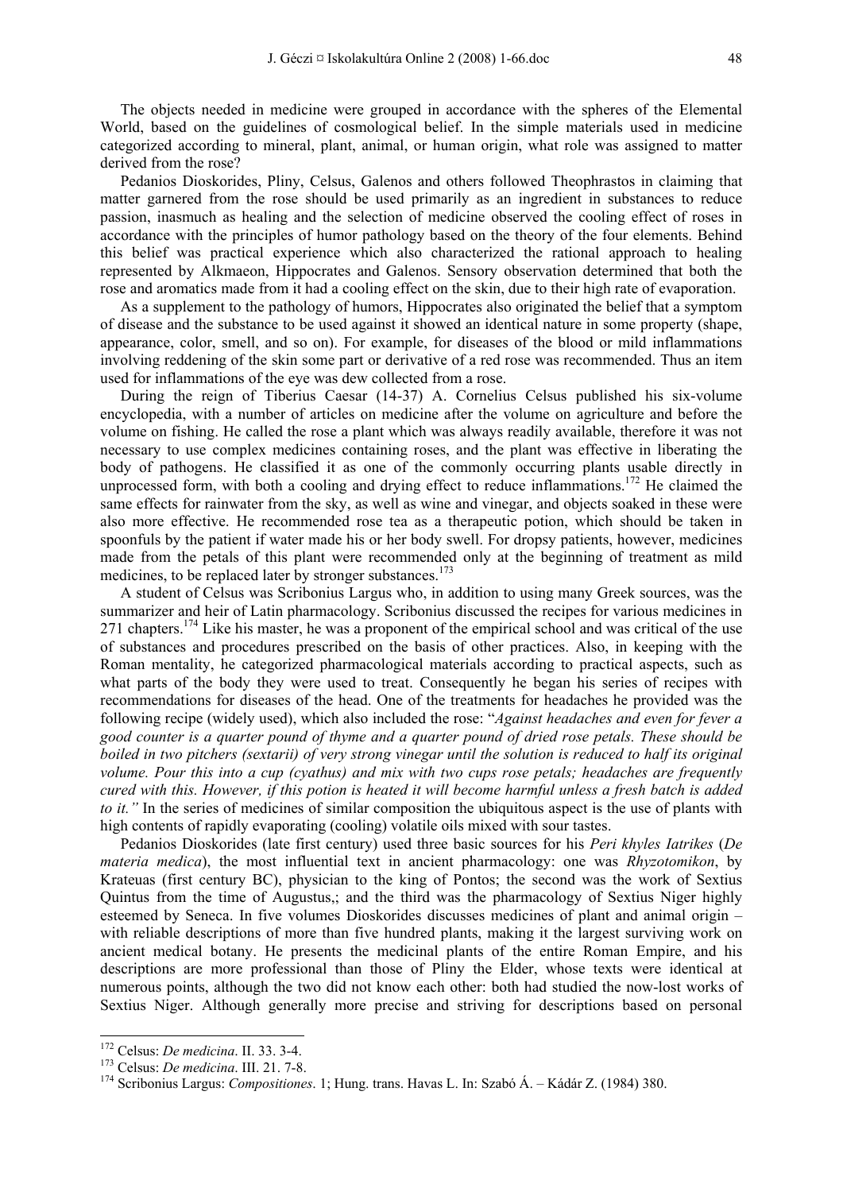The objects needed in medicine were grouped in accordance with the spheres of the Elemental World, based on the guidelines of cosmological belief. In the simple materials used in medicine categorized according to mineral, plant, animal, or human origin, what role was assigned to matter derived from the rose?

Pedanios Dioskorides, Pliny, Celsus, Galenos and others followed Theophrastos in claiming that matter garnered from the rose should be used primarily as an ingredient in substances to reduce passion, inasmuch as healing and the selection of medicine observed the cooling effect of roses in accordance with the principles of humor pathology based on the theory of the four elements. Behind this belief was practical experience which also characterized the rational approach to healing represented by Alkmaeon, Hippocrates and Galenos. Sensory observation determined that both the rose and aromatics made from it had a cooling effect on the skin, due to their high rate of evaporation.

As a supplement to the pathology of humors, Hippocrates also originated the belief that a symptom of disease and the substance to be used against it showed an identical nature in some property (shape, appearance, color, smell, and so on). For example, for diseases of the blood or mild inflammations involving reddening of the skin some part or derivative of a red rose was recommended. Thus an item used for inflammations of the eye was dew collected from a rose.

During the reign of Tiberius Caesar (14-37) A. Cornelius Celsus published his six-volume encyclopedia, with a number of articles on medicine after the volume on agriculture and before the volume on fishing. He called the rose a plant which was always readily available, therefore it was not necessary to use complex medicines containing roses, and the plant was effective in liberating the body of pathogens. He classified it as one of the commonly occurring plants usable directly in unprocessed form, with both a cooling and drying effect to reduce inflammations.[172] He claimed the same effects for rainwater from the sky, as well as wine and vinegar, and objects soaked in these were also more effective. He recommended rose tea as a therapeutic potion, which should be taken in spoonfuls by the patient if water made his or her body swell. For dropsy patients, however, medicines made from the petals of this plant were recommended only at the beginning of treatment as mild medicines, to be replaced later by stronger substances.[173]

A student of Celsus was Scribonius Largus who, in addition to using many Greek sources, was the summarizer and heir of Latin pharmacology. Scribonius discussed the recipes for various medicines in 271 chapters.[174] Like his master, he was a proponent of the empirical school and was critical of the use of substances and procedures prescribed on the basis of other practices. Also, in keeping with the Roman mentality, he categorized pharmacological materials according to practical aspects, such as what parts of the body they were used to treat. Consequently he began his series of recipes with recommendations for diseases of the head. One of the treatments for headaches he provided was the following recipe (widely used), which also included the rose: "*Against headaches and even for fever a good counter is a quarter pound of thyme and a quarter pound of dried rose petals. These should be boiled in two pitchers (sextarii) of very strong vinegar until the solution is reduced to half its original volume. Pour this into a cup (cyathus) and mix with two cups rose petals; headaches are frequently cured with this. However, if this potion is heated it will become harmful unless a fresh batch is added to it.*" In the series of medicines of similar composition the ubiquitous aspect is the use of plants with high contents of rapidly evaporating (cooling) volatile oils mixed with sour tastes.

Pedanios Dioskorides (late first century) used three basic sources for his *Peri khyles Iatrikes* (*De materia medica*), the most influential text in ancient pharmacology: one was *Rhyzotomikon*, by Krateuas (first century BC), physician to the king of Pontos; the second was the work of Sextius Quintus from the time of Augustus,; and the third was the pharmacology of Sextius Niger highly esteemed by Seneca. In five volumes Dioskorides discusses medicines of plant and animal origin – with reliable descriptions of more than five hundred plants, making it the largest surviving work on ancient medical botany. He presents the medicinal plants of the entire Roman Empire, and his descriptions are more professional than those of Pliny the Elder, whose texts were identical at numerous points, although the two did not know each other: both had studied the now-lost works of Sextius Niger. Although generally more precise and striving for descriptions based on personal

---

[172] Celsus: *De medicina*. II. 33. 3-4.

[173] Celsus: *De medicina*. III. 21. 7-8.

[174] Scribonius Largus: *Compositiones*. 1; Hung. trans. Havas L. In: Szabó Á. – Kádár Z. (1984) 380.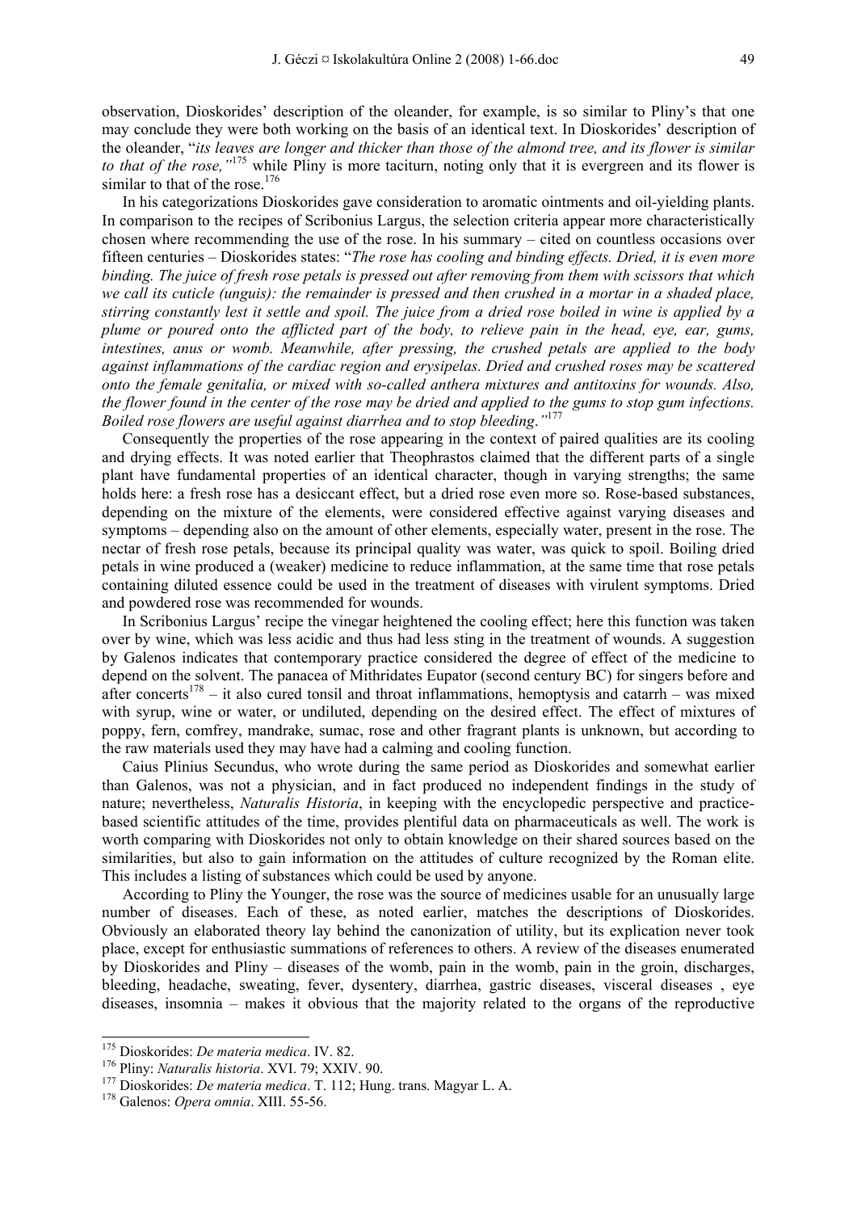observation, Dioskorides' description of the oleander, for example, is so similar to Pliny's that one may conclude they were both working on the basis of an identical text. In Dioskorides' description of the oleander, "*its leaves are longer and thicker than those of the almond tree, and its flower is similar to that of the rose,*"[175] while Pliny is more taciturn, noting only that it is evergreen and its flower is similar to that of the rose.[176]

In his categorizations Dioskorides gave consideration to aromatic ointments and oil-yielding plants. In comparison to the recipes of Scribonius Largus, the selection criteria appear more characteristically chosen where recommending the use of the rose. In his summary – cited on countless occasions over fifteen centuries – Dioskorides states: "*The rose has cooling and binding effects. Dried, it is even more binding. The juice of fresh rose petals is pressed out after removing from them with scissors that which we call its cuticle (unguis): the remainder is pressed and then crushed in a mortar in a shaded place, stirring constantly lest it settle and spoil. The juice from a dried rose boiled in wine is applied by a plume or poured onto the afflicted part of the body, to relieve pain in the head, eye, ear, gums, intestines, anus or womb. Meanwhile, after pressing, the crushed petals are applied to the body against inflammations of the cardiac region and erysipelas. Dried and crushed roses may be scattered onto the female genitalia, or mixed with so-called anthera mixtures and antitoxins for wounds. Also, the flower found in the center of the rose may be dried and applied to the gums to stop gum infections. Boiled rose flowers are useful against diarrhea and to stop bleeding.*"[177]

Consequently the properties of the rose appearing in the context of paired qualities are its cooling and drying effects. It was noted earlier that Theophrastos claimed that the different parts of a single plant have fundamental properties of an identical character, though in varying strengths; the same holds here: a fresh rose has a desiccant effect, but a dried rose even more so. Rose-based substances, depending on the mixture of the elements, were considered effective against varying diseases and symptoms – depending also on the amount of other elements, especially water, present in the rose. The nectar of fresh rose petals, because its principal quality was water, was quick to spoil. Boiling dried petals in wine produced a (weaker) medicine to reduce inflammation, at the same time that rose petals containing diluted essence could be used in the treatment of diseases with virulent symptoms. Dried and powdered rose was recommended for wounds.

In Scribonius Largus' recipe the vinegar heightened the cooling effect; here this function was taken over by wine, which was less acidic and thus had less sting in the treatment of wounds. A suggestion by Galenos indicates that contemporary practice considered the degree of effect of the medicine to depend on the solvent. The panacea of Mithridates Eupator (second century BC) for singers before and after concerts[178] – it also cured tonsil and throat inflammations, hemoptysis and catarrh – was mixed with syrup, wine or water, or undiluted, depending on the desired effect. The effect of mixtures of poppy, fern, comfrey, mandrake, sumac, rose and other fragrant plants is unknown, but according to the raw materials used they may have had a calming and cooling function.

Caius Plinius Secundus, who wrote during the same period as Dioskorides and somewhat earlier than Galenos, was not a physician, and in fact produced no independent findings in the study of nature; nevertheless, *Naturalis Historia*, in keeping with the encyclopedic perspective and practice-based scientific attitudes of the time, provides plentiful data on pharmaceuticals as well. The work is worth comparing with Dioskorides not only to obtain knowledge on their shared sources based on the similarities, but also to gain information on the attitudes of culture recognized by the Roman elite. This includes a listing of substances which could be used by anyone.

According to Pliny the Younger, the rose was the source of medicines usable for an unusually large number of diseases. Each of these, as noted earlier, matches the descriptions of Dioskorides. Obviously an elaborated theory lay behind the canonization of utility, but its explication never took place, except for enthusiastic summations of references to others. A review of the diseases enumerated by Dioskorides and Pliny – diseases of the womb, pain in the womb, pain in the groin, discharges, bleeding, headache, sweating, fever, dysentery, diarrhea, gastric diseases, visceral diseases , eye diseases, insomnia – makes it obvious that the majority related to the organs of the reproductive

---

[175] Dioskorides: *De materia medica*. IV. 82.

[176] Pliny: *Naturalis historia*. XVI. 79; XXIV. 90.

[177] Dioskorides: *De materia medica*. T. 112; Hung. trans. Magyar L. A.

[178] Galenos: *Opera omnia*. XIII. 55-56.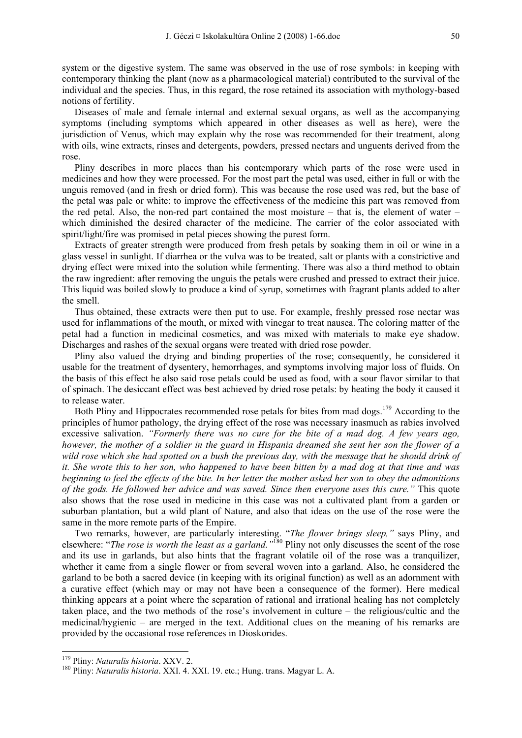system or the digestive system. The same was observed in the use of rose symbols: in keeping with contemporary thinking the plant (now as a pharmacological material) contributed to the survival of the individual and the species. Thus, in this regard, the rose retained its association with mythology-based notions of fertility.

Diseases of male and female internal and external sexual organs, as well as the accompanying symptoms (including symptoms which appeared in other diseases as well as here), were the jurisdiction of Venus, which may explain why the rose was recommended for their treatment, along with oils, wine extracts, rinses and detergents, powders, pressed nectars and unguents derived from the rose.

Pliny describes in more places than his contemporary which parts of the rose were used in medicines and how they were processed. For the most part the petal was used, either in full or with the unguis removed (and in fresh or dried form). This was because the rose used was red, but the base of the petal was pale or white: to improve the effectiveness of the medicine this part was removed from the red petal. Also, the non-red part contained the most moisture – that is, the element of water – which diminished the desired character of the medicine. The carrier of the color associated with spirit/light/fire was promised in petal pieces showing the purest form.

Extracts of greater strength were produced from fresh petals by soaking them in oil or wine in a glass vessel in sunlight. If diarrhea or the vulva was to be treated, salt or plants with a constrictive and drying effect were mixed into the solution while fermenting. There was also a third method to obtain the raw ingredient: after removing the unguis the petals were crushed and pressed to extract their juice. This liquid was boiled slowly to produce a kind of syrup, sometimes with fragrant plants added to alter the smell.

Thus obtained, these extracts were then put to use. For example, freshly pressed rose nectar was used for inflammations of the mouth, or mixed with vinegar to treat nausea. The coloring matter of the petal had a function in medicinal cosmetics, and was mixed with materials to make eye shadow. Discharges and rashes of the sexual organs were treated with dried rose powder.

Pliny also valued the drying and binding properties of the rose; consequently, he considered it usable for the treatment of dysentery, hemorrhages, and symptoms involving major loss of fluids. On the basis of this effect he also said rose petals could be used as food, with a sour flavor similar to that of spinach. The desiccant effect was best achieved by dried rose petals: by heating the body it caused it to release water.

Both Pliny and Hippocrates recommended rose petals for bites from mad dogs.[179] According to the principles of humor pathology, the drying effect of the rose was necessary inasmuch as rabies involved excessive salivation. *"Formerly there was no cure for the bite of a mad dog. A few years ago, however, the mother of a soldier in the guard in Hispania dreamed she sent her son the flower of a wild rose which she had spotted on a bush the previous day, with the message that he should drink of it. She wrote this to her son, who happened to have been bitten by a mad dog at that time and was beginning to feel the effects of the bite. In her letter the mother asked her son to obey the admonitions of the gods. He followed her advice and was saved. Since then everyone uses this cure."* This quote also shows that the rose used in medicine in this case was not a cultivated plant from a garden or suburban plantation, but a wild plant of Nature, and also that ideas on the use of the rose were the same in the more remote parts of the Empire.

Two remarks, however, are particularly interesting. "*The flower brings sleep,"* says Pliny, and elsewhere: "*The rose is worth the least as a garland."*[180] Pliny not only discusses the scent of the rose and its use in garlands, but also hints that the fragrant volatile oil of the rose was a tranquilizer, whether it came from a single flower or from several woven into a garland. Also, he considered the garland to be both a sacred device (in keeping with its original function) as well as an adornment with a curative effect (which may or may not have been a consequence of the former). Here medical thinking appears at a point where the separation of rational and irrational healing has not completely taken place, and the two methods of the rose's involvement in culture – the religious/cultic and the medicinal/hygienic – are merged in the text. Additional clues on the meaning of his remarks are provided by the occasional rose references in Dioskorides.

---

[179] Pliny: *Naturalis historia*. XXV. 2.

[180] Pliny: *Naturalis historia*. XXI. 4. XXI. 19. etc.; Hung. trans. Magyar L. A.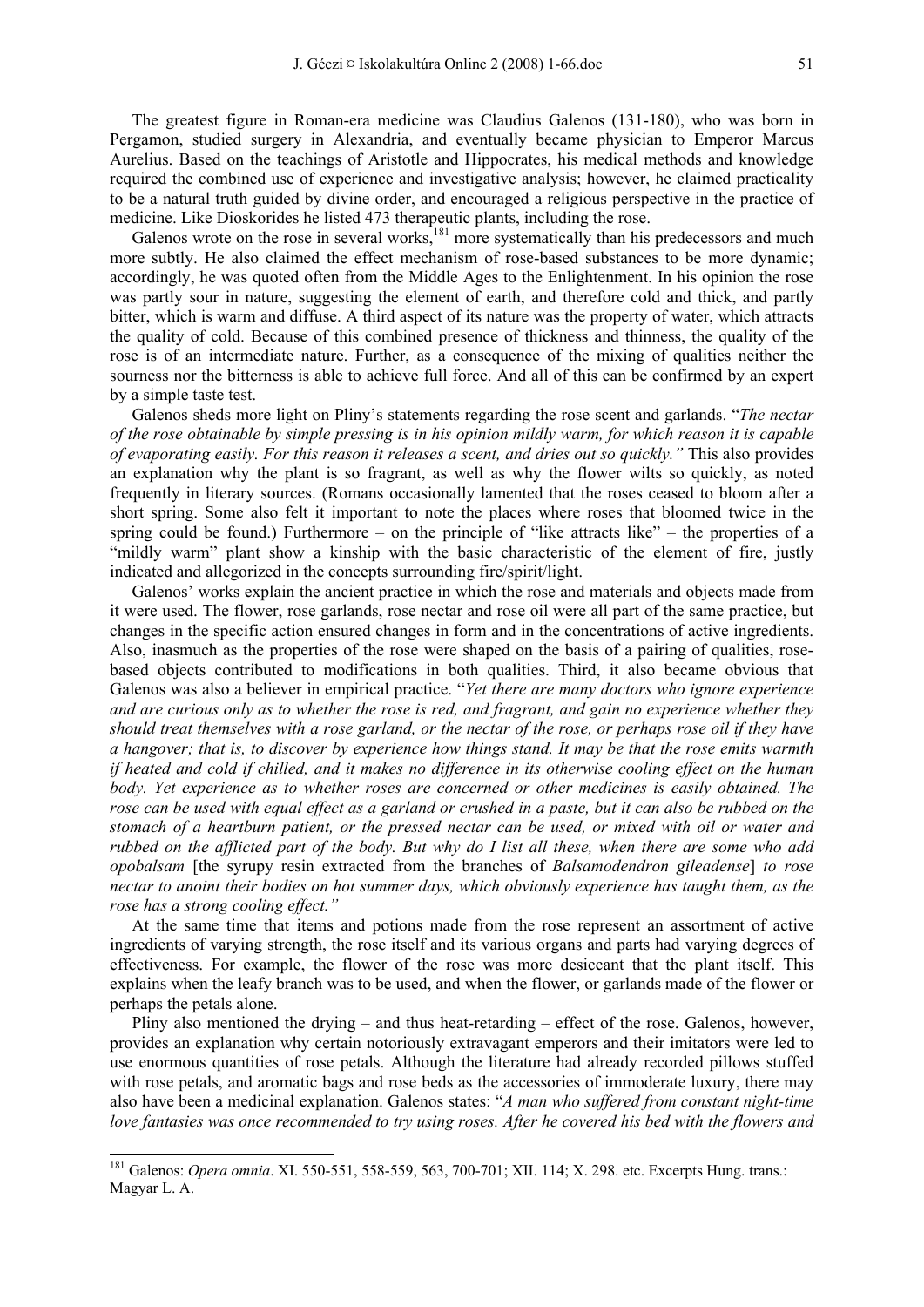The greatest figure in Roman-era medicine was Claudius Galenos (131-180), who was born in Pergamon, studied surgery in Alexandria, and eventually became physician to Emperor Marcus Aurelius. Based on the teachings of Aristotle and Hippocrates, his medical methods and knowledge required the combined use of experience and investigative analysis; however, he claimed practicality to be a natural truth guided by divine order, and encouraged a religious perspective in the practice of medicine. Like Dioskorides he listed 473 therapeutic plants, including the rose.

Galenos wrote on the rose in several works,[181] more systematically than his predecessors and much more subtly. He also claimed the effect mechanism of rose-based substances to be more dynamic; accordingly, he was quoted often from the Middle Ages to the Enlightenment. In his opinion the rose was partly sour in nature, suggesting the element of earth, and therefore cold and thick, and partly bitter, which is warm and diffuse. A third aspect of its nature was the property of water, which attracts the quality of cold. Because of this combined presence of thickness and thinness, the quality of the rose is of an intermediate nature. Further, as a consequence of the mixing of qualities neither the sourness nor the bitterness is able to achieve full force. And all of this can be confirmed by an expert by a simple taste test.

Galenos sheds more light on Pliny's statements regarding the rose scent and garlands. "*The nectar of the rose obtainable by simple pressing is in his opinion mildly warm, for which reason it is capable of evaporating easily. For this reason it releases a scent, and dries out so quickly.*" This also provides an explanation why the plant is so fragrant, as well as why the flower wilts so quickly, as noted frequently in literary sources. (Romans occasionally lamented that the roses ceased to bloom after a short spring. Some also felt it important to note the places where roses that bloomed twice in the spring could be found.) Furthermore – on the principle of "like attracts like" – the properties of a "mildly warm" plant show a kinship with the basic characteristic of the element of fire, justly indicated and allegorized in the concepts surrounding fire/spirit/light.

Galenos' works explain the ancient practice in which the rose and materials and objects made from it were used. The flower, rose garlands, rose nectar and rose oil were all part of the same practice, but changes in the specific action ensured changes in form and in the concentrations of active ingredients. Also, inasmuch as the properties of the rose were shaped on the basis of a pairing of qualities, rose-based objects contributed to modifications in both qualities. Third, it also became obvious that Galenos was also a believer in empirical practice. "*Yet there are many doctors who ignore experience and are curious only as to whether the rose is red, and fragrant, and gain no experience whether they should treat themselves with a rose garland, or the nectar of the rose, or perhaps rose oil if they have a hangover; that is, to discover by experience how things stand. It may be that the rose emits warmth if heated and cold if chilled, and it makes no difference in its otherwise cooling effect on the human body. Yet experience as to whether roses are concerned or other medicines is easily obtained. The rose can be used with equal effect as a garland or crushed in a paste, but it can also be rubbed on the stomach of a heartburn patient, or the pressed nectar can be used, or mixed with oil or water and rubbed on the afflicted part of the body. But why do I list all these, when there are some who add opobalsam* [the syrupy resin extracted from the branches of *Balsamodendron gileadense*] *to rose nectar to anoint their bodies on hot summer days, which obviously experience has taught them, as the rose has a strong cooling effect.*"

At the same time that items and potions made from the rose represent an assortment of active ingredients of varying strength, the rose itself and its various organs and parts had varying degrees of effectiveness. For example, the flower of the rose was more desiccant that the plant itself. This explains when the leafy branch was to be used, and when the flower, or garlands made of the flower or perhaps the petals alone.

Pliny also mentioned the drying – and thus heat-retarding – effect of the rose. Galenos, however, provides an explanation why certain notoriously extravagant emperors and their imitators were led to use enormous quantities of rose petals. Although the literature had already recorded pillows stuffed with rose petals, and aromatic bags and rose beds as the accessories of immoderate luxury, there may also have been a medicinal explanation. Galenos states: "*A man who suffered from constant night-time love fantasies was once recommended to try using roses. After he covered his bed with the flowers and*

---

[181] Galenos: *Opera omnia*. XI. 550-551, 558-559, 563, 700-701; XII. 114; X. 298. etc. Excerpts Hung. trans.: Magyar L. A.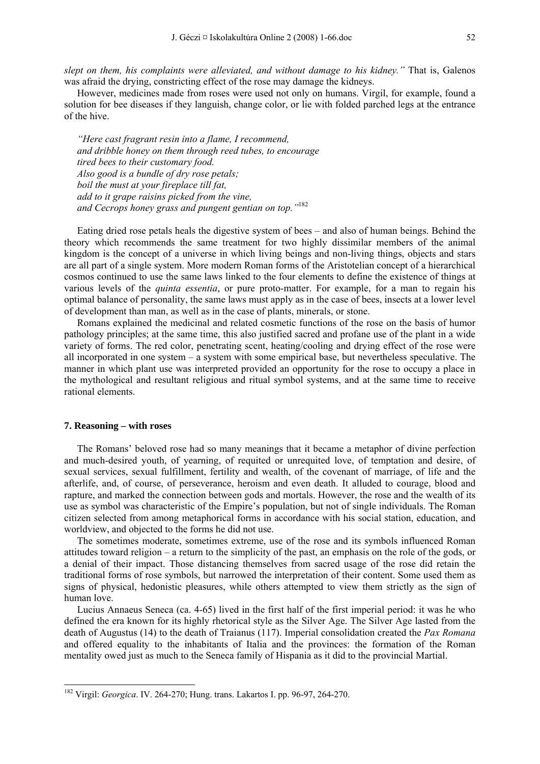*slept on them, his complaints were alleviated, and without damage to his kidney."* That is, Galenos was afraid the drying, constricting effect of the rose may damage the kidneys.

However, medicines made from roses were used not only on humans. Virgil, for example, found a solution for bee diseases if they languish, change color, or lie with folded parched legs at the entrance of the hive.

> *"Here cast fragrant resin into a flame, I recommend,*
> *and dribble honey on them through reed tubes, to encourage*
> *tired bees to their customary food.*
> *Also good is a bundle of dry rose petals;*
> *boil the must at your fireplace till fat,*
> *add to it grape raisins picked from the vine,*
> *and Cecrops honey grass and pungent gentian on top."*[182]

Eating dried rose petals heals the digestive system of bees – and also of human beings. Behind the theory which recommends the same treatment for two highly dissimilar members of the animal kingdom is the concept of a universe in which living beings and non-living things, objects and stars are all part of a single system. More modern Roman forms of the Aristotelian concept of a hierarchical cosmos continued to use the same laws linked to the four elements to define the existence of things at various levels of the *quinta essentia*, or pure proto-matter. For example, for a man to regain his optimal balance of personality, the same laws must apply as in the case of bees, insects at a lower level of development than man, as well as in the case of plants, minerals, or stone.

Romans explained the medicinal and related cosmetic functions of the rose on the basis of humor pathology principles; at the same time, this also justified sacred and profane use of the plant in a wide variety of forms. The red color, penetrating scent, heating/cooling and drying effect of the rose were all incorporated in one system – a system with some empirical base, but nevertheless speculative. The manner in which plant use was interpreted provided an opportunity for the rose to occupy a place in the mythological and resultant religious and ritual symbol systems, and at the same time to receive rational elements.

### 7. Reasoning – with roses

The Romans' beloved rose had so many meanings that it became a metaphor of divine perfection and much-desired youth, of yearning, of requited or unrequited love, of temptation and desire, of sexual services, sexual fulfillment, fertility and wealth, of the covenant of marriage, of life and the afterlife, and, of course, of perseverance, heroism and even death. It alluded to courage, blood and rapture, and marked the connection between gods and mortals. However, the rose and the wealth of its use as symbol was characteristic of the Empire's population, but not of single individuals. The Roman citizen selected from among metaphorical forms in accordance with his social station, education, and worldview, and objected to the forms he did not use.

The sometimes moderate, sometimes extreme, use of the rose and its symbols influenced Roman attitudes toward religion – a return to the simplicity of the past, an emphasis on the role of the gods, or a denial of their impact. Those distancing themselves from sacred usage of the rose did retain the traditional forms of rose symbols, but narrowed the interpretation of their content. Some used them as signs of physical, hedonistic pleasures, while others attempted to view them strictly as the sign of human love.

Lucius Annaeus Seneca (ca. 4-65) lived in the first half of the first imperial period: it was he who defined the era known for its highly rhetorical style as the Silver Age. The Silver Age lasted from the death of Augustus (14) to the death of Traianus (117). Imperial consolidation created the *Pax Romana* and offered equality to the inhabitants of Italia and the provinces: the formation of the Roman mentality owed just as much to the Seneca family of Hispania as it did to the provincial Martial.

---

[182] Virgil: *Georgica*. IV. 264-270; Hung. trans. Lakartos I. pp. 96-97, 264-270.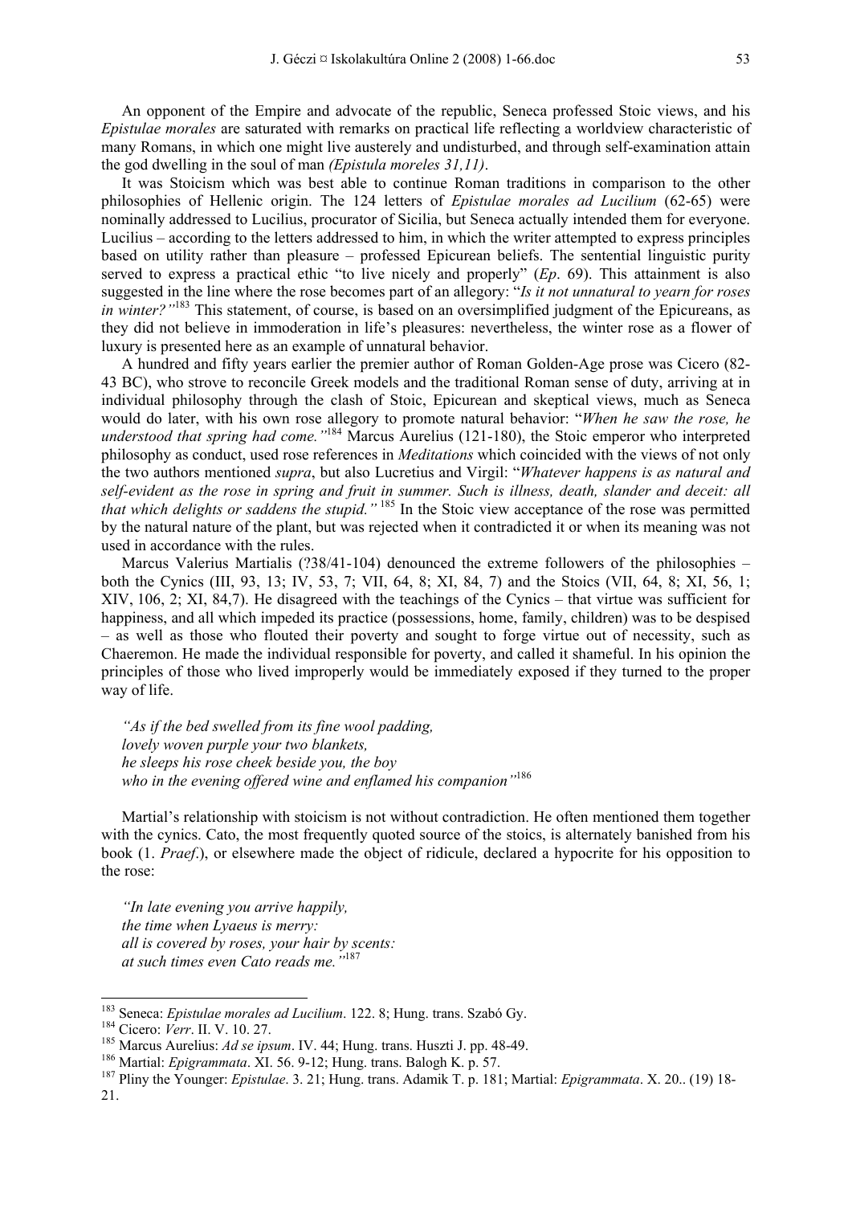An opponent of the Empire and advocate of the republic, Seneca professed Stoic views, and his *Epistulae morales* are saturated with remarks on practical life reflecting a worldview characteristic of many Romans, in which one might live austerely and undisturbed, and through self-examination attain the god dwelling in the soul of man *(Epistula moreles 31,11)*.

It was Stoicism which was best able to continue Roman traditions in comparison to the other philosophies of Hellenic origin. The 124 letters of *Epistulae morales ad Lucilium* (62-65) were nominally addressed to Lucilius, procurator of Sicilia, but Seneca actually intended them for everyone. Lucilius – according to the letters addressed to him, in which the writer attempted to express principles based on utility rather than pleasure – professed Epicurean beliefs. The sentential linguistic purity served to express a practical ethic "to live nicely and properly" (*Ep*. 69). This attainment is also suggested in the line where the rose becomes part of an allegory: "*Is it not unnatural to yearn for roses in winter?"*[183] This statement, of course, is based on an oversimplified judgment of the Epicureans, as they did not believe in immoderation in life's pleasures: nevertheless, the winter rose as a flower of luxury is presented here as an example of unnatural behavior.

A hundred and fifty years earlier the premier author of Roman Golden-Age prose was Cicero (82-43 BC), who strove to reconcile Greek models and the traditional Roman sense of duty, arriving at in individual philosophy through the clash of Stoic, Epicurean and skeptical views, much as Seneca would do later, with his own rose allegory to promote natural behavior: "*When he saw the rose, he understood that spring had come."*[184] Marcus Aurelius (121-180), the Stoic emperor who interpreted philosophy as conduct, used rose references in *Meditations* which coincided with the views of not only the two authors mentioned *supra*, but also Lucretius and Virgil: "*Whatever happens is as natural and self-evident as the rose in spring and fruit in summer. Such is illness, death, slander and deceit: all that which delights or saddens the stupid."* [185] In the Stoic view acceptance of the rose was permitted by the natural nature of the plant, but was rejected when it contradicted it or when its meaning was not used in accordance with the rules.

Marcus Valerius Martialis (?38/41-104) denounced the extreme followers of the philosophies – both the Cynics (III, 93, 13; IV, 53, 7; VII, 64, 8; XI, 84, 7) and the Stoics (VII, 64, 8; XI, 56, 1; XIV, 106, 2; XI, 84,7). He disagreed with the teachings of the Cynics – that virtue was sufficient for happiness, and all which impeded its practice (possessions, home, family, children) was to be despised – as well as those who flouted their poverty and sought to forge virtue out of necessity, such as Chaeremon. He made the individual responsible for poverty, and called it shameful. In his opinion the principles of those who lived improperly would be immediately exposed if they turned to the proper way of life.

*"As if the bed swelled from its fine wool padding,*
*lovely woven purple your two blankets,*
*he sleeps his rose cheek beside you, the boy*
*who in the evening offered wine and enflamed his companion"*[186]

Martial's relationship with stoicism is not without contradiction. He often mentioned them together with the cynics. Cato, the most frequently quoted source of the stoics, is alternately banished from his book (1. *Praef*.), or elsewhere made the object of ridicule, declared a hypocrite for his opposition to the rose:

*"In late evening you arrive happily,*
*the time when Lyaeus is merry:*
*all is covered by roses, your hair by scents:*
*at such times even Cato reads me."*[187]

---

[183] Seneca: *Epistulae morales ad Lucilium*. 122. 8; Hung. trans. Szabó Gy.
[184] Cicero: *Verr*. II. V. 10. 27.
[185] Marcus Aurelius: *Ad se ipsum*. IV. 44; Hung. trans. Huszti J. pp. 48-49.
[186] Martial: *Epigrammata*. XI. 56. 9-12; Hung. trans. Balogh K. p. 57.
[187] Pliny the Younger: *Epistulae*. 3. 21; Hung. trans. Adamik T. p. 181; Martial: *Epigrammata*. X. 20.. (19) 18-21.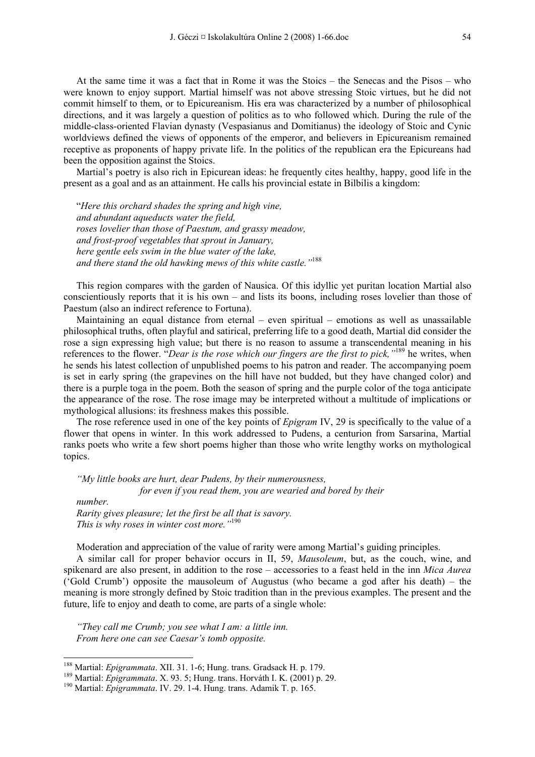At the same time it was a fact that in Rome it was the Stoics – the Senecas and the Pisos – who were known to enjoy support. Martial himself was not above stressing Stoic virtues, but he did not commit himself to them, or to Epicureanism. His era was characterized by a number of philosophical directions, and it was largely a question of politics as to who followed which. During the rule of the middle-class-oriented Flavian dynasty (Vespasianus and Domitianus) the ideology of Stoic and Cynic worldviews defined the views of opponents of the emperor, and believers in Epicureanism remained receptive as proponents of happy private life. In the politics of the republican era the Epicureans had been the opposition against the Stoics.

Martial's poetry is also rich in Epicurean ideas: he frequently cites healthy, happy, good life in the present as a goal and as an attainment. He calls his provincial estate in Bilbilis a kingdom:

> "*Here this orchard shades the spring and high vine,*
> *and abundant aqueducts water the field,*
> *roses lovelier than those of Paestum, and grassy meadow,*
> *and frost-proof vegetables that sprout in January,*
> *here gentle eels swim in the blue water of the lake,*
> *and there stand the old hawking mews of this white castle."*[188]

This region compares with the garden of Nausica. Of this idyllic yet puritan location Martial also conscientiously reports that it is his own – and lists its boons, including roses lovelier than those of Paestum (also an indirect reference to Fortuna).

Maintaining an equal distance from eternal – even spiritual – emotions as well as unassailable philosophical truths, often playful and satirical, preferring life to a good death, Martial did consider the rose a sign expressing high value; but there is no reason to assume a transcendental meaning in his references to the flower. "*Dear is the rose which our fingers are the first to pick,"*[189] he writes, when he sends his latest collection of unpublished poems to his patron and reader. The accompanying poem is set in early spring (the grapevines on the hill have not budded, but they have changed color) and there is a purple toga in the poem. Both the season of spring and the purple color of the toga anticipate the appearance of the rose. The rose image may be interpreted without a multitude of implications or mythological allusions: its freshness makes this possible.

The rose reference used in one of the key points of *Epigram* IV, 29 is specifically to the value of a flower that opens in winter. In this work addressed to Pudens, a centurion from Sarsarina, Martial ranks poets who write a few short poems higher than those who write lengthy works on mythological topics.

> *"My little books are hurt, dear Pudens, by their numerousness,*
> *for even if you read them, you are wearied and bored by their number.*
> *Rarity gives pleasure; let the first be all that is savory.*
> *This is why roses in winter cost more."*[190]

Moderation and appreciation of the value of rarity were among Martial's guiding principles.

A similar call for proper behavior occurs in II, 59, *Mausoleum*, but, as the couch, wine, and spikenard are also present, in addition to the rose – accessories to a feast held in the inn *Mica Aurea* ('Gold Crumb') opposite the mausoleum of Augustus (who became a god after his death) – the meaning is more strongly defined by Stoic tradition than in the previous examples. The present and the future, life to enjoy and death to come, are parts of a single whole:

> *"They call me Crumb; you see what I am: a little inn.*
> *From here one can see Caesar's tomb opposite.*

---

[188] Martial: *Epigrammata*. XII. 31. 1-6; Hung. trans. Gradsack H. p. 179.

[189] Martial: *Epigrammata*. X. 93. 5; Hung. trans. Horváth I. K. (2001) p. 29.

[190] Martial: *Epigrammata*. IV. 29. 1-4. Hung. trans. Adamik T. p. 165.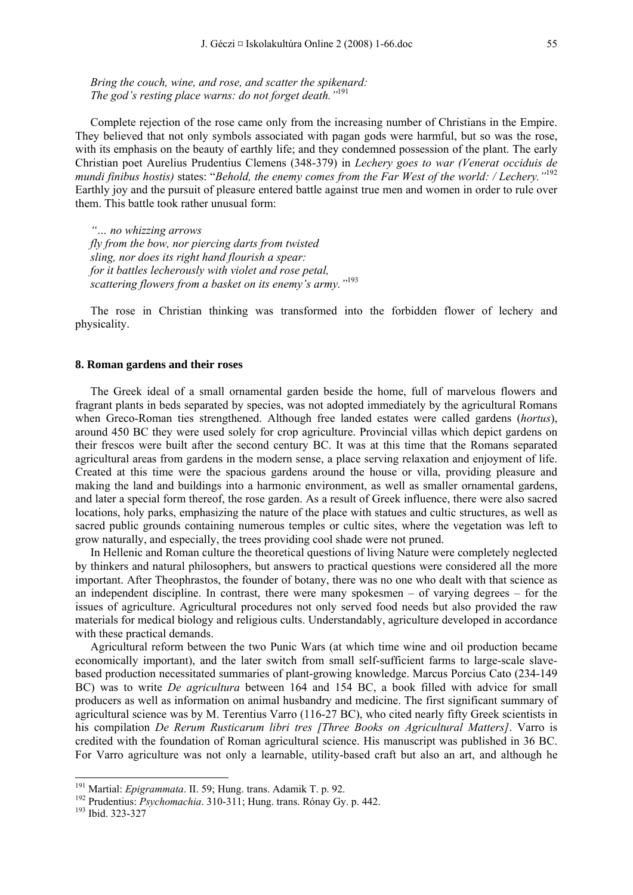*Bring the couch, wine, and rose, and scatter the spikenard:*
*The god's resting place warns: do not forget death."*[191]

Complete rejection of the rose came only from the increasing number of Christians in the Empire. They believed that not only symbols associated with pagan gods were harmful, but so was the rose, with its emphasis on the beauty of earthly life; and they condemned possession of the plant. The early Christian poet Aurelius Prudentius Clemens (348-379) in *Lechery goes to war (Venerat occiduis de mundi finibus hostis)* states: "*Behold, the enemy comes from the Far West of the world: / Lechery."*[192] Earthly joy and the pursuit of pleasure entered battle against true men and women in order to rule over them. This battle took rather unusual form:

*"… no whizzing arrows*
*fly from the bow, nor piercing darts from twisted*
*sling, nor does its right hand flourish a spear:*
*for it battles lecherously with violet and rose petal,*
*scattering flowers from a basket on its enemy's army."*[193]

The rose in Christian thinking was transformed into the forbidden flower of lechery and physicality.

## 8. Roman gardens and their roses

The Greek ideal of a small ornamental garden beside the home, full of marvelous flowers and fragrant plants in beds separated by species, was not adopted immediately by the agricultural Romans when Greco-Roman ties strengthened. Although free landed estates were called gardens (*hortus*), around 450 BC they were used solely for crop agriculture. Provincial villas which depict gardens on their frescos were built after the second century BC. It was at this time that the Romans separated agricultural areas from gardens in the modern sense, a place serving relaxation and enjoyment of life. Created at this time were the spacious gardens around the house or villa, providing pleasure and making the land and buildings into a harmonic environment, as well as smaller ornamental gardens, and later a special form thereof, the rose garden. As a result of Greek influence, there were also sacred locations, holy parks, emphasizing the nature of the place with statues and cultic structures, as well as sacred public grounds containing numerous temples or cultic sites, where the vegetation was left to grow naturally, and especially, the trees providing cool shade were not pruned.

In Hellenic and Roman culture the theoretical questions of living Nature were completely neglected by thinkers and natural philosophers, but answers to practical questions were considered all the more important. After Theophrastos, the founder of botany, there was no one who dealt with that science as an independent discipline. In contrast, there were many spokesmen – of varying degrees – for the issues of agriculture. Agricultural procedures not only served food needs but also provided the raw materials for medical biology and religious cults. Understandably, agriculture developed in accordance with these practical demands.

Agricultural reform between the two Punic Wars (at which time wine and oil production became economically important), and the later switch from small self-sufficient farms to large-scale slave-based production necessitated summaries of plant-growing knowledge. Marcus Porcius Cato (234-149 BC) was to write *De agricultura* between 164 and 154 BC, a book filled with advice for small producers as well as information on animal husbandry and medicine. The first significant summary of agricultural science was by M. Terentius Varro (116-27 BC), who cited nearly fifty Greek scientists in his compilation *De Rerum Rusticarum libri tres [Three Books on Agricultural Matters]*. Varro is credited with the foundation of Roman agricultural science. His manuscript was published in 36 BC. For Varro agriculture was not only a learnable, utility-based craft but also an art, and although he

---

[191] Martial: *Epigrammata*. II. 59; Hung. trans. Adamik T. p. 92.
[192] Prudentius: *Psychomachia*. 310-311; Hung. trans. Rónay Gy. p. 442.
[193] Ibid. 323-327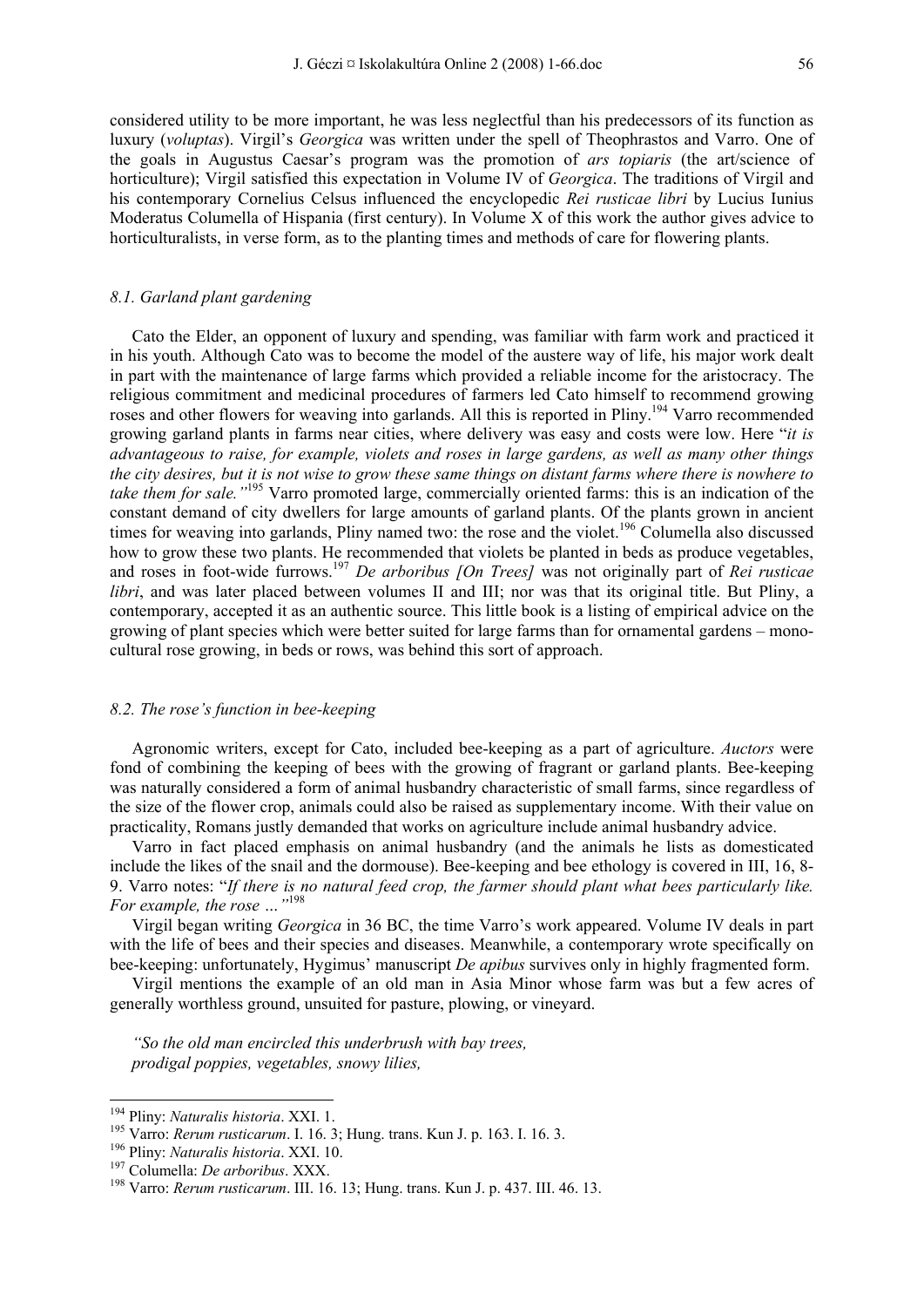considered utility to be more important, he was less neglectful than his predecessors of its function as luxury (*voluptas*). Virgil's *Georgica* was written under the spell of Theophrastos and Varro. One of the goals in Augustus Caesar's program was the promotion of *ars topiaris* (the art/science of horticulture); Virgil satisfied this expectation in Volume IV of *Georgica*. The traditions of Virgil and his contemporary Cornelius Celsus influenced the encyclopedic *Rei rusticae libri* by Lucius Iunius Moderatus Columella of Hispania (first century). In Volume X of this work the author gives advice to horticulturalists, in verse form, as to the planting times and methods of care for flowering plants.

### *8.1. Garland plant gardening*

Cato the Elder, an opponent of luxury and spending, was familiar with farm work and practiced it in his youth. Although Cato was to become the model of the austere way of life, his major work dealt in part with the maintenance of large farms which provided a reliable income for the aristocracy. The religious commitment and medicinal procedures of farmers led Cato himself to recommend growing roses and other flowers for weaving into garlands. All this is reported in Pliny.[194] Varro recommended growing garland plants in farms near cities, where delivery was easy and costs were low. Here "*it is advantageous to raise, for example, violets and roses in large gardens, as well as many other things the city desires, but it is not wise to grow these same things on distant farms where there is nowhere to take them for sale.*"[195] Varro promoted large, commercially oriented farms: this is an indication of the constant demand of city dwellers for large amounts of garland plants. Of the plants grown in ancient times for weaving into garlands, Pliny named two: the rose and the violet.[196] Columella also discussed how to grow these two plants. He recommended that violets be planted in beds as produce vegetables, and roses in foot-wide furrows.[197] *De arboribus [On Trees]* was not originally part of *Rei rusticae libri*, and was later placed between volumes II and III; nor was that its original title. But Pliny, a contemporary, accepted it as an authentic source. This little book is a listing of empirical advice on the growing of plant species which were better suited for large farms than for ornamental gardens – monocultural rose growing, in beds or rows, was behind this sort of approach.

### *8.2. The rose's function in bee-keeping*

Agronomic writers, except for Cato, included bee-keeping as a part of agriculture. *Auctors* were fond of combining the keeping of bees with the growing of fragrant or garland plants. Bee-keeping was naturally considered a form of animal husbandry characteristic of small farms, since regardless of the size of the flower crop, animals could also be raised as supplementary income. With their value on practicality, Romans justly demanded that works on agriculture include animal husbandry advice.

Varro in fact placed emphasis on animal husbandry (and the animals he lists as domesticated include the likes of the snail and the dormouse). Bee-keeping and bee ethology is covered in III, 16, 8-9. Varro notes: "*If there is no natural feed crop, the farmer should plant what bees particularly like. For example, the rose …*"[198]

Virgil began writing *Georgica* in 36 BC, the time Varro's work appeared. Volume IV deals in part with the life of bees and their species and diseases. Meanwhile, a contemporary wrote specifically on bee-keeping: unfortunately, Hygimus' manuscript *De apibus* survives only in highly fragmented form.

Virgil mentions the example of an old man in Asia Minor whose farm was but a few acres of generally worthless ground, unsuited for pasture, plowing, or vineyard.

*"So the old man encircled this underbrush with bay trees,*
*prodigal poppies, vegetables, snowy lilies,*

---

[194] Pliny: *Naturalis historia*. XXI. 1.
[195] Varro: *Rerum rusticarum*. I. 16. 3; Hung. trans. Kun J. p. 163. I. 16. 3.
[196] Pliny: *Naturalis historia*. XXI. 10.
[197] Columella: *De arboribus*. XXX.
[198] Varro: *Rerum rusticarum*. III. 16. 13; Hung. trans. Kun J. p. 437. III. 46. 13.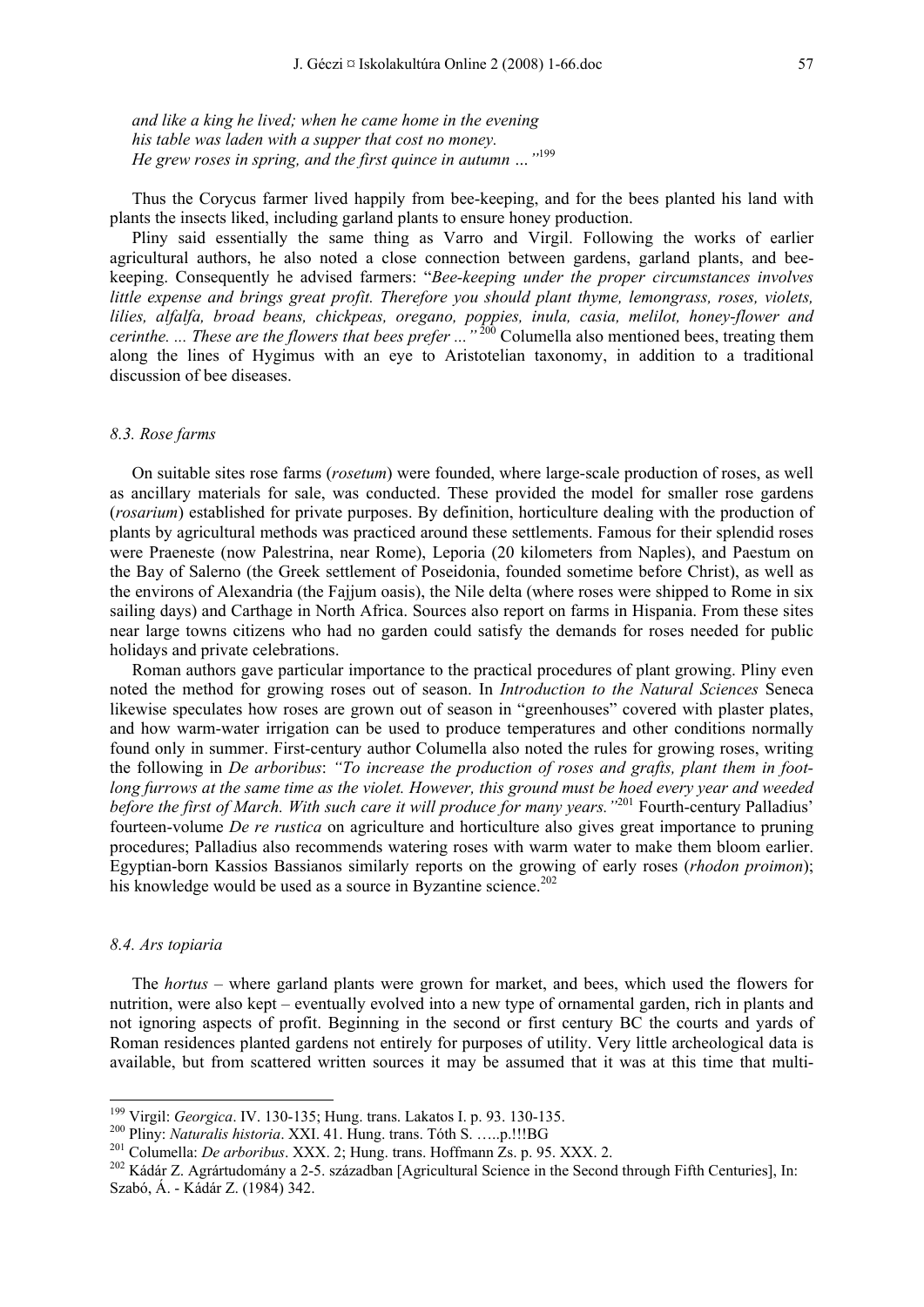*and like a king he lived; when he came home in the evening*
*his table was laden with a supper that cost no money.*
*He grew roses in spring, and the first quince in autumn …"*[199]

Thus the Corycus farmer lived happily from bee-keeping, and for the bees planted his land with plants the insects liked, including garland plants to ensure honey production.

Pliny said essentially the same thing as Varro and Virgil. Following the works of earlier agricultural authors, he also noted a close connection between gardens, garland plants, and bee-keeping. Consequently he advised farmers: "*Bee-keeping under the proper circumstances involves little expense and brings great profit. Therefore you should plant thyme, lemongrass, roses, violets, lilies, alfalfa, broad beans, chickpeas, oregano, poppies, inula, casia, melilot, honey-flower and cerinthe. ... These are the flowers that bees prefer ..."*[200] Columella also mentioned bees, treating them along the lines of Hygimus with an eye to Aristotelian taxonomy, in addition to a traditional discussion of bee diseases.

### *8.3. Rose farms*

On suitable sites rose farms (*rosetum*) were founded, where large-scale production of roses, as well as ancillary materials for sale, was conducted. These provided the model for smaller rose gardens (*rosarium*) established for private purposes. By definition, horticulture dealing with the production of plants by agricultural methods was practiced around these settlements. Famous for their splendid roses were Praeneste (now Palestrina, near Rome), Leporia (20 kilometers from Naples), and Paestum on the Bay of Salerno (the Greek settlement of Poseidonia, founded sometime before Christ), as well as the environs of Alexandria (the Fajjum oasis), the Nile delta (where roses were shipped to Rome in six sailing days) and Carthage in North Africa. Sources also report on farms in Hispania. From these sites near large towns citizens who had no garden could satisfy the demands for roses needed for public holidays and private celebrations.

Roman authors gave particular importance to the practical procedures of plant growing. Pliny even noted the method for growing roses out of season. In *Introduction to the Natural Sciences* Seneca likewise speculates how roses are grown out of season in "greenhouses" covered with plaster plates, and how warm-water irrigation can be used to produce temperatures and other conditions normally found only in summer. First-century author Columella also noted the rules for growing roses, writing the following in *De arboribus*: *"To increase the production of roses and grafts, plant them in foot-long furrows at the same time as the violet. However, this ground must be hoed every year and weeded before the first of March. With such care it will produce for many years."*[201] Fourth-century Palladius' fourteen-volume *De re rustica* on agriculture and horticulture also gives great importance to pruning procedures; Palladius also recommends watering roses with warm water to make them bloom earlier. Egyptian-born Kassios Bassianos similarly reports on the growing of early roses (*rhodon proimon*); his knowledge would be used as a source in Byzantine science.[202]

### *8.4. Ars topiaria*

The *hortus* – where garland plants were grown for market, and bees, which used the flowers for nutrition, were also kept – eventually evolved into a new type of ornamental garden, rich in plants and not ignoring aspects of profit. Beginning in the second or first century BC the courts and yards of Roman residences planted gardens not entirely for purposes of utility. Very little archeological data is available, but from scattered written sources it may be assumed that it was at this time that multi-

---

[199] Virgil: *Georgica*. IV. 130-135; Hung. trans. Lakatos I. p. 93. 130-135.

[200] Pliny: *Naturalis historia*. XXI. 41. Hung. trans. Tóth S. …..p.!!!BG

[201] Columella: *De arboribus*. XXX. 2; Hung. trans. Hoffmann Zs. p. 95. XXX. 2.

[202] Kádár Z. Agrártudomány a 2-5. században [Agricultural Science in the Second through Fifth Centuries], In: Szabó, Á. - Kádár Z. (1984) 342.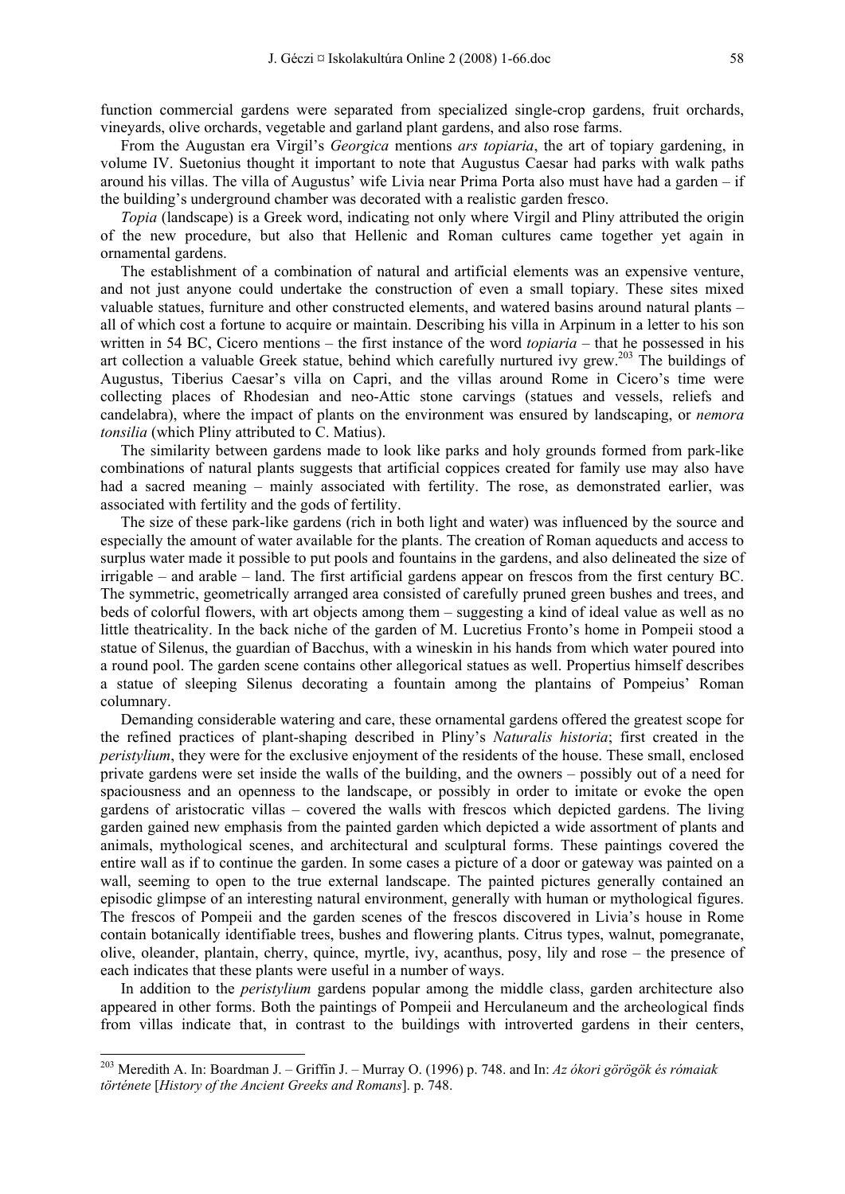function commercial gardens were separated from specialized single-crop gardens, fruit orchards, vineyards, olive orchards, vegetable and garland plant gardens, and also rose farms.

From the Augustan era Virgil's *Georgica* mentions *ars topiaria*, the art of topiary gardening, in volume IV. Suetonius thought it important to note that Augustus Caesar had parks with walk paths around his villas. The villa of Augustus' wife Livia near Prima Porta also must have had a garden – if the building's underground chamber was decorated with a realistic garden fresco.

*Topia* (landscape) is a Greek word, indicating not only where Virgil and Pliny attributed the origin of the new procedure, but also that Hellenic and Roman cultures came together yet again in ornamental gardens.

The establishment of a combination of natural and artificial elements was an expensive venture, and not just anyone could undertake the construction of even a small topiary. These sites mixed valuable statues, furniture and other constructed elements, and watered basins around natural plants – all of which cost a fortune to acquire or maintain. Describing his villa in Arpinum in a letter to his son written in 54 BC, Cicero mentions – the first instance of the word *topiaria* – that he possessed in his art collection a valuable Greek statue, behind which carefully nurtured ivy grew.[203] The buildings of Augustus, Tiberius Caesar's villa on Capri, and the villas around Rome in Cicero's time were collecting places of Rhodesian and neo-Attic stone carvings (statues and vessels, reliefs and candelabra), where the impact of plants on the environment was ensured by landscaping, or *nemora tonsilia* (which Pliny attributed to C. Matius).

The similarity between gardens made to look like parks and holy grounds formed from park-like combinations of natural plants suggests that artificial coppices created for family use may also have had a sacred meaning – mainly associated with fertility. The rose, as demonstrated earlier, was associated with fertility and the gods of fertility.

The size of these park-like gardens (rich in both light and water) was influenced by the source and especially the amount of water available for the plants. The creation of Roman aqueducts and access to surplus water made it possible to put pools and fountains in the gardens, and also delineated the size of irrigable – and arable – land. The first artificial gardens appear on frescos from the first century BC. The symmetric, geometrically arranged area consisted of carefully pruned green bushes and trees, and beds of colorful flowers, with art objects among them – suggesting a kind of ideal value as well as no little theatricality. In the back niche of the garden of M. Lucretius Fronto's home in Pompeii stood a statue of Silenus, the guardian of Bacchus, with a wineskin in his hands from which water poured into a round pool. The garden scene contains other allegorical statues as well. Propertius himself describes a statue of sleeping Silenus decorating a fountain among the plantains of Pompeius' Roman columnary.

Demanding considerable watering and care, these ornamental gardens offered the greatest scope for the refined practices of plant-shaping described in Pliny's *Naturalis historia*; first created in the *peristylium*, they were for the exclusive enjoyment of the residents of the house. These small, enclosed private gardens were set inside the walls of the building, and the owners – possibly out of a need for spaciousness and an openness to the landscape, or possibly in order to imitate or evoke the open gardens of aristocratic villas – covered the walls with frescos which depicted gardens. The living garden gained new emphasis from the painted garden which depicted a wide assortment of plants and animals, mythological scenes, and architectural and sculptural forms. These paintings covered the entire wall as if to continue the garden. In some cases a picture of a door or gateway was painted on a wall, seeming to open to the true external landscape. The painted pictures generally contained an episodic glimpse of an interesting natural environment, generally with human or mythological figures. The frescos of Pompeii and the garden scenes of the frescos discovered in Livia's house in Rome contain botanically identifiable trees, bushes and flowering plants. Citrus types, walnut, pomegranate, olive, oleander, plantain, cherry, quince, myrtle, ivy, acanthus, posy, lily and rose – the presence of each indicates that these plants were useful in a number of ways.

In addition to the *peristylium* gardens popular among the middle class, garden architecture also appeared in other forms. Both the paintings of Pompeii and Herculaneum and the archeological finds from villas indicate that, in contrast to the buildings with introverted gardens in their centers,

---

[203] Meredith A. In: Boardman J. – Griffin J. – Murray O. (1996) p. 748. and In: *Az ókori görögök és rómaiak története* [*History of the Ancient Greeks and Romans*]. p. 748.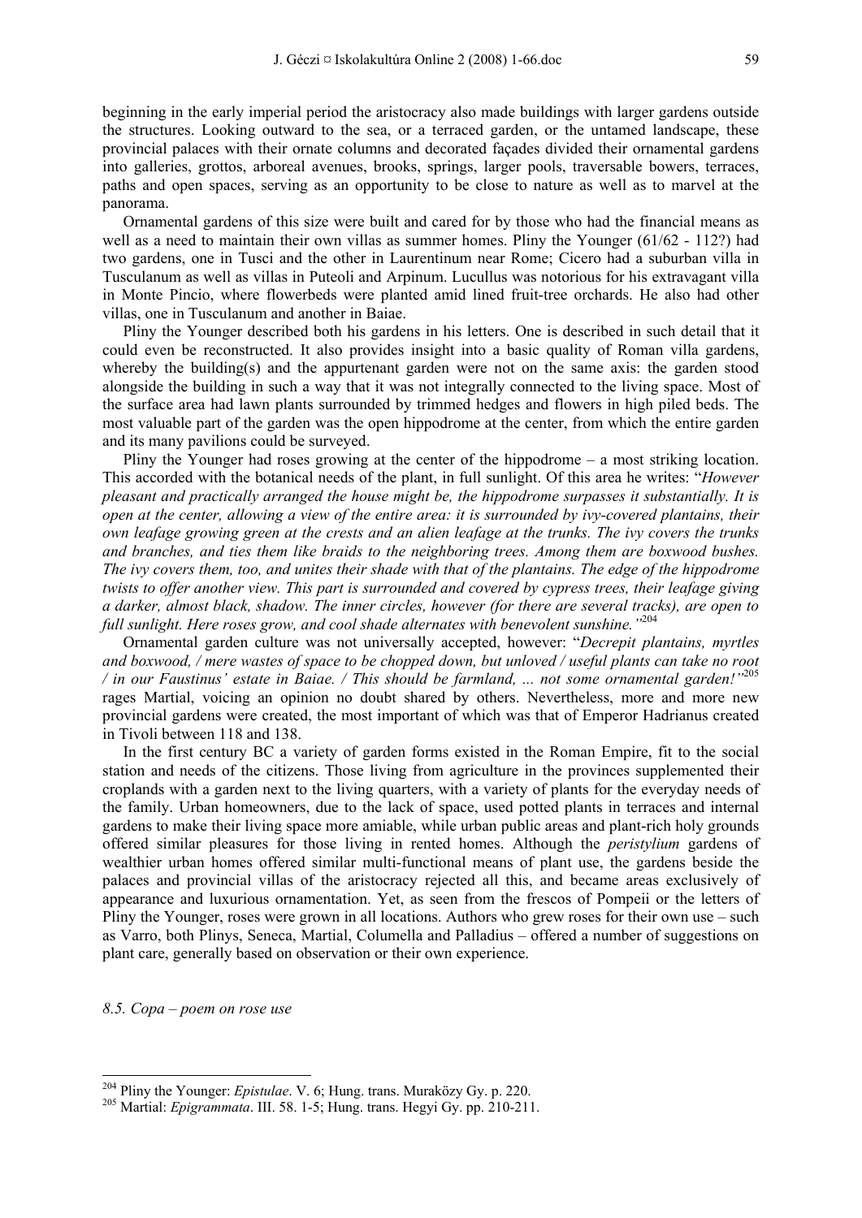beginning in the early imperial period the aristocracy also made buildings with larger gardens outside the structures. Looking outward to the sea, or a terraced garden, or the untamed landscape, these provincial palaces with their ornate columns and decorated façades divided their ornamental gardens into galleries, grottos, arboreal avenues, brooks, springs, larger pools, traversable bowers, terraces, paths and open spaces, serving as an opportunity to be close to nature as well as to marvel at the panorama.

Ornamental gardens of this size were built and cared for by those who had the financial means as well as a need to maintain their own villas as summer homes. Pliny the Younger (61/62 - 112?) had two gardens, one in Tusci and the other in Laurentinum near Rome; Cicero had a suburban villa in Tusculanum as well as villas in Puteoli and Arpinum. Lucullus was notorious for his extravagant villa in Monte Pincio, where flowerbeds were planted amid lined fruit-tree orchards. He also had other villas, one in Tusculanum and another in Baiae.

Pliny the Younger described both his gardens in his letters. One is described in such detail that it could even be reconstructed. It also provides insight into a basic quality of Roman villa gardens, whereby the building(s) and the appurtenant garden were not on the same axis: the garden stood alongside the building in such a way that it was not integrally connected to the living space. Most of the surface area had lawn plants surrounded by trimmed hedges and flowers in high piled beds. The most valuable part of the garden was the open hippodrome at the center, from which the entire garden and its many pavilions could be surveyed.

Pliny the Younger had roses growing at the center of the hippodrome – a most striking location. This accorded with the botanical needs of the plant, in full sunlight. Of this area he writes: "*However pleasant and practically arranged the house might be, the hippodrome surpasses it substantially. It is open at the center, allowing a view of the entire area: it is surrounded by ivy-covered plantains, their own leafage growing green at the crests and an alien leafage at the trunks. The ivy covers the trunks and branches, and ties them like braids to the neighboring trees. Among them are boxwood bushes. The ivy covers them, too, and unites their shade with that of the plantains. The edge of the hippodrome twists to offer another view. This part is surrounded and covered by cypress trees, their leafage giving a darker, almost black, shadow. The inner circles, however (for there are several tracks), are open to full sunlight. Here roses grow, and cool shade alternates with benevolent sunshine.*"[204]

Ornamental garden culture was not universally accepted, however: "*Decrepit plantains, myrtles and boxwood, / mere wastes of space to be chopped down, but unloved / useful plants can take no root / in our Faustinus' estate in Baiae. / This should be farmland, ... not some ornamental garden!*"[205] rages Martial, voicing an opinion no doubt shared by others. Nevertheless, more and more new provincial gardens were created, the most important of which was that of Emperor Hadrianus created in Tivoli between 118 and 138.

In the first century BC a variety of garden forms existed in the Roman Empire, fit to the social station and needs of the citizens. Those living from agriculture in the provinces supplemented their croplands with a garden next to the living quarters, with a variety of plants for the everyday needs of the family. Urban homeowners, due to the lack of space, used potted plants in terraces and internal gardens to make their living space more amiable, while urban public areas and plant-rich holy grounds offered similar pleasures for those living in rented homes. Although the *peristylium* gardens of wealthier urban homes offered similar multi-functional means of plant use, the gardens beside the palaces and provincial villas of the aristocracy rejected all this, and became areas exclusively of appearance and luxurious ornamentation. Yet, as seen from the frescos of Pompeii or the letters of Pliny the Younger, roses were grown in all locations. Authors who grew roses for their own use – such as Varro, both Plinys, Seneca, Martial, Columella and Palladius – offered a number of suggestions on plant care, generally based on observation or their own experience.

### *8.5. Copa – poem on rose use*

---

[204] Pliny the Younger: *Epistulae*. V. 6; Hung. trans. Muraközy Gy. p. 220.

[205] Martial: *Epigrammata*. III. 58. 1-5; Hung. trans. Hegyi Gy. pp. 210-211.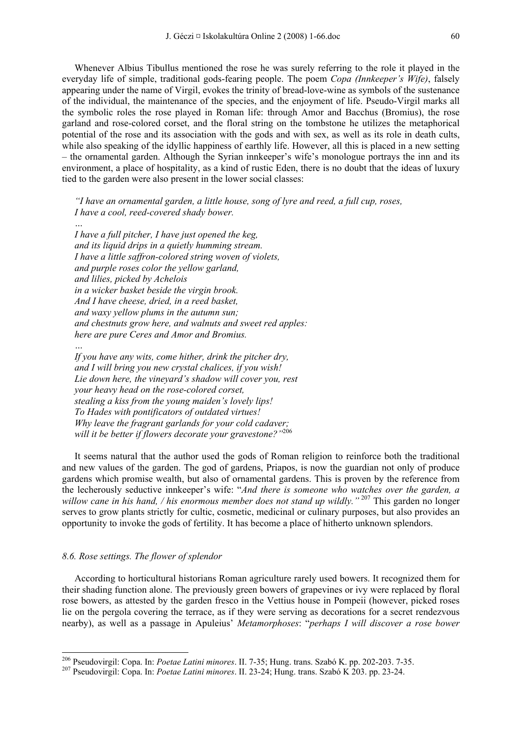Whenever Albius Tibullus mentioned the rose he was surely referring to the role it played in the everyday life of simple, traditional gods-fearing people. The poem *Copa (Innkeeper's Wife)*, falsely appearing under the name of Virgil, evokes the trinity of bread-love-wine as symbols of the sustenance of the individual, the maintenance of the species, and the enjoyment of life. Pseudo-Virgil marks all the symbolic roles the rose played in Roman life: through Amor and Bacchus (Bromius), the rose garland and rose-colored corset, and the floral string on the tombstone he utilizes the metaphorical potential of the rose and its association with the gods and with sex, as well as its role in death cults, while also speaking of the idyllic happiness of earthly life. However, all this is placed in a new setting – the ornamental garden. Although the Syrian innkeeper's wife's monologue portrays the inn and its environment, a place of hospitality, as a kind of rustic Eden, there is no doubt that the ideas of luxury tied to the garden were also present in the lower social classes:

> *"I have an ornamental garden, a little house, song of lyre and reed, a full cup, roses,*
> *I have a cool, reed-covered shady bower.*
> *…*
> *I have a full pitcher, I have just opened the keg,*
> *and its liquid drips in a quietly humming stream.*
> *I have a little saffron-colored string woven of violets,*
> *and purple roses color the yellow garland,*
> *and lilies, picked by Achelois*
> *in a wicker basket beside the virgin brook.*
> *And I have cheese, dried, in a reed basket,*
> *and waxy yellow plums in the autumn sun;*
> *and chestnuts grow here, and walnuts and sweet red apples:*
> *here are pure Ceres and Amor and Bromius.*
> *…*
> *If you have any wits, come hither, drink the pitcher dry,*
> *and I will bring you new crystal chalices, if you wish!*
> *Lie down here, the vineyard's shadow will cover you, rest*
> *your heavy head on the rose-colored corset,*
> *stealing a kiss from the young maiden's lovely lips!*
> *To Hades with pontificators of outdated virtues!*
> *Why leave the fragrant garlands for your cold cadaver;*
> *will it be better if flowers decorate your gravestone?"*[206]

It seems natural that the author used the gods of Roman religion to reinforce both the traditional and new values of the garden. The god of gardens, Priapos, is now the guardian not only of produce gardens which promise wealth, but also of ornamental gardens. This is proven by the reference from the lecherously seductive innkeeper's wife: "*And there is someone who watches over the garden, a willow cane in his hand, / his enormous member does not stand up wildly."* [207] This garden no longer serves to grow plants strictly for cultic, cosmetic, medicinal or culinary purposes, but also provides an opportunity to invoke the gods of fertility. It has become a place of hitherto unknown splendors.

### *8.6. Rose settings. The flower of splendor*

According to horticultural historians Roman agriculture rarely used bowers. It recognized them for their shading function alone. The previously green bowers of grapevines or ivy were replaced by floral rose bowers, as attested by the garden fresco in the Vettius house in Pompeii (however, picked roses lie on the pergola covering the terrace, as if they were serving as decorations for a secret rendezvous nearby), as well as a passage in Apuleius' *Metamorphoses*: "*perhaps I will discover a rose bower*

---

[206] Pseudovirgil: Copa. In: *Poetae Latini minores*. II. 7-35; Hung. trans. Szabó K. pp. 202-203. 7-35.

[207] Pseudovirgil: Copa. In: *Poetae Latini minores*. II. 23-24; Hung. trans. Szabó K 203. pp. 23-24.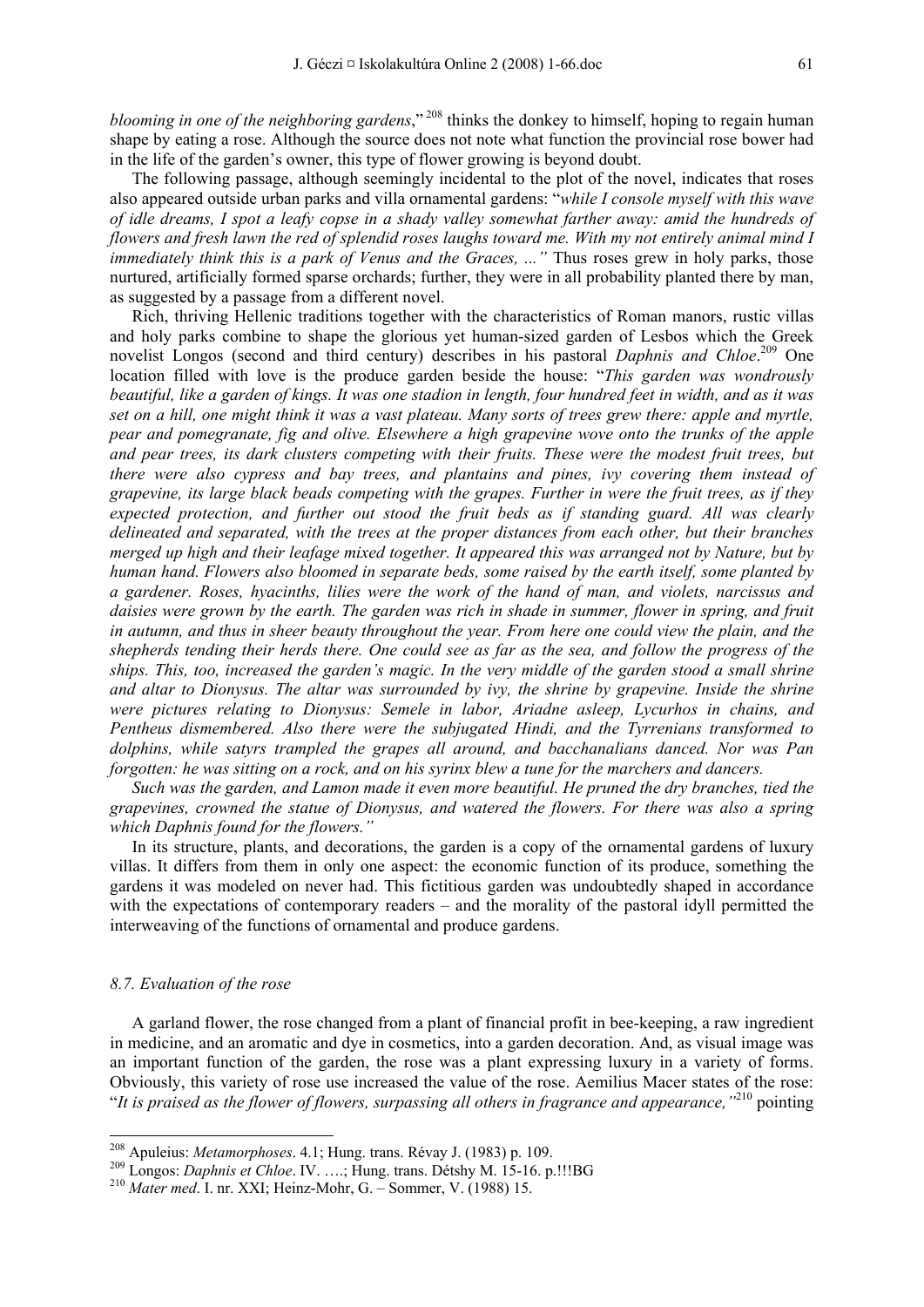*blooming in one of the neighboring gardens*,"[208] thinks the donkey to himself, hoping to regain human shape by eating a rose. Although the source does not note what function the provincial rose bower had in the life of the garden's owner, this type of flower growing is beyond doubt.

The following passage, although seemingly incidental to the plot of the novel, indicates that roses also appeared outside urban parks and villa ornamental gardens: "*while I console myself with this wave of idle dreams, I spot a leafy copse in a shady valley somewhat farther away: amid the hundreds of flowers and fresh lawn the red of splendid roses laughs toward me. With my not entirely animal mind I immediately think this is a park of Venus and the Graces, ...*" Thus roses grew in holy parks, those nurtured, artificially formed sparse orchards; further, they were in all probability planted there by man, as suggested by a passage from a different novel.

Rich, thriving Hellenic traditions together with the characteristics of Roman manors, rustic villas and holy parks combine to shape the glorious yet human-sized garden of Lesbos which the Greek novelist Longos (second and third century) describes in his pastoral *Daphnis and Chloe*.[209] One location filled with love is the produce garden beside the house: "*This garden was wondrously beautiful, like a garden of kings. It was one stadion in length, four hundred feet in width, and as it was set on a hill, one might think it was a vast plateau. Many sorts of trees grew there: apple and myrtle, pear and pomegranate, fig and olive. Elsewhere a high grapevine wove onto the trunks of the apple and pear trees, its dark clusters competing with their fruits. These were the modest fruit trees, but there were also cypress and bay trees, and plantains and pines, ivy covering them instead of grapevine, its large black beads competing with the grapes. Further in were the fruit trees, as if they expected protection, and further out stood the fruit beds as if standing guard. All was clearly delineated and separated, with the trees at the proper distances from each other, but their branches merged up high and their leafage mixed together. It appeared this was arranged not by Nature, but by human hand. Flowers also bloomed in separate beds, some raised by the earth itself, some planted by a gardener. Roses, hyacinths, lilies were the work of the hand of man, and violets, narcissus and daisies were grown by the earth. The garden was rich in shade in summer, flower in spring, and fruit in autumn, and thus in sheer beauty throughout the year. From here one could view the plain, and the shepherds tending their herds there. One could see as far as the sea, and follow the progress of the ships. This, too, increased the garden's magic. In the very middle of the garden stood a small shrine and altar to Dionysus. The altar was surrounded by ivy, the shrine by grapevine. Inside the shrine were pictures relating to Dionysus: Semele in labor, Ariadne asleep, Lycurhos in chains, and Pentheus dismembered. Also there were the subjugated Hindi, and the Tyrrenians transformed to dolphins, while satyrs trampled the grapes all around, and bacchanalians danced. Nor was Pan forgotten: he was sitting on a rock, and on his syrinx blew a tune for the marchers and dancers.*

*Such was the garden, and Lamon made it even more beautiful. He pruned the dry branches, tied the grapevines, crowned the statue of Dionysus, and watered the flowers. For there was also a spring which Daphnis found for the flowers.*"

In its structure, plants, and decorations, the garden is a copy of the ornamental gardens of luxury villas. It differs from them in only one aspect: the economic function of its produce, something the gardens it was modeled on never had. This fictitious garden was undoubtedly shaped in accordance with the expectations of contemporary readers – and the morality of the pastoral idyll permitted the interweaving of the functions of ornamental and produce gardens.

### *8.7. Evaluation of the rose*

A garland flower, the rose changed from a plant of financial profit in bee-keeping, a raw ingredient in medicine, and an aromatic and dye in cosmetics, into a garden decoration. And, as visual image was an important function of the garden, the rose was a plant expressing luxury in a variety of forms. Obviously, this variety of rose use increased the value of the rose. Aemilius Macer states of the rose: "*It is praised as the flower of flowers, surpassing all others in fragrance and appearance,*"[210] pointing

---

[208] Apuleius: *Metamorphoses*. 4.1; Hung. trans. Révay J. (1983) p. 109.

[209] Longos: *Daphnis et Chloe*. IV. ….; Hung. trans. Détshy M. 15-16. p.!!!BG

[210] *Mater med*. I. nr. XXI; Heinz-Mohr, G. – Sommer, V. (1988) 15.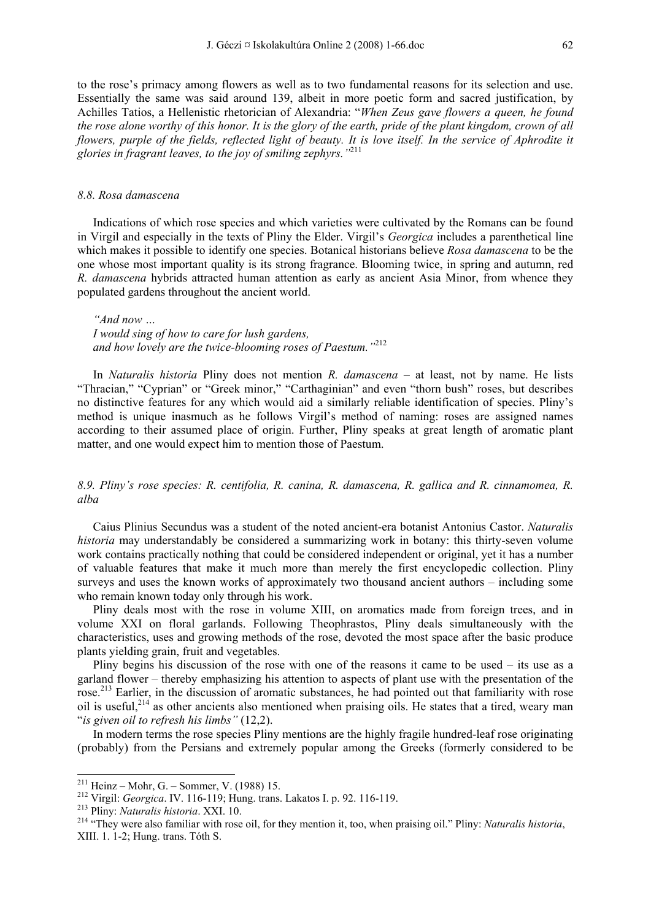to the rose's primacy among flowers as well as to two fundamental reasons for its selection and use. Essentially the same was said around 139, albeit in more poetic form and sacred justification, by Achilles Tatios, a Hellenistic rhetorician of Alexandria: "*When Zeus gave flowers a queen, he found the rose alone worthy of this honor. It is the glory of the earth, pride of the plant kingdom, crown of all flowers, purple of the fields, reflected light of beauty. It is love itself. In the service of Aphrodite it glories in fragrant leaves, to the joy of smiling zephyrs.*"[211]

### *8.8. Rosa damascena*

Indications of which rose species and which varieties were cultivated by the Romans can be found in Virgil and especially in the texts of Pliny the Elder. Virgil's *Georgica* includes a parenthetical line which makes it possible to identify one species. Botanical historians believe *Rosa damascena* to be the one whose most important quality is its strong fragrance. Blooming twice, in spring and autumn, red *R. damascena* hybrids attracted human attention as early as ancient Asia Minor, from whence they populated gardens throughout the ancient world.

> *"And now …*
> *I would sing of how to care for lush gardens,*
> *and how lovely are the twice-blooming roses of Paestum."*[212]

In *Naturalis historia* Pliny does not mention *R. damascena* – at least, not by name. He lists "Thracian," "Cyprian" or "Greek minor," "Carthaginian" and even "thorn bush" roses, but describes no distinctive features for any which would aid a similarly reliable identification of species. Pliny's method is unique inasmuch as he follows Virgil's method of naming: roses are assigned names according to their assumed place of origin. Further, Pliny speaks at great length of aromatic plant matter, and one would expect him to mention those of Paestum.

### *8.9. Pliny's rose species: R. centifolia, R. canina, R. damascena, R. gallica and R. cinnamomea, R. alba*

Caius Plinius Secundus was a student of the noted ancient-era botanist Antonius Castor. *Naturalis historia* may understandably be considered a summarizing work in botany: this thirty-seven volume work contains practically nothing that could be considered independent or original, yet it has a number of valuable features that make it much more than merely the first encyclopedic collection. Pliny surveys and uses the known works of approximately two thousand ancient authors – including some who remain known today only through his work.

Pliny deals most with the rose in volume XIII, on aromatics made from foreign trees, and in volume XXI on floral garlands. Following Theophrastos, Pliny deals simultaneously with the characteristics, uses and growing methods of the rose, devoted the most space after the basic produce plants yielding grain, fruit and vegetables.

Pliny begins his discussion of the rose with one of the reasons it came to be used – its use as a garland flower – thereby emphasizing his attention to aspects of plant use with the presentation of the rose.[213] Earlier, in the discussion of aromatic substances, he had pointed out that familiarity with rose oil is useful,[214] as other ancients also mentioned when praising oils. He states that a tired, weary man "*is given oil to refresh his limbs"* (12,2).

In modern terms the rose species Pliny mentions are the highly fragile hundred-leaf rose originating (probably) from the Persians and extremely popular among the Greeks (formerly considered to be

---

[211] Heinz – Mohr, G. – Sommer, V. (1988) 15.

[212] Virgil: *Georgica*. IV. 116-119; Hung. trans. Lakatos I. p. 92. 116-119.

[213] Pliny: *Naturalis historia*. XXI. 10.

[214] "They were also familiar with rose oil, for they mention it, too, when praising oil." Pliny: *Naturalis historia*, XIII. 1. 1-2; Hung. trans. Tóth S.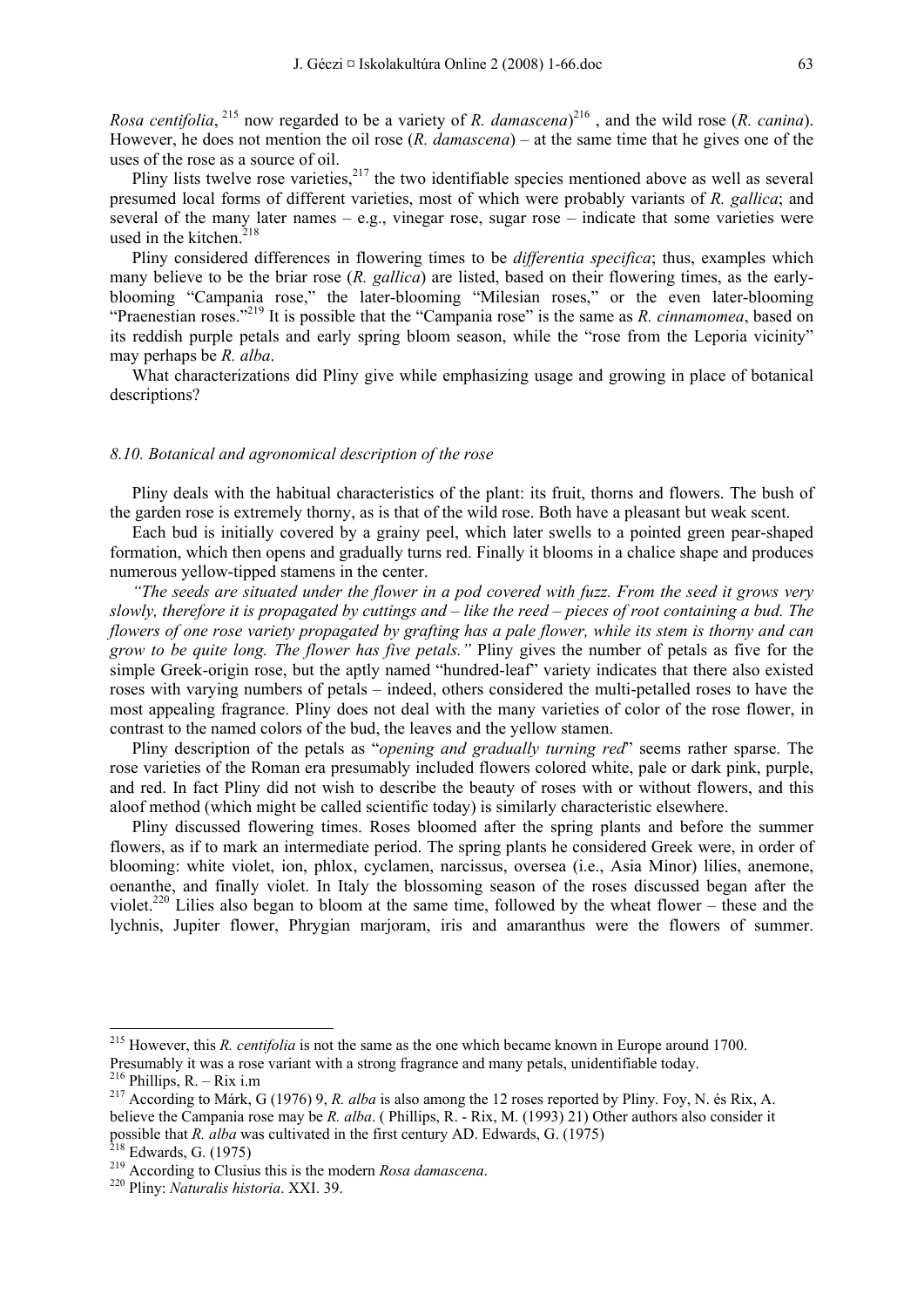*Rosa centifolia*, [215] now regarded to be a variety of *R. damascena*)[216] , and the wild rose (*R. canina*). However, he does not mention the oil rose (*R. damascena*) – at the same time that he gives one of the uses of the rose as a source of oil.

Pliny lists twelve rose varieties,[217] the two identifiable species mentioned above as well as several presumed local forms of different varieties, most of which were probably variants of *R. gallica*; and several of the many later names – e.g., vinegar rose, sugar rose – indicate that some varieties were used in the kitchen.[218]

Pliny considered differences in flowering times to be *differentia specifica*; thus, examples which many believe to be the briar rose (*R. gallica*) are listed, based on their flowering times, as the early-blooming "Campania rose," the later-blooming "Milesian roses," or the even later-blooming "Praenestian roses."[219] It is possible that the "Campania rose" is the same as *R. cinnamomea*, based on its reddish purple petals and early spring bloom season, while the "rose from the Leporia vicinity" may perhaps be *R. alba*.

What characterizations did Pliny give while emphasizing usage and growing in place of botanical descriptions?

### *8.10. Botanical and agronomical description of the rose*

Pliny deals with the habitual characteristics of the plant: its fruit, thorns and flowers. The bush of the garden rose is extremely thorny, as is that of the wild rose. Both have a pleasant but weak scent.

Each bud is initially covered by a grainy peel, which later swells to a pointed green pear-shaped formation, which then opens and gradually turns red. Finally it blooms in a chalice shape and produces numerous yellow-tipped stamens in the center.

*"The seeds are situated under the flower in a pod covered with fuzz. From the seed it grows very slowly, therefore it is propagated by cuttings and – like the reed – pieces of root containing a bud. The flowers of one rose variety propagated by grafting has a pale flower, while its stem is thorny and can grow to be quite long. The flower has five petals."* Pliny gives the number of petals as five for the simple Greek-origin rose, but the aptly named "hundred-leaf" variety indicates that there also existed roses with varying numbers of petals – indeed, others considered the multi-petalled roses to have the most appealing fragrance. Pliny does not deal with the many varieties of color of the rose flower, in contrast to the named colors of the bud, the leaves and the yellow stamen.

Pliny description of the petals as "*opening and gradually turning red*" seems rather sparse. The rose varieties of the Roman era presumably included flowers colored white, pale or dark pink, purple, and red. In fact Pliny did not wish to describe the beauty of roses with or without flowers, and this aloof method (which might be called scientific today) is similarly characteristic elsewhere.

Pliny discussed flowering times. Roses bloomed after the spring plants and before the summer flowers, as if to mark an intermediate period. The spring plants he considered Greek were, in order of blooming: white violet, ion, phlox, cyclamen, narcissus, oversea (i.e., Asia Minor) lilies, anemone, oenanthe, and finally violet. In Italy the blossoming season of the roses discussed began after the violet.[220] Lilies also began to bloom at the same time, followed by the wheat flower – these and the lychnis, Jupiter flower, Phrygian marjoram, iris and amaranthus were the flowers of summer.

---

[215] However, this *R. centifolia* is not the same as the one which became known in Europe around 1700. Presumably it was a rose variant with a strong fragrance and many petals, unidentifiable today.

[216] Phillips, R. – Rix i.m

[217] According to Márk, G (1976) 9, *R. alba* is also among the 12 roses reported by Pliny. Foy, N. és Rix, A. believe the Campania rose may be *R. alba*. ( Phillips, R. - Rix, M. (1993) 21) Other authors also consider it possible that *R. alba* was cultivated in the first century AD. Edwards, G. (1975)

[218] Edwards, G. (1975)

[219] According to Clusius this is the modern *Rosa damascena*.

[220] Pliny: *Naturalis historia*. XXI. 39.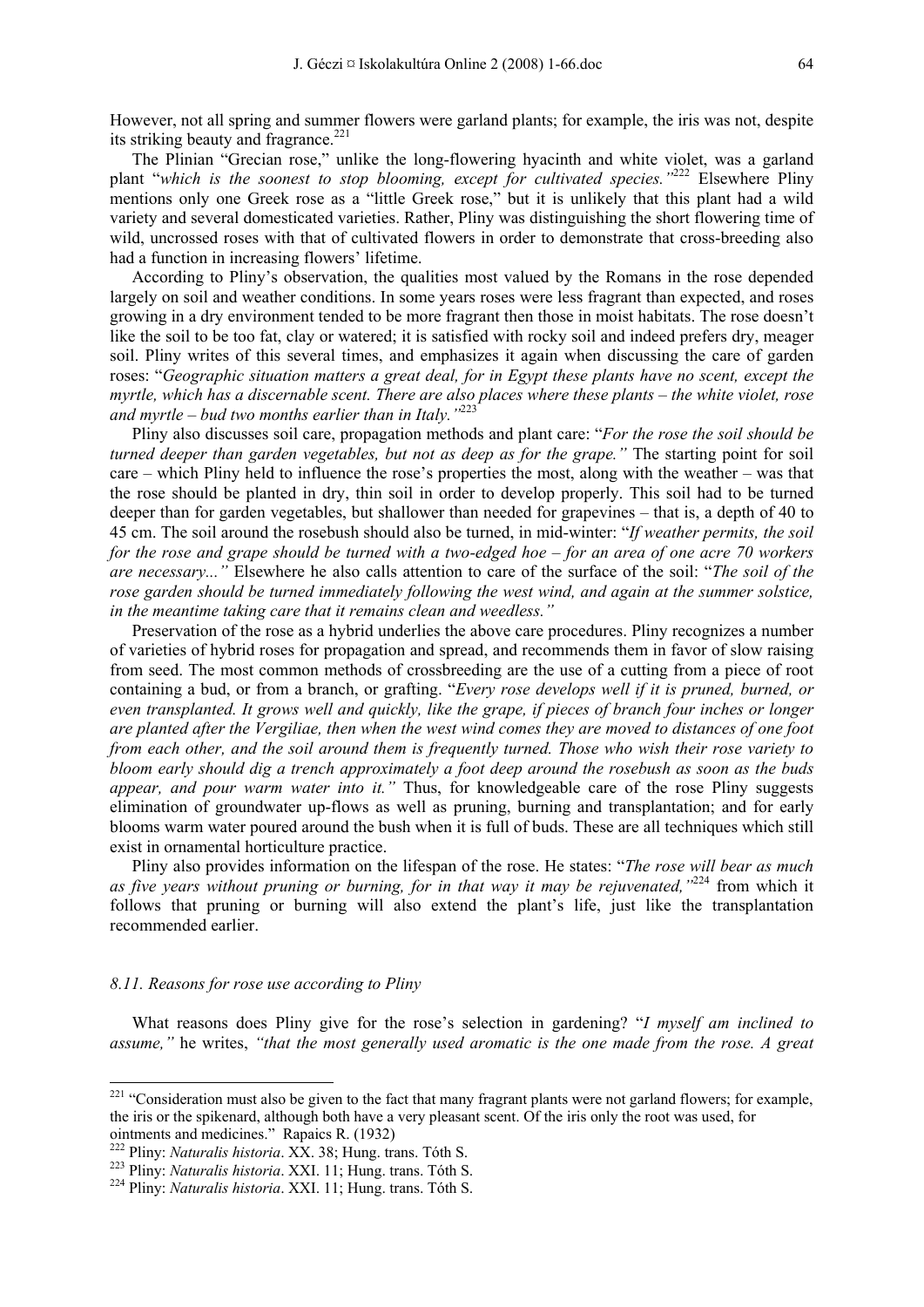However, not all spring and summer flowers were garland plants; for example, the iris was not, despite its striking beauty and fragrance.[221]

The Plinian "Grecian rose," unlike the long-flowering hyacinth and white violet, was a garland plant "*which is the soonest to stop blooming, except for cultivated species.*"[222] Elsewhere Pliny mentions only one Greek rose as a "little Greek rose," but it is unlikely that this plant had a wild variety and several domesticated varieties. Rather, Pliny was distinguishing the short flowering time of wild, uncrossed roses with that of cultivated flowers in order to demonstrate that cross-breeding also had a function in increasing flowers' lifetime.

According to Pliny's observation, the qualities most valued by the Romans in the rose depended largely on soil and weather conditions. In some years roses were less fragrant than expected, and roses growing in a dry environment tended to be more fragrant then those in moist habitats. The rose doesn't like the soil to be too fat, clay or watered; it is satisfied with rocky soil and indeed prefers dry, meager soil. Pliny writes of this several times, and emphasizes it again when discussing the care of garden roses: "*Geographic situation matters a great deal, for in Egypt these plants have no scent, except the myrtle, which has a discernable scent. There are also places where these plants – the white violet, rose and myrtle – bud two months earlier than in Italy.*"[223]

Pliny also discusses soil care, propagation methods and plant care: "*For the rose the soil should be turned deeper than garden vegetables, but not as deep as for the grape.*" The starting point for soil care – which Pliny held to influence the rose's properties the most, along with the weather – was that the rose should be planted in dry, thin soil in order to develop properly. This soil had to be turned deeper than for garden vegetables, but shallower than needed for grapevines – that is, a depth of 40 to 45 cm. The soil around the rosebush should also be turned, in mid-winter: "*If weather permits, the soil for the rose and grape should be turned with a two-edged hoe – for an area of one acre 70 workers are necessary...*" Elsewhere he also calls attention to care of the surface of the soil: "*The soil of the rose garden should be turned immediately following the west wind, and again at the summer solstice, in the meantime taking care that it remains clean and weedless.*"

Preservation of the rose as a hybrid underlies the above care procedures. Pliny recognizes a number of varieties of hybrid roses for propagation and spread, and recommends them in favor of slow raising from seed. The most common methods of crossbreeding are the use of a cutting from a piece of root containing a bud, or from a branch, or grafting. "*Every rose develops well if it is pruned, burned, or even transplanted. It grows well and quickly, like the grape, if pieces of branch four inches or longer are planted after the Vergiliae, then when the west wind comes they are moved to distances of one foot from each other, and the soil around them is frequently turned. Those who wish their rose variety to bloom early should dig a trench approximately a foot deep around the rosebush as soon as the buds appear, and pour warm water into it.*" Thus, for knowledgeable care of the rose Pliny suggests elimination of groundwater up-flows as well as pruning, burning and transplantation; and for early blooms warm water poured around the bush when it is full of buds. These are all techniques which still exist in ornamental horticulture practice.

Pliny also provides information on the lifespan of the rose. He states: "*The rose will bear as much as five years without pruning or burning, for in that way it may be rejuvenated,*"[224] from which it follows that pruning or burning will also extend the plant's life, just like the transplantation recommended earlier.

### *8.11. Reasons for rose use according to Pliny*

What reasons does Pliny give for the rose's selection in gardening? "*I myself am inclined to assume,*" he writes, "*that the most generally used aromatic is the one made from the rose. A great*

---

[221] "Consideration must also be given to the fact that many fragrant plants were not garland flowers; for example, the iris or the spikenard, although both have a very pleasant scent. Of the iris only the root was used, for ointments and medicines." Rapaics R. (1932)

[222] Pliny: *Naturalis historia*. XX. 38; Hung. trans. Tóth S.

[223] Pliny: *Naturalis historia*. XXI. 11; Hung. trans. Tóth S.

[224] Pliny: *Naturalis historia*. XXI. 11; Hung. trans. Tóth S.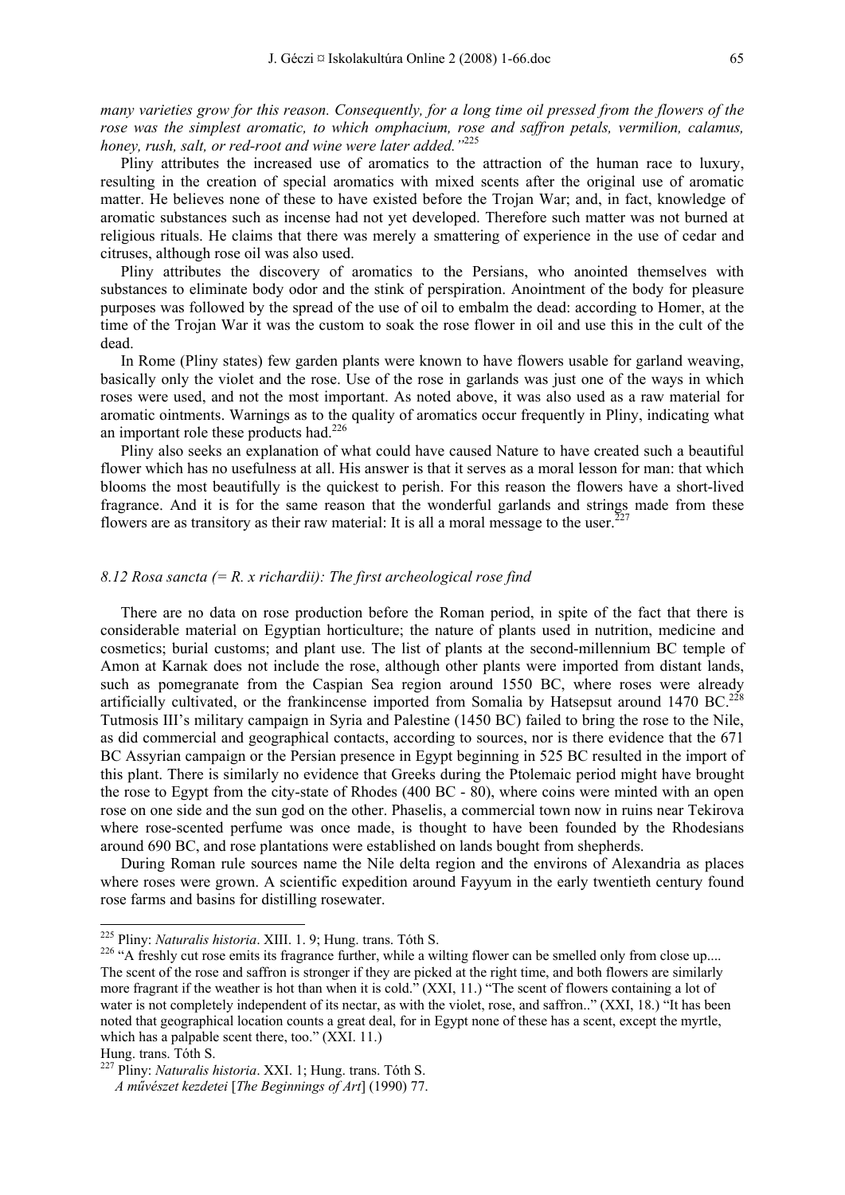*many varieties grow for this reason. Consequently, for a long time oil pressed from the flowers of the rose was the simplest aromatic, to which omphacium, rose and saffron petals, vermilion, calamus, honey, rush, salt, or red-root and wine were later added."*[225]

Pliny attributes the increased use of aromatics to the attraction of the human race to luxury, resulting in the creation of special aromatics with mixed scents after the original use of aromatic matter. He believes none of these to have existed before the Trojan War; and, in fact, knowledge of aromatic substances such as incense had not yet developed. Therefore such matter was not burned at religious rituals. He claims that there was merely a smattering of experience in the use of cedar and citruses, although rose oil was also used.

Pliny attributes the discovery of aromatics to the Persians, who anointed themselves with substances to eliminate body odor and the stink of perspiration. Anointment of the body for pleasure purposes was followed by the spread of the use of oil to embalm the dead: according to Homer, at the time of the Trojan War it was the custom to soak the rose flower in oil and use this in the cult of the dead.

In Rome (Pliny states) few garden plants were known to have flowers usable for garland weaving, basically only the violet and the rose. Use of the rose in garlands was just one of the ways in which roses were used, and not the most important. As noted above, it was also used as a raw material for aromatic ointments. Warnings as to the quality of aromatics occur frequently in Pliny, indicating what an important role these products had.[226]

Pliny also seeks an explanation of what could have caused Nature to have created such a beautiful flower which has no usefulness at all. His answer is that it serves as a moral lesson for man: that which blooms the most beautifully is the quickest to perish. For this reason the flowers have a short-lived fragrance. And it is for the same reason that the wonderful garlands and strings made from these flowers are as transitory as their raw material: It is all a moral message to the user.[227]

### *8.12 Rosa sancta (= R. x richardii): The first archeological rose find*

There are no data on rose production before the Roman period, in spite of the fact that there is considerable material on Egyptian horticulture; the nature of plants used in nutrition, medicine and cosmetics; burial customs; and plant use. The list of plants at the second-millennium BC temple of Amon at Karnak does not include the rose, although other plants were imported from distant lands, such as pomegranate from the Caspian Sea region around 1550 BC, where roses were already artificially cultivated, or the frankincense imported from Somalia by Hatsepsut around 1470 BC.[228] Tutmosis III's military campaign in Syria and Palestine (1450 BC) failed to bring the rose to the Nile, as did commercial and geographical contacts, according to sources, nor is there evidence that the 671 BC Assyrian campaign or the Persian presence in Egypt beginning in 525 BC resulted in the import of this plant. There is similarly no evidence that Greeks during the Ptolemaic period might have brought the rose to Egypt from the city-state of Rhodes (400 BC - 80), where coins were minted with an open rose on one side and the sun god on the other. Phaselis, a commercial town now in ruins near Tekirova where rose-scented perfume was once made, is thought to have been founded by the Rhodesians around 690 BC, and rose plantations were established on lands bought from shepherds.

During Roman rule sources name the Nile delta region and the environs of Alexandria as places where roses were grown. A scientific expedition around Fayyum in the early twentieth century found rose farms and basins for distilling rosewater.

---

[225] Pliny: *Naturalis historia*. XIII. 1. 9; Hung. trans. Tóth S.

[226] "A freshly cut rose emits its fragrance further, while a wilting flower can be smelled only from close up.... The scent of the rose and saffron is stronger if they are picked at the right time, and both flowers are similarly more fragrant if the weather is hot than when it is cold." (XXI, 11.) "The scent of flowers containing a lot of water is not completely independent of its nectar, as with the violet, rose, and saffron.." (XXI, 18.) "It has been noted that geographical location counts a great deal, for in Egypt none of these has a scent, except the myrtle, which has a palpable scent there, too." (XXI. 11.)
Hung. trans. Tóth S.

[227] Pliny: *Naturalis historia*. XXI. 1; Hung. trans. Tóth S.
*A művészet kezdetei* [*The Beginnings of Art*] (1990) 77.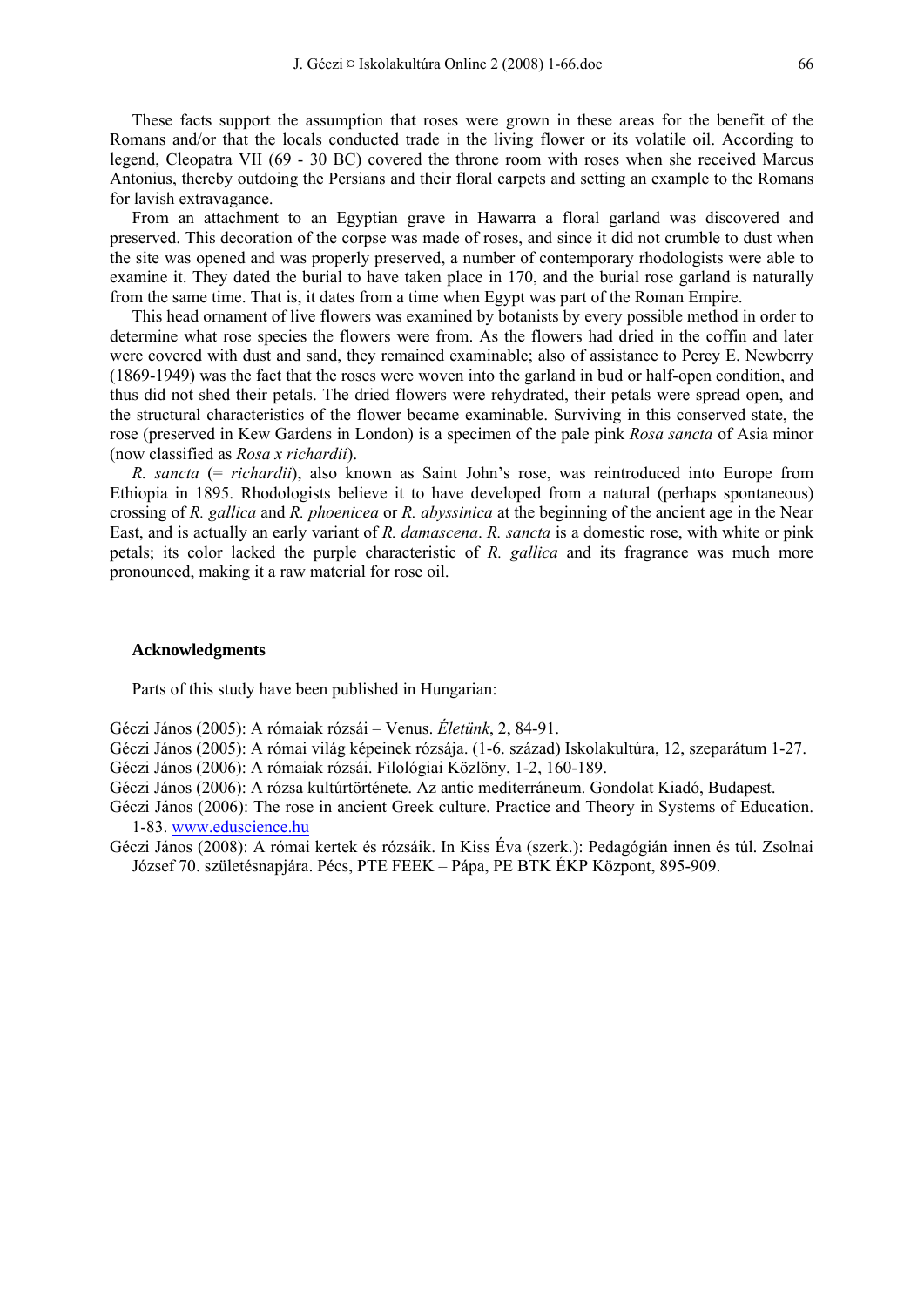These facts support the assumption that roses were grown in these areas for the benefit of the Romans and/or that the locals conducted trade in the living flower or its volatile oil. According to legend, Cleopatra VII (69 - 30 BC) covered the throne room with roses when she received Marcus Antonius, thereby outdoing the Persians and their floral carpets and setting an example to the Romans for lavish extravagance.

From an attachment to an Egyptian grave in Hawarra a floral garland was discovered and preserved. This decoration of the corpse was made of roses, and since it did not crumble to dust when the site was opened and was properly preserved, a number of contemporary rhodologists were able to examine it. They dated the burial to have taken place in 170, and the burial rose garland is naturally from the same time. That is, it dates from a time when Egypt was part of the Roman Empire.

This head ornament of live flowers was examined by botanists by every possible method in order to determine what rose species the flowers were from. As the flowers had dried in the coffin and later were covered with dust and sand, they remained examinable; also of assistance to Percy E. Newberry (1869-1949) was the fact that the roses were woven into the garland in bud or half-open condition, and thus did not shed their petals. The dried flowers were rehydrated, their petals were spread open, and the structural characteristics of the flower became examinable. Surviving in this conserved state, the rose (preserved in Kew Gardens in London) is a specimen of the pale pink *Rosa sancta* of Asia minor (now classified as *Rosa x richardii*).

*R. sancta* (= *richardii*), also known as Saint John's rose, was reintroduced into Europe from Ethiopia in 1895. Rhodologists believe it to have developed from a natural (perhaps spontaneous) crossing of *R. gallica* and *R. phoenicea* or *R. abyssinica* at the beginning of the ancient age in the Near East, and is actually an early variant of *R. damascena*. *R. sancta* is a domestic rose, with white or pink petals; its color lacked the purple characteristic of *R. gallica* and its fragrance was much more pronounced, making it a raw material for rose oil.

### Acknowledgments

Parts of this study have been published in Hungarian:

Géczi János (2005): A rómaiak rózsái – Venus. *Életünk*, 2, 84-91.

Géczi János (2005): A római világ képeinek rózsája. (1-6. század) Iskolakultúra, 12, szeparátum 1-27.

Géczi János (2006): A rómaiak rózsái. Filológiai Közlöny, 1-2, 160-189.

Géczi János (2006): A rózsa kultúrtörténete. Az antic mediterráneum. Gondolat Kiadó, Budapest.

Géczi János (2006): The rose in ancient Greek culture. Practice and Theory in Systems of Education. 1-83. www.eduscience.hu

Géczi János (2008): A római kertek és rózsáik. In Kiss Éva (szerk.): Pedagógián innen és túl. Zsolnai József 70. születésnapjára. Pécs, PTE FEEK – Pápa, PE BTK ÉKP Központ, 895-909.